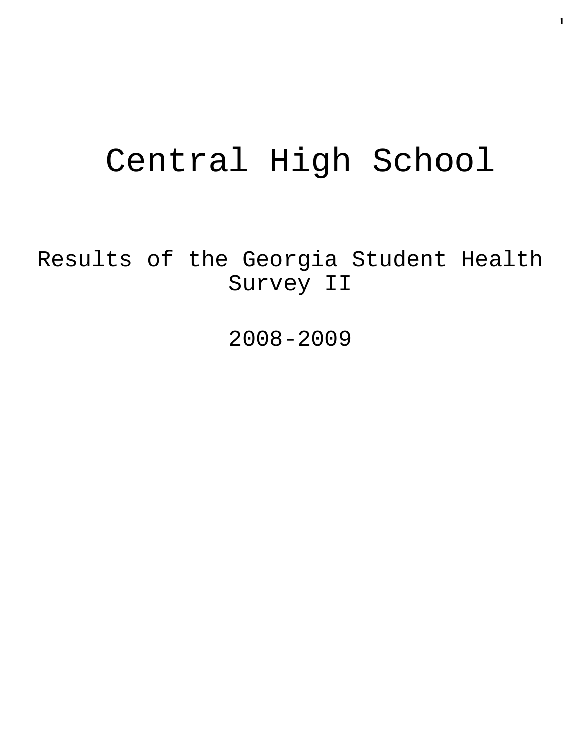# Central High School

## Results of the Georgia Student Health Survey II

## 2008-2009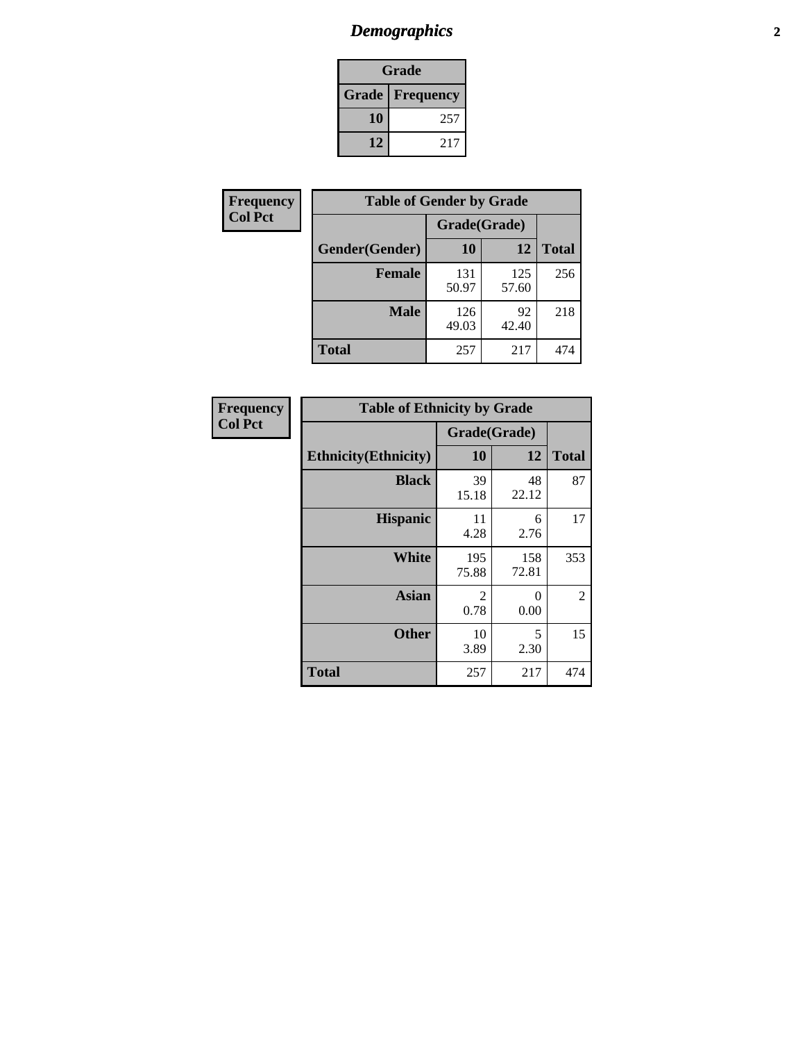# *Demographics*

| Grade | |
|---|---|
| **Grade** | **Frequency** |
| **10** | 257 |
| **12** | 217 |

**Frequency**
**Col Pct**

| Table of Gender by Grade | | | |
|---|---|---|---|
| | Grade(Grade) | | |
| **Gender(Gender)** | **10** | **12** | **Total** |
| **Female** | 131<br>50.97 | 125<br>57.60 | 256 |
| **Male** | 126<br>49.03 | 92<br>42.40 | 218 |
| **Total** | 257 | 217 | 474 |

**Frequency**
**Col Pct**

| Table of Ethnicity by Grade | | | |
|---|---|---|---|
| | Grade(Grade) | | |
| **Ethnicity(Ethnicity)** | **10** | **12** | **Total** |
| **Black** | 39<br>15.18 | 48<br>22.12 | 87 |
| **Hispanic** | 11<br>4.28 | 6<br>2.76 | 17 |
| **White** | 195<br>75.88 | 158<br>72.81 | 353 |
| **Asian** | 2<br>0.78 | 0<br>0.00 | 2 |
| **Other** | 10<br>3.89 | 5<br>2.30 | 15 |
| **Total** | 257 | 217 | 474 |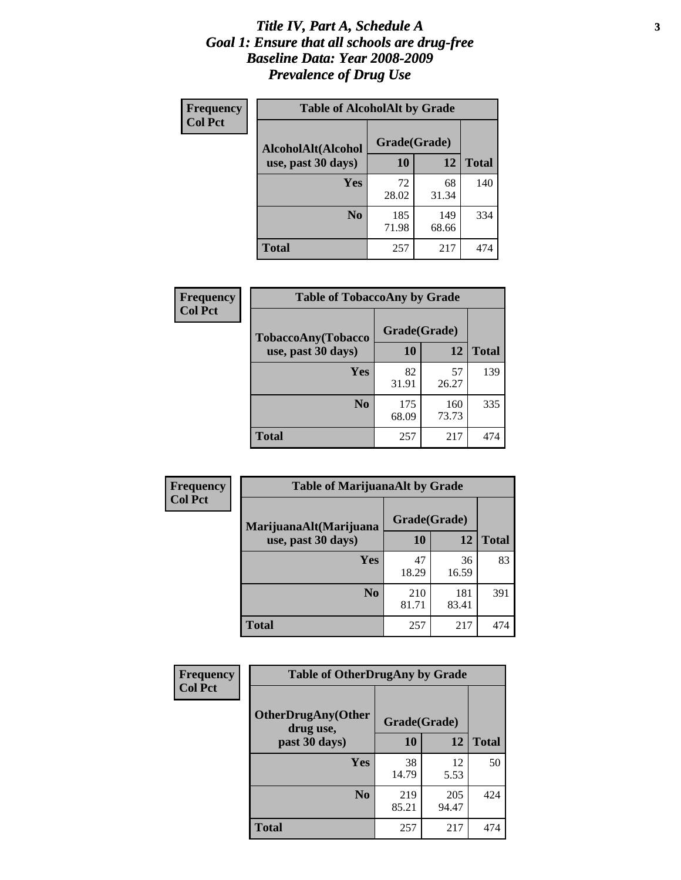# *Title IV, Part A, Schedule A*
# *Goal 1: Ensure that all schools are drug-free*
# *Baseline Data: Year 2008-2009*
# *Prevalence of Drug Use*

**Frequency**
**Col Pct**

**Table of AlcoholAlt by Grade**

| AlcoholAlt(Alcohol use, past 30 days) | Grade(Grade) | | Total |
|---|---|---|---|
| | 10 | 12 | |
| Yes | 72<br>28.02 | 68<br>31.34 | 140 |
| No | 185<br>71.98 | 149<br>68.66 | 334 |
| Total | 257 | 217 | 474 |

**Frequency**
**Col Pct**

**Table of TobaccoAny by Grade**

| TobaccoAny(Tobacco use, past 30 days) | Grade(Grade) | | Total |
|---|---|---|---|
| | 10 | 12 | |
| Yes | 82<br>31.91 | 57<br>26.27 | 139 |
| No | 175<br>68.09 | 160<br>73.73 | 335 |
| Total | 257 | 217 | 474 |

**Frequency**
**Col Pct**

**Table of MarijuanaAlt by Grade**

| MarijuanaAlt(Marijuana use, past 30 days) | Grade(Grade) | | Total |
|---|---|---|---|
| | 10 | 12 | |
| Yes | 47<br>18.29 | 36<br>16.59 | 83 |
| No | 210<br>81.71 | 181<br>83.41 | 391 |
| Total | 257 | 217 | 474 |

**Frequency**
**Col Pct**

**Table of OtherDrugAny by Grade**

| OtherDrugAny(Other drug use, past 30 days) | Grade(Grade) | | Total |
|---|---|---|---|
| | 10 | 12 | |
| Yes | 38<br>14.79 | 12<br>5.53 | 50 |
| No | 219<br>85.21 | 205<br>94.47 | 424 |
| Total | 257 | 217 | 474 |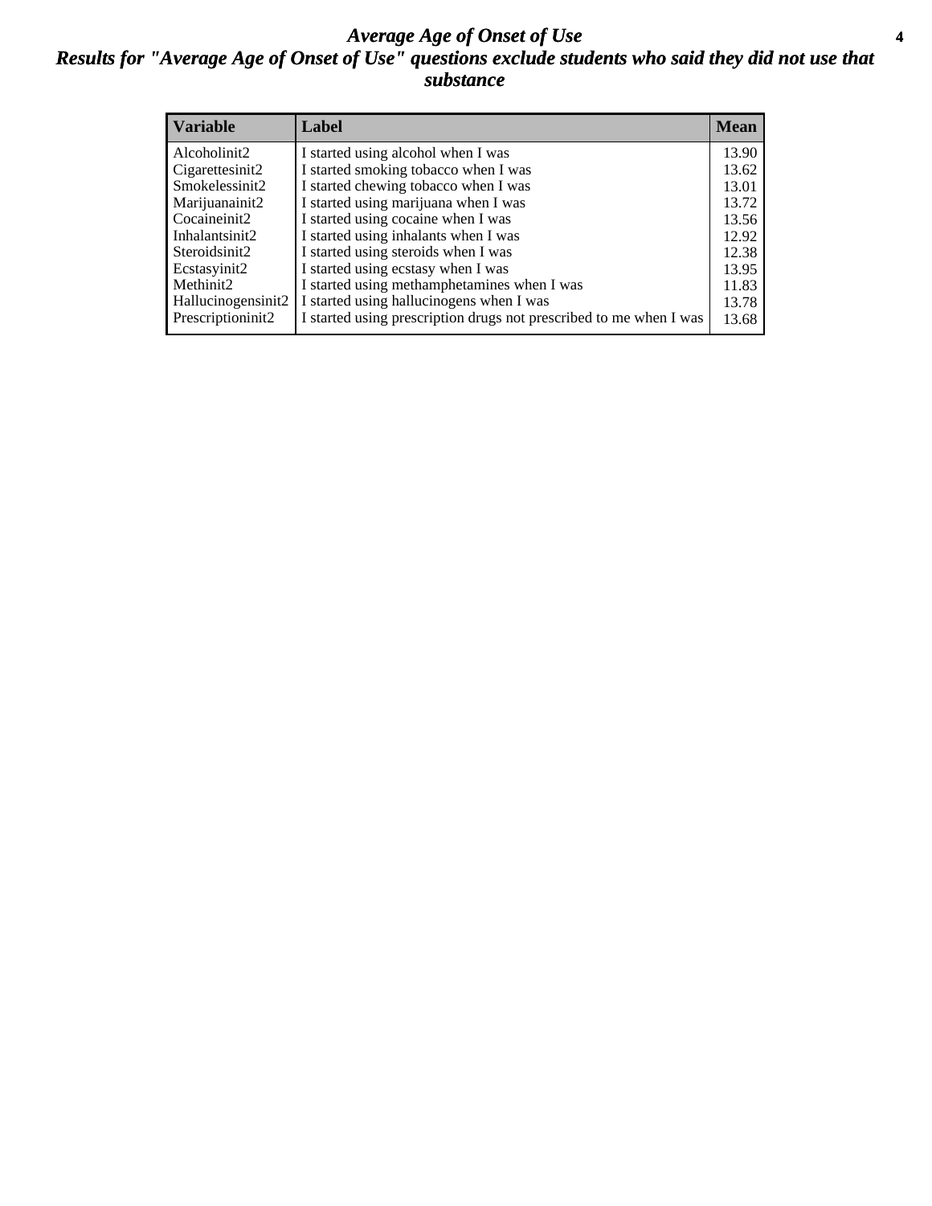# *Average Age of Onset of Use*

## *Results for "Average Age of Onset of Use" questions exclude students who said they did not use that substance*

| Variable | Label | Mean |
|---|---|---|
| Alcoholinit2 | I started using alcohol when I was | 13.90 |
| Cigarettesinit2 | I started smoking tobacco when I was | 13.62 |
| Smokelessinit2 | I started chewing tobacco when I was | 13.01 |
| Marijuanainit2 | I started using marijuana when I was | 13.72 |
| Cocaineinit2 | I started using cocaine when I was | 13.56 |
| Inhalantsinit2 | I started using inhalants when I was | 12.92 |
| Steroidsinit2 | I started using steroids when I was | 12.38 |
| Ecstasyinit2 | I started using ecstasy when I was | 13.95 |
| Methinit2 | I started using methamphetamines when I was | 11.83 |
| Hallucinogensinit2 | I started using hallucinogens when I was | 13.78 |
| Prescriptioninit2 | I started using prescription drugs not prescribed to me when I was | 13.68 |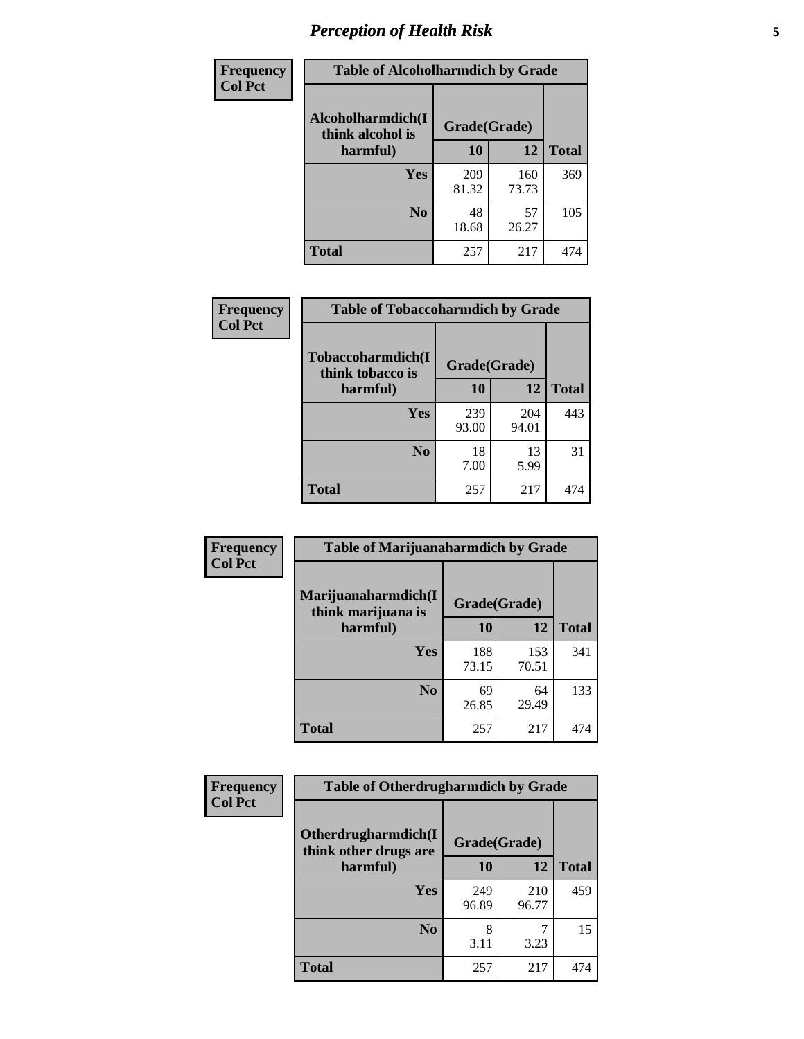# Perception of Health Risk

**Frequency**
**Col Pct**

**Table of Alcoholharmdich by Grade**

| Alcoholharmdich(I think alcohol is harmful) | Grade(Grade) | | Total |
|---|---|---|---|
| | 10 | 12 | |
| Yes | 209<br>81.32 | 160<br>73.73 | 369 |
| No | 48<br>18.68 | 57<br>26.27 | 105 |
| Total | 257 | 217 | 474 |

**Frequency**
**Col Pct**

**Table of Tobaccoharmdich by Grade**

| Tobaccoharmdich(I think tobacco is harmful) | Grade(Grade) | | Total |
|---|---|---|---|
| | 10 | 12 | |
| Yes | 239<br>93.00 | 204<br>94.01 | 443 |
| No | 18<br>7.00 | 13<br>5.99 | 31 |
| Total | 257 | 217 | 474 |

**Frequency**
**Col Pct**

**Table of Marijuanaharmdich by Grade**

| Marijuanaharmdich(I think marijuana is harmful) | Grade(Grade) | | Total |
|---|---|---|---|
| | 10 | 12 | |
| Yes | 188<br>73.15 | 153<br>70.51 | 341 |
| No | 69<br>26.85 | 64<br>29.49 | 133 |
| Total | 257 | 217 | 474 |

**Frequency**
**Col Pct**

**Table of Otherdrugharmdich by Grade**

| Otherdrugharmdich(I think other drugs are harmful) | Grade(Grade) | | Total |
|---|---|---|---|
| | 10 | 12 | |
| Yes | 249<br>96.89 | 210<br>96.77 | 459 |
| No | 8<br>3.11 | 7<br>3.23 | 15 |
| Total | 257 | 217 | 474 |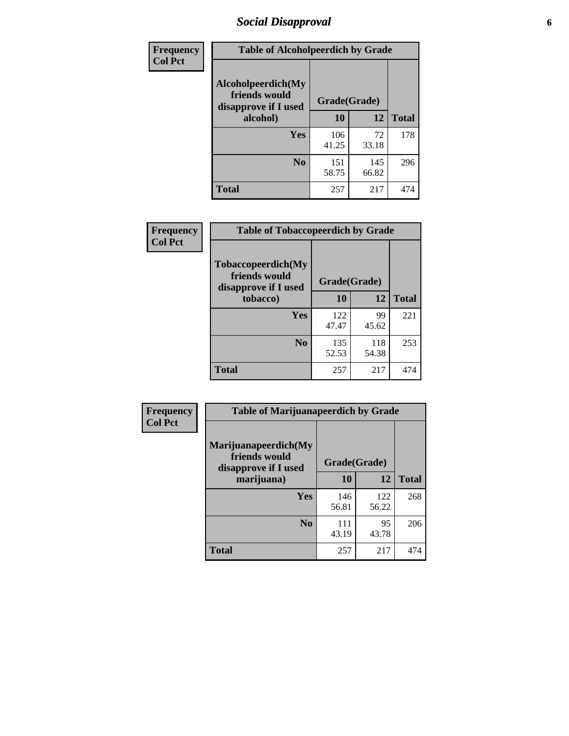## Social Disapproval

**Frequency**
**Col Pct**

**Table of Alcoholpeerdich by Grade**

| Alcoholpeerdich(My friends would disapprove if I used alcohol) | Grade(Grade) | | Total |
|---|---|---|---|
| | 10 | 12 | |
| Yes | 106<br>41.25 | 72<br>33.18 | 178 |
| No | 151<br>58.75 | 145<br>66.82 | 296 |
| Total | 257 | 217 | 474 |

**Frequency**
**Col Pct**

**Table of Tobaccopeerdich by Grade**

| Tobaccopeerdich(My friends would disapprove if I used tobacco) | Grade(Grade) | | Total |
|---|---|---|---|
| | 10 | 12 | |
| Yes | 122<br>47.47 | 99<br>45.62 | 221 |
| No | 135<br>52.53 | 118<br>54.38 | 253 |
| Total | 257 | 217 | 474 |

**Frequency**
**Col Pct**

**Table of Marijuanapeerdich by Grade**

| Marijuanapeerdich(My friends would disapprove if I used marijuana) | Grade(Grade) | | Total |
|---|---|---|---|
| | 10 | 12 | |
| Yes | 146<br>56.81 | 122<br>56.22 | 268 |
| No | 111<br>43.19 | 95<br>43.78 | 206 |
| Total | 257 | 217 | 474 |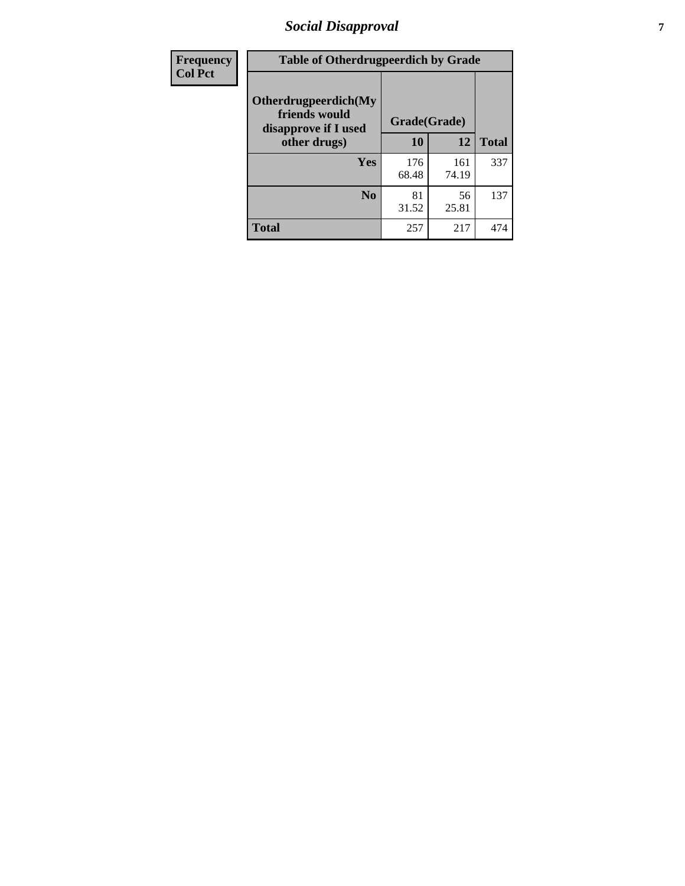| Frequency Col Pct | Table of Otherdrugpeerdich by Grade | | | |
|---|---|---|---|---|
| | Otherdrugpeerdich(My friends would disapprove if I used other drugs) | Grade(Grade) | | Total |
| | | 10 | 12 | |
| | Yes | 176<br>68.48 | 161<br>74.19 | 337 |
| | No | 81<br>31.52 | 56<br>25.81 | 137 |
| | Total | 257 | 217 | 474 |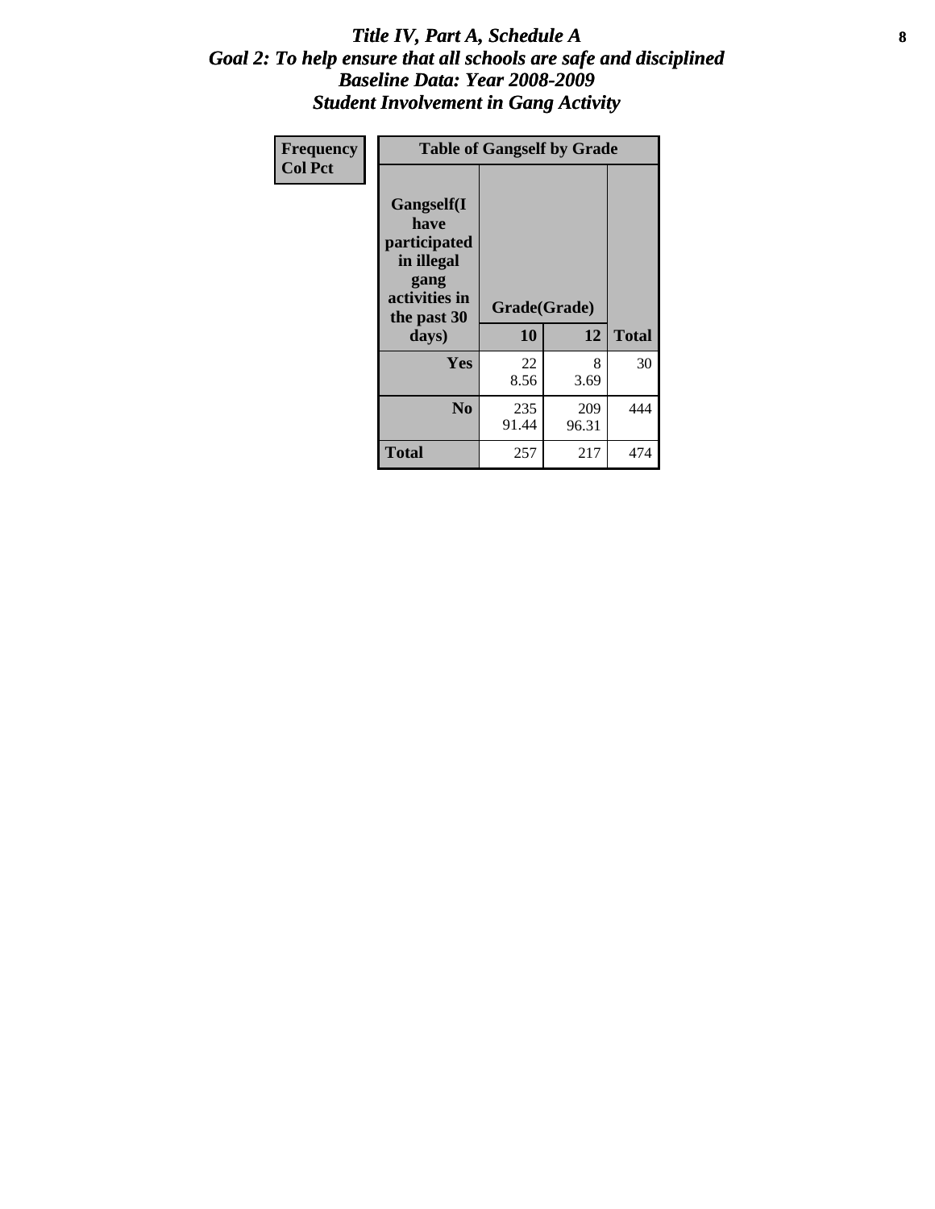# *Title IV, Part A, Schedule A*
## *Goal 2: To help ensure that all schools are safe and disciplined*
## *Baseline Data: Year 2008-2009*
## *Student Involvement in Gang Activity*

| Frequency<br>Col Pct | Table of Gangself by Grade | | |
|---|---|---|---|
| **Gangself(I have participated in illegal gang activities in the past 30 days)** | **Grade(Grade)** | | |
| | **10** | **12** | **Total** |
| **Yes** | 22<br>8.56 | 8<br>3.69 | 30 |
| **No** | 235<br>91.44 | 209<br>96.31 | 444 |
| **Total** | 257 | 217 | 474 |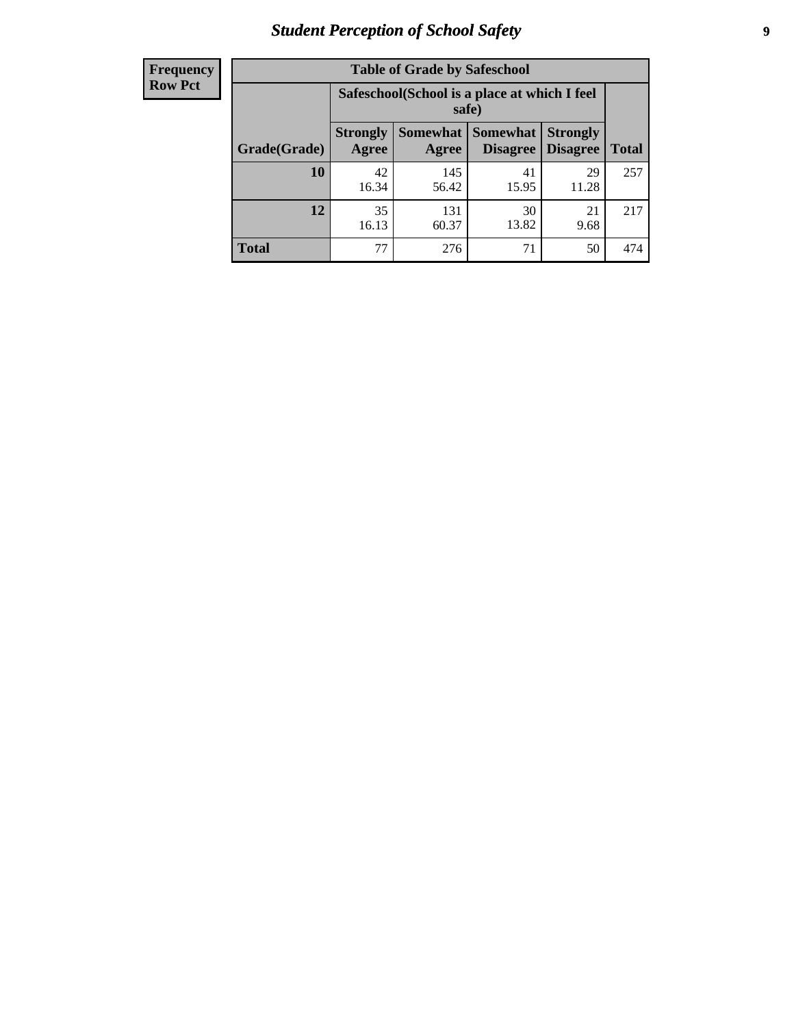| Frequency |
|---|
| Row Pct |

| Table of Grade by Safeschool | | | | | |
|---|---|---|---|---|---|
| | Safeschool(School is a place at which I feel safe) | | | | |
| Grade(Grade) | Strongly Agree | Somewhat Agree | Somewhat Disagree | Strongly Disagree | Total |
| 10 | 42<br>16.34 | 145<br>56.42 | 41<br>15.95 | 29<br>11.28 | 257 |
| 12 | 35<br>16.13 | 131<br>60.37 | 30<br>13.82 | 21<br>9.68 | 217 |
| Total | 77 | 276 | 71 | 50 | 474 |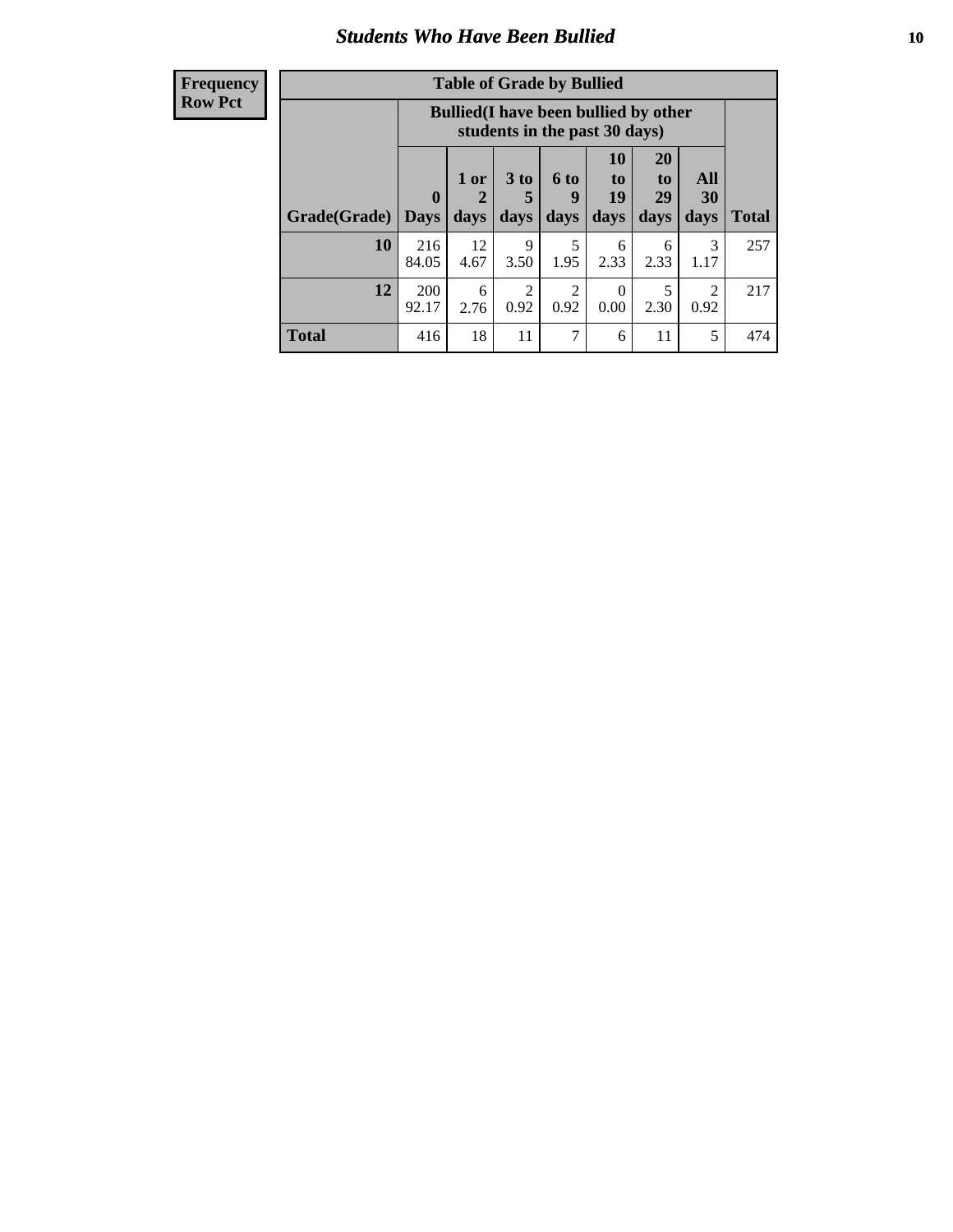## Students Who Have Been Bullied

| Frequency<br>Row Pct |
|---|

**Table of Grade by Bullied**

| | Bullied(I have been bullied by other students in the past 30 days) | | | | | | | |
|---|---|---|---|---|---|---|---|---|
| Grade(Grade) | 0 Days | 1 or 2 days | 3 to 5 days | 6 to 9 days | 10 to 19 days | 20 to 29 days | All 30 days | Total |
| **10** | 216<br>84.05 | 12<br>4.67 | 9<br>3.50 | 5<br>1.95 | 6<br>2.33 | 6<br>2.33 | 3<br>1.17 | 257 |
| **12** | 200<br>92.17 | 6<br>2.76 | 2<br>0.92 | 2<br>0.92 | 0<br>0.00 | 5<br>2.30 | 2<br>0.92 | 217 |
| **Total** | 416 | 18 | 11 | 7 | 6 | 11 | 5 | 474 |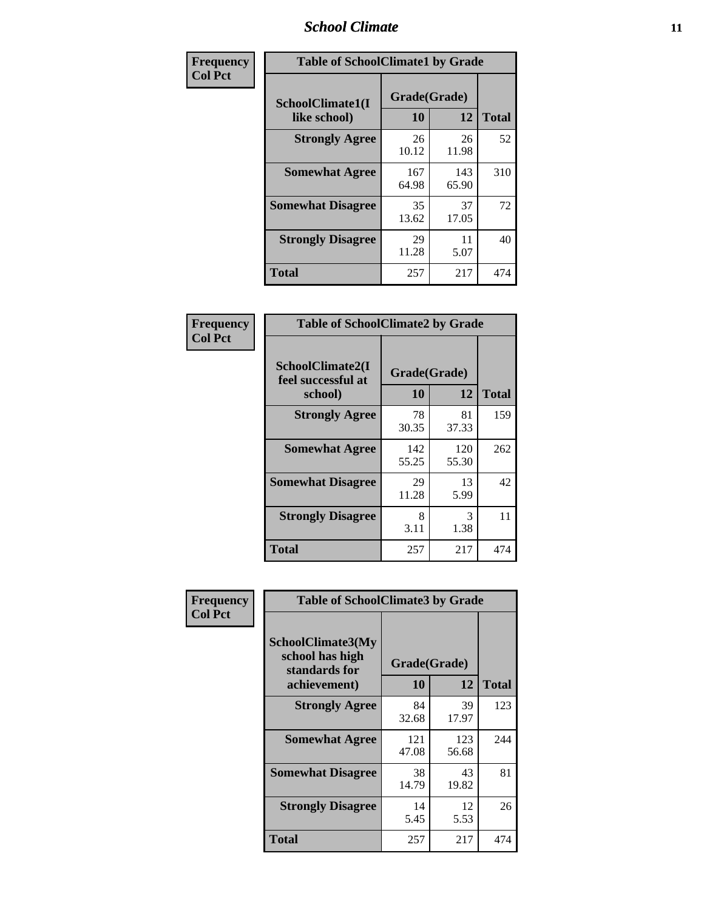| Frequency Col Pct | Table of SchoolClimate1 by Grade | | |
|---|---|---|---|
| SchoolClimate1(I like school) | Grade(Grade) | | |
| | 10 | 12 | Total |
| Strongly Agree | 26<br>10.12 | 26<br>11.98 | 52 |
| Somewhat Agree | 167<br>64.98 | 143<br>65.90 | 310 |
| Somewhat Disagree | 35<br>13.62 | 37<br>17.05 | 72 |
| Strongly Disagree | 29<br>11.28 | 11<br>5.07 | 40 |
| Total | 257 | 217 | 474 |

| Frequency Col Pct | Table of SchoolClimate2 by Grade | | |
|---|---|---|---|
| SchoolClimate2(I feel successful at school) | Grade(Grade) | | |
| | 10 | 12 | Total |
| Strongly Agree | 78<br>30.35 | 81<br>37.33 | 159 |
| Somewhat Agree | 142<br>55.25 | 120<br>55.30 | 262 |
| Somewhat Disagree | 29<br>11.28 | 13<br>5.99 | 42 |
| Strongly Disagree | 8<br>3.11 | 3<br>1.38 | 11 |
| Total | 257 | 217 | 474 |

| Frequency Col Pct | Table of SchoolClimate3 by Grade | | |
|---|---|---|---|
| SchoolClimate3(My school has high standards for achievement) | Grade(Grade) | | |
| | 10 | 12 | Total |
| Strongly Agree | 84<br>32.68 | 39<br>17.97 | 123 |
| Somewhat Agree | 121<br>47.08 | 123<br>56.68 | 244 |
| Somewhat Disagree | 38<br>14.79 | 43<br>19.82 | 81 |
| Strongly Disagree | 14<br>5.45 | 12<br>5.53 | 26 |
| Total | 257 | 217 | 474 |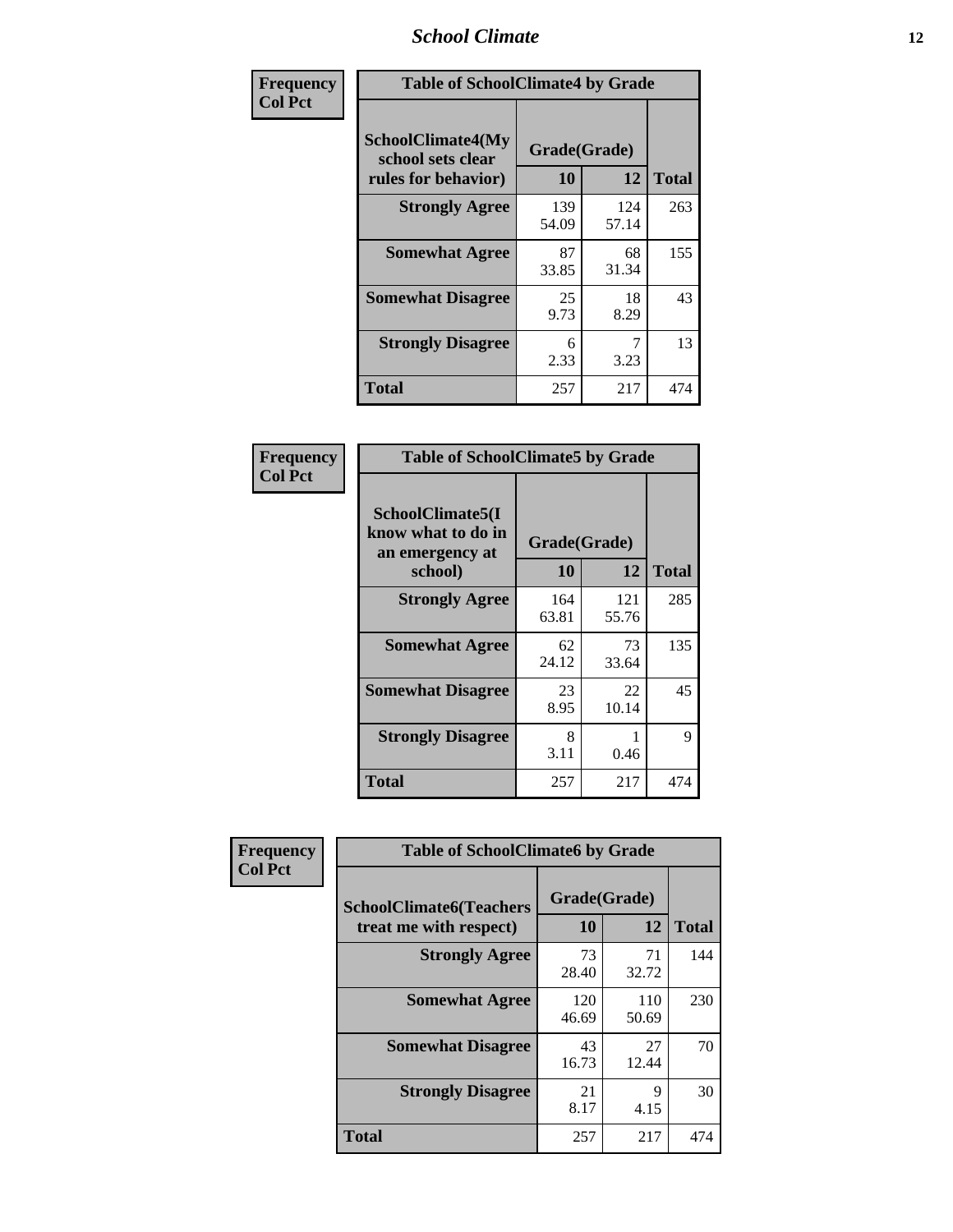| Frequency<br>Col Pct | Table of SchoolClimate4 by Grade | | |
|---|---|---|---|
| SchoolClimate4(My school sets clear rules for behavior) | Grade(Grade) | | |
| | 10 | 12 | Total |
| Strongly Agree | 139<br>54.09 | 124<br>57.14 | 263 |
| Somewhat Agree | 87<br>33.85 | 68<br>31.34 | 155 |
| Somewhat Disagree | 25<br>9.73 | 18<br>8.29 | 43 |
| Strongly Disagree | 6<br>2.33 | 7<br>3.23 | 13 |
| Total | 257 | 217 | 474 |

| Frequency<br>Col Pct | Table of SchoolClimate5 by Grade | | |
|---|---|---|---|
| SchoolClimate5(I know what to do in an emergency at school) | Grade(Grade) | | |
| | 10 | 12 | Total |
| Strongly Agree | 164<br>63.81 | 121<br>55.76 | 285 |
| Somewhat Agree | 62<br>24.12 | 73<br>33.64 | 135 |
| Somewhat Disagree | 23<br>8.95 | 22<br>10.14 | 45 |
| Strongly Disagree | 8<br>3.11 | 1<br>0.46 | 9 |
| Total | 257 | 217 | 474 |

| Frequency<br>Col Pct | Table of SchoolClimate6 by Grade | | |
|---|---|---|---|
| SchoolClimate6(Teachers treat me with respect) | Grade(Grade) | | |
| | 10 | 12 | Total |
| Strongly Agree | 73<br>28.40 | 71<br>32.72 | 144 |
| Somewhat Agree | 120<br>46.69 | 110<br>50.69 | 230 |
| Somewhat Disagree | 43<br>16.73 | 27<br>12.44 | 70 |
| Strongly Disagree | 21<br>8.17 | 9<br>4.15 | 30 |
| Total | 257 | 217 | 474 |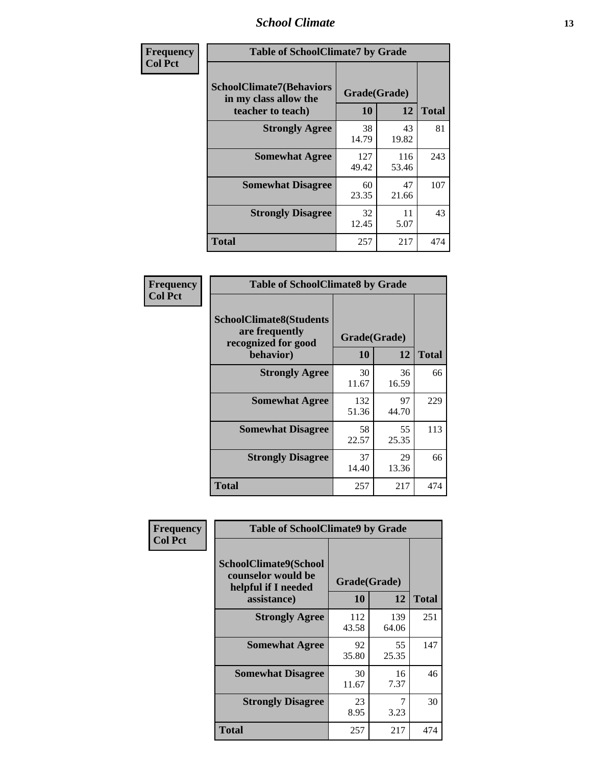| Frequency<br>Col Pct | Table of SchoolClimate7 by Grade | | |
|---|---|---|---|
| SchoolClimate7(Behaviors in my class allow the teacher to teach) | Grade(Grade) | | |
| | 10 | 12 | Total |
| Strongly Agree | 38<br>14.79 | 43<br>19.82 | 81 |
| Somewhat Agree | 127<br>49.42 | 116<br>53.46 | 243 |
| Somewhat Disagree | 60<br>23.35 | 47<br>21.66 | 107 |
| Strongly Disagree | 32<br>12.45 | 11<br>5.07 | 43 |
| Total | 257 | 217 | 474 |

| Frequency<br>Col Pct | Table of SchoolClimate8 by Grade | | |
|---|---|---|---|
| SchoolClimate8(Students are frequently recognized for good behavior) | Grade(Grade) | | |
| | 10 | 12 | Total |
| Strongly Agree | 30<br>11.67 | 36<br>16.59 | 66 |
| Somewhat Agree | 132<br>51.36 | 97<br>44.70 | 229 |
| Somewhat Disagree | 58<br>22.57 | 55<br>25.35 | 113 |
| Strongly Disagree | 37<br>14.40 | 29<br>13.36 | 66 |
| Total | 257 | 217 | 474 |

| Frequency<br>Col Pct | Table of SchoolClimate9 by Grade | | |
|---|---|---|---|
| SchoolClimate9(School counselor would be helpful if I needed assistance) | Grade(Grade) | | |
| | 10 | 12 | Total |
| Strongly Agree | 112<br>43.58 | 139<br>64.06 | 251 |
| Somewhat Agree | 92<br>35.80 | 55<br>25.35 | 147 |
| Somewhat Disagree | 30<br>11.67 | 16<br>7.37 | 46 |
| Strongly Disagree | 23<br>8.95 | 7<br>3.23 | 30 |
| Total | 257 | 217 | 474 |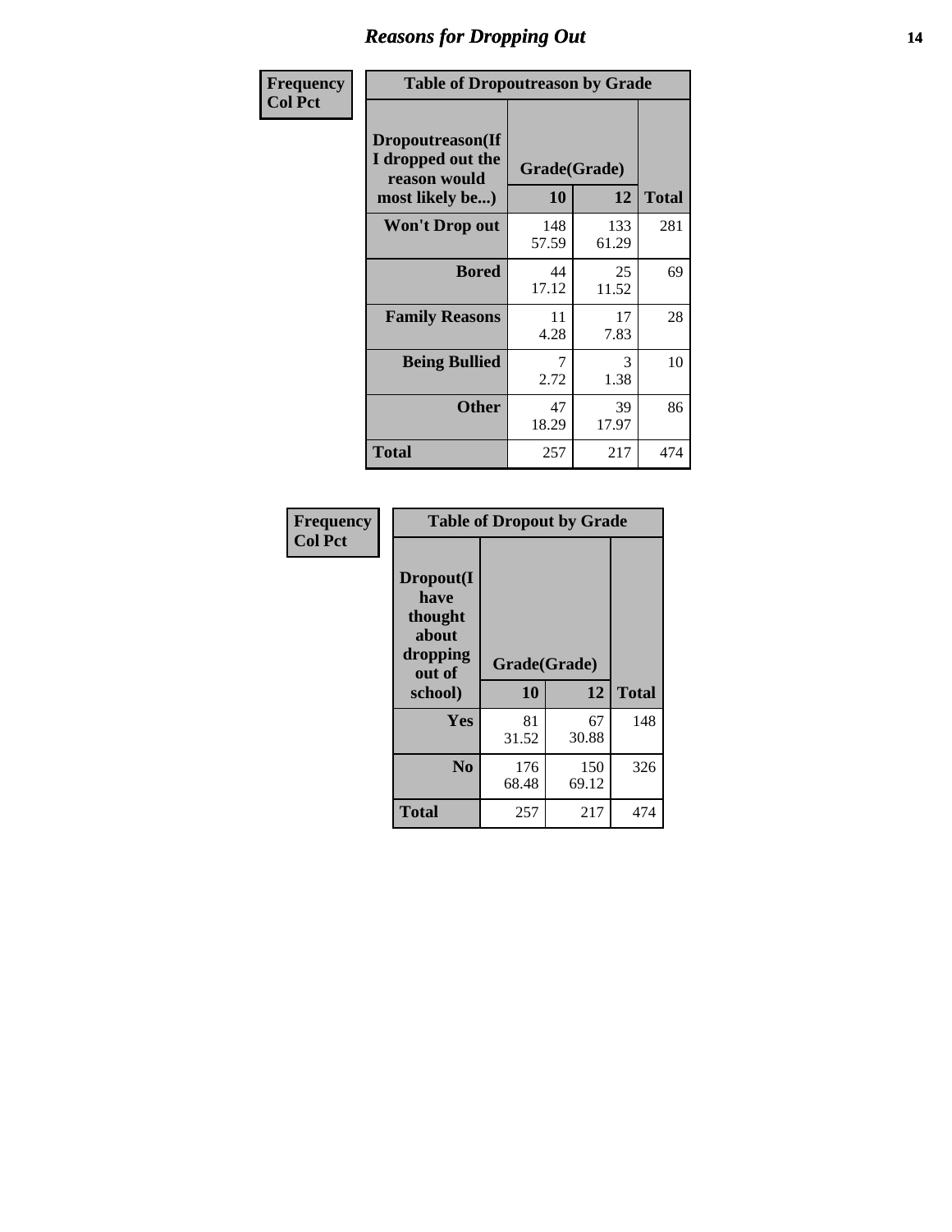## Reasons for Dropping Out

| Frequency<br>Col Pct | Table of Dropoutreason by Grade | | |
|---|---|---|---|
| **Dropoutreason(If I dropped out the reason would most likely be...)** | **Grade(Grade)** | | |
| | **10** | **12** | **Total** |
| **Won't Drop out** | 148<br>57.59 | 133<br>61.29 | 281 |
| **Bored** | 44<br>17.12 | 25<br>11.52 | 69 |
| **Family Reasons** | 11<br>4.28 | 17<br>7.83 | 28 |
| **Being Bullied** | 7<br>2.72 | 3<br>1.38 | 10 |
| **Other** | 47<br>18.29 | 39<br>17.97 | 86 |
| **Total** | 257 | 217 | 474 |

| Frequency<br>Col Pct | Table of Dropout by Grade | | |
|---|---|---|---|
| **Dropout(I have thought about dropping out of school)** | **Grade(Grade)** | | |
| | **10** | **12** | **Total** |
| **Yes** | 81<br>31.52 | 67<br>30.88 | 148 |
| **No** | 176<br>68.48 | 150<br>69.12 | 326 |
| **Total** | 257 | 217 | 474 |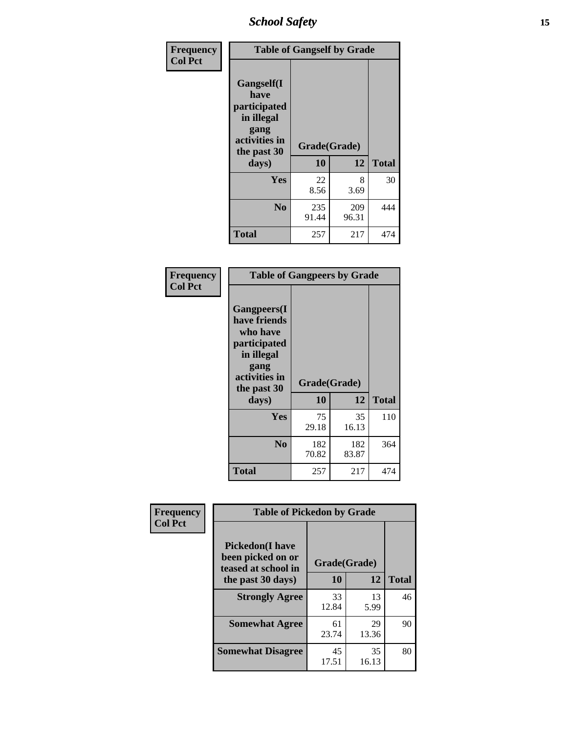## Table of Gangself by Grade

Frequency / Col Pct

| Gangself(I have participated in illegal gang activities in the past 30 days) | Grade(Grade) 10 | 12 | Total |
|---|---|---|---|
| Yes | 22<br>8.56 | 8<br>3.69 | 30 |
| No | 235<br>91.44 | 209<br>96.31 | 444 |
| Total | 257 | 217 | 474 |

## Table of Gangpeers by Grade

Frequency / Col Pct

| Gangpeers(I have friends who have participated in illegal gang activities in the past 30 days) | Grade(Grade) 10 | 12 | Total |
|---|---|---|---|
| Yes | 75<br>29.18 | 35<br>16.13 | 110 |
| No | 182<br>70.82 | 182<br>83.87 | 364 |
| Total | 257 | 217 | 474 |

## Table of Pickedon by Grade

Frequency / Col Pct

| Pickedon(I have been picked on or teased at school in the past 30 days) | Grade(Grade) 10 | 12 | Total |
|---|---|---|---|
| Strongly Agree | 33<br>12.84 | 13<br>5.99 | 46 |
| Somewhat Agree | 61<br>23.74 | 29<br>13.36 | 90 |
| Somewhat Disagree | 45<br>17.51 | 35<br>16.13 | 80 |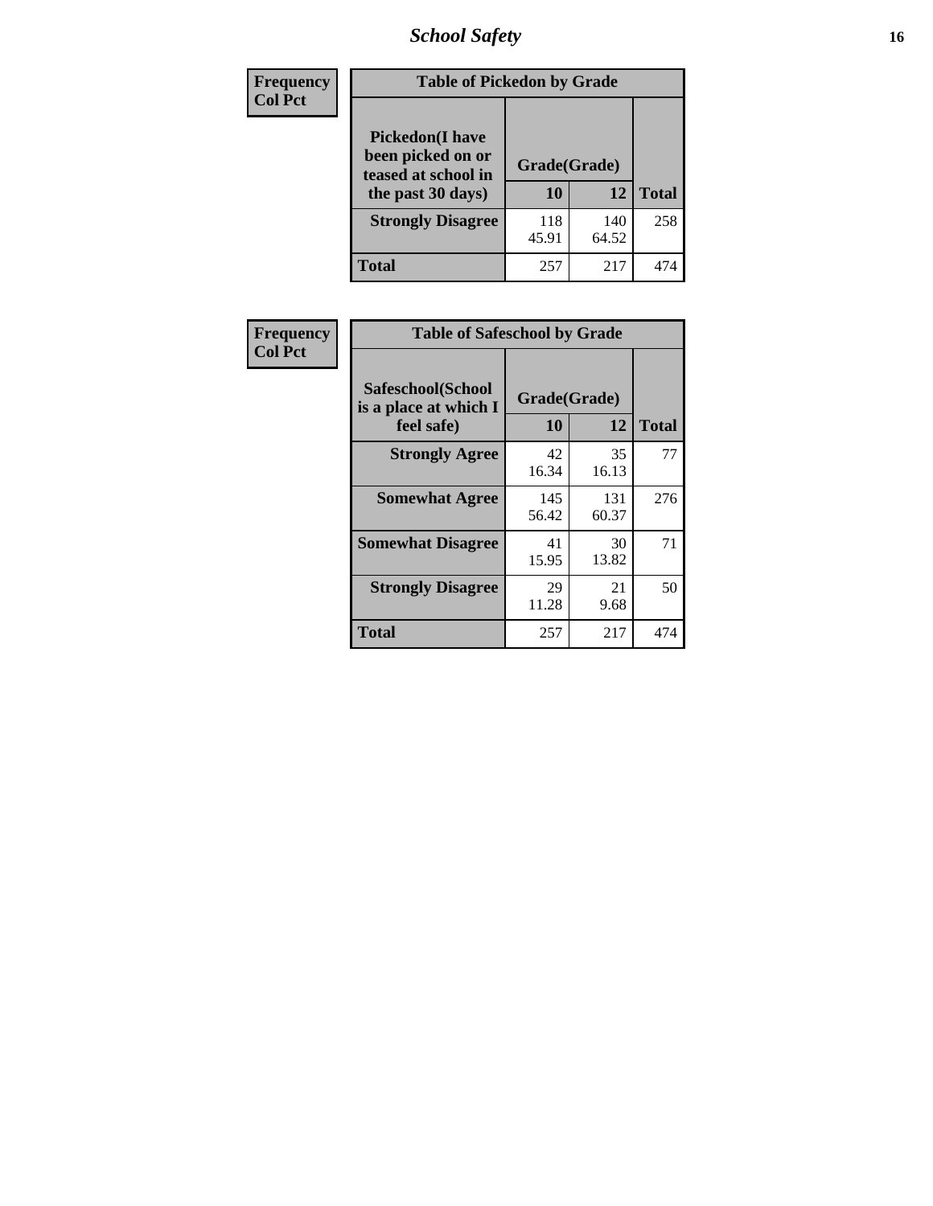| Frequency Col Pct | Table of Pickedon by Grade | | |
|---|---|---|---|
| Pickedon(I have been picked on or teased at school in the past 30 days) | Grade(Grade) | | |
| | 10 | 12 | Total |
| Strongly Disagree | 118<br>45.91 | 140<br>64.52 | 258 |
| Total | 257 | 217 | 474 |

| Frequency Col Pct | Table of Safeschool by Grade | | |
|---|---|---|---|
| Safeschool(School is a place at which I feel safe) | Grade(Grade) | | |
| | 10 | 12 | Total |
| Strongly Agree | 42<br>16.34 | 35<br>16.13 | 77 |
| Somewhat Agree | 145<br>56.42 | 131<br>60.37 | 276 |
| Somewhat Disagree | 41<br>15.95 | 30<br>13.82 | 71 |
| Strongly Disagree | 29<br>11.28 | 21<br>9.68 | 50 |
| Total | 257 | 217 | 474 |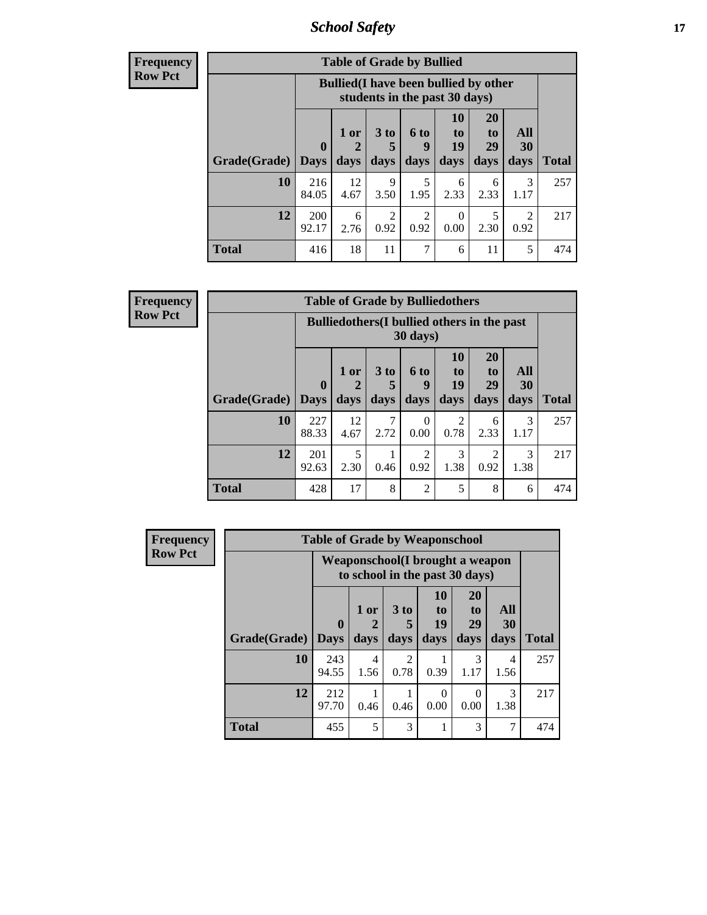| Frequency<br>Row Pct | Table of Grade by Bullied | | | | | | | |
|---|---|---|---|---|---|---|---|---|
| | Bullied(I have been bullied by other students in the past 30 days) | | | | | | | |
| Grade(Grade) | 0 Days | 1 or 2 days | 3 to 5 days | 6 to 9 days | 10 to 19 days | 20 to 29 days | All 30 days | Total |
| 10 | 216<br>84.05 | 12<br>4.67 | 9<br>3.50 | 5<br>1.95 | 6<br>2.33 | 6<br>2.33 | 3<br>1.17 | 257 |
| 12 | 200<br>92.17 | 6<br>2.76 | 2<br>0.92 | 2<br>0.92 | 0<br>0.00 | 5<br>2.30 | 2<br>0.92 | 217 |
| Total | 416 | 18 | 11 | 7 | 6 | 11 | 5 | 474 |

| Frequency<br>Row Pct | Table of Grade by Bulliedothers | | | | | | | |
|---|---|---|---|---|---|---|---|---|
| | Bulliedothers(I bullied others in the past 30 days) | | | | | | | |
| Grade(Grade) | 0 Days | 1 or 2 days | 3 to 5 days | 6 to 9 days | 10 to 19 days | 20 to 29 days | All 30 days | Total |
| 10 | 227<br>88.33 | 12<br>4.67 | 7<br>2.72 | 0<br>0.00 | 2<br>0.78 | 6<br>2.33 | 3<br>1.17 | 257 |
| 12 | 201<br>92.63 | 5<br>2.30 | 1<br>0.46 | 2<br>0.92 | 3<br>1.38 | 2<br>0.92 | 3<br>1.38 | 217 |
| Total | 428 | 17 | 8 | 2 | 5 | 8 | 6 | 474 |

| Frequency<br>Row Pct | Table of Grade by Weaponschool | | | | | | |
|---|---|---|---|---|---|---|---|
| | Weaponschool(I brought a weapon to school in the past 30 days) | | | | | | |
| Grade(Grade) | 0 Days | 1 or 2 days | 3 to 5 days | 10 to 19 days | 20 to 29 days | All 30 days | Total |
| 10 | 243<br>94.55 | 4<br>1.56 | 2<br>0.78 | 1<br>0.39 | 3<br>1.17 | 4<br>1.56 | 257 |
| 12 | 212<br>97.70 | 1<br>0.46 | 1<br>0.46 | 0<br>0.00 | 0<br>0.00 | 3<br>1.38 | 217 |
| Total | 455 | 5 | 3 | 1 | 3 | 7 | 474 |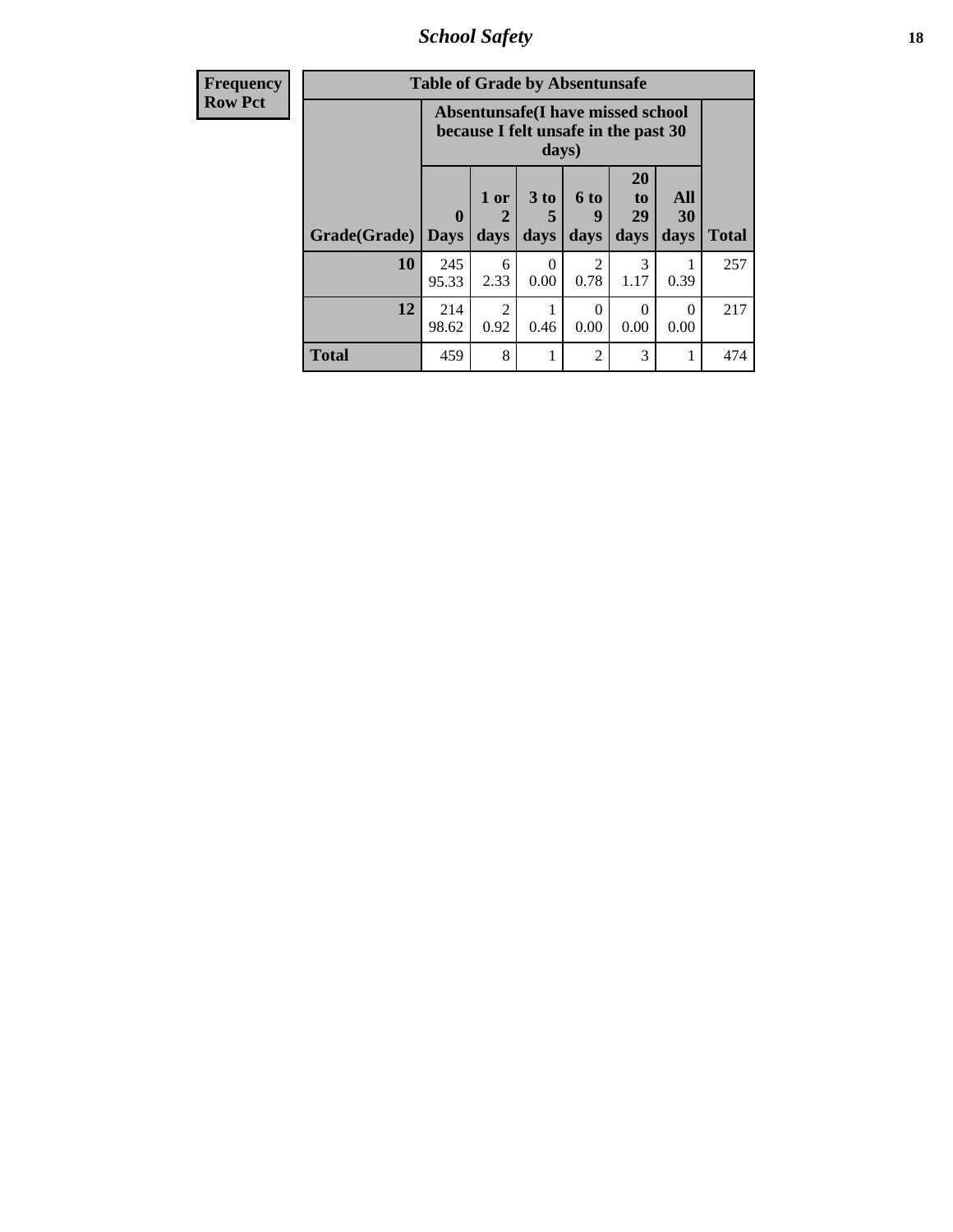| Frequency Row Pct |
|---|

**Table of Grade by Absentunsafe**

| Grade(Grade) | Absentunsafe(I have missed school because I felt unsafe in the past 30 days) | | | | | | Total |
|---|---|---|---|---|---|---|---|
| | 0 Days | 1 or 2 days | 3 to 5 days | 6 to 9 days | 20 to 29 days | All 30 days | |
| **10** | 245<br>95.33 | 6<br>2.33 | 0<br>0.00 | 2<br>0.78 | 3<br>1.17 | 1<br>0.39 | 257 |
| **12** | 214<br>98.62 | 2<br>0.92 | 1<br>0.46 | 0<br>0.00 | 0<br>0.00 | 0<br>0.00 | 217 |
| **Total** | 459 | 8 | 1 | 2 | 3 | 1 | 474 |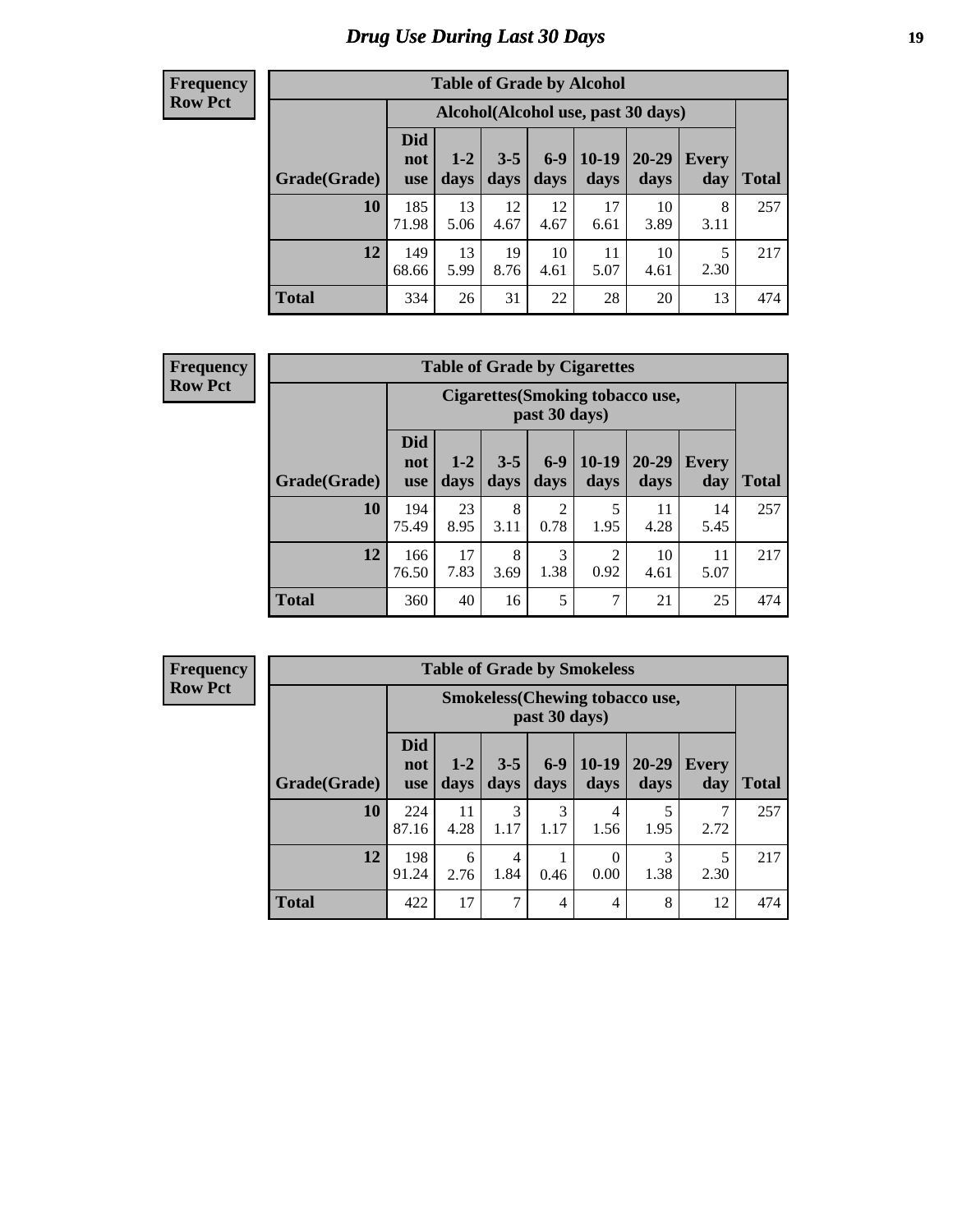# Drug Use During Last 30 Days

**Frequency**
**Row Pct**

| Table of Grade by Alcohol | | | | | | | | |
|---|---|---|---|---|---|---|---|---|
| | Alcohol(Alcohol use, past 30 days) | | | | | | | |
| Grade(Grade) | Did not use | 1-2 days | 3-5 days | 6-9 days | 10-19 days | 20-29 days | Every day | Total |
| **10** | 185<br>71.98 | 13<br>5.06 | 12<br>4.67 | 12<br>4.67 | 17<br>6.61 | 10<br>3.89 | 8<br>3.11 | 257 |
| **12** | 149<br>68.66 | 13<br>5.99 | 19<br>8.76 | 10<br>4.61 | 11<br>5.07 | 10<br>4.61 | 5<br>2.30 | 217 |
| **Total** | 334 | 26 | 31 | 22 | 28 | 20 | 13 | 474 |

**Frequency**
**Row Pct**

| Table of Grade by Cigarettes | | | | | | | | |
|---|---|---|---|---|---|---|---|---|
| | Cigarettes(Smoking tobacco use, past 30 days) | | | | | | | |
| Grade(Grade) | Did not use | 1-2 days | 3-5 days | 6-9 days | 10-19 days | 20-29 days | Every day | Total |
| **10** | 194<br>75.49 | 23<br>8.95 | 8<br>3.11 | 2<br>0.78 | 5<br>1.95 | 11<br>4.28 | 14<br>5.45 | 257 |
| **12** | 166<br>76.50 | 17<br>7.83 | 8<br>3.69 | 3<br>1.38 | 2<br>0.92 | 10<br>4.61 | 11<br>5.07 | 217 |
| **Total** | 360 | 40 | 16 | 5 | 7 | 21 | 25 | 474 |

**Frequency**
**Row Pct**

| Table of Grade by Smokeless | | | | | | | | |
|---|---|---|---|---|---|---|---|---|
| | Smokeless(Chewing tobacco use, past 30 days) | | | | | | | |
| Grade(Grade) | Did not use | 1-2 days | 3-5 days | 6-9 days | 10-19 days | 20-29 days | Every day | Total |
| **10** | 224<br>87.16 | 11<br>4.28 | 3<br>1.17 | 3<br>1.17 | 4<br>1.56 | 5<br>1.95 | 7<br>2.72 | 257 |
| **12** | 198<br>91.24 | 6<br>2.76 | 4<br>1.84 | 1<br>0.46 | 0<br>0.00 | 3<br>1.38 | 5<br>2.30 | 217 |
| **Total** | 422 | 17 | 7 | 4 | 4 | 8 | 12 | 474 |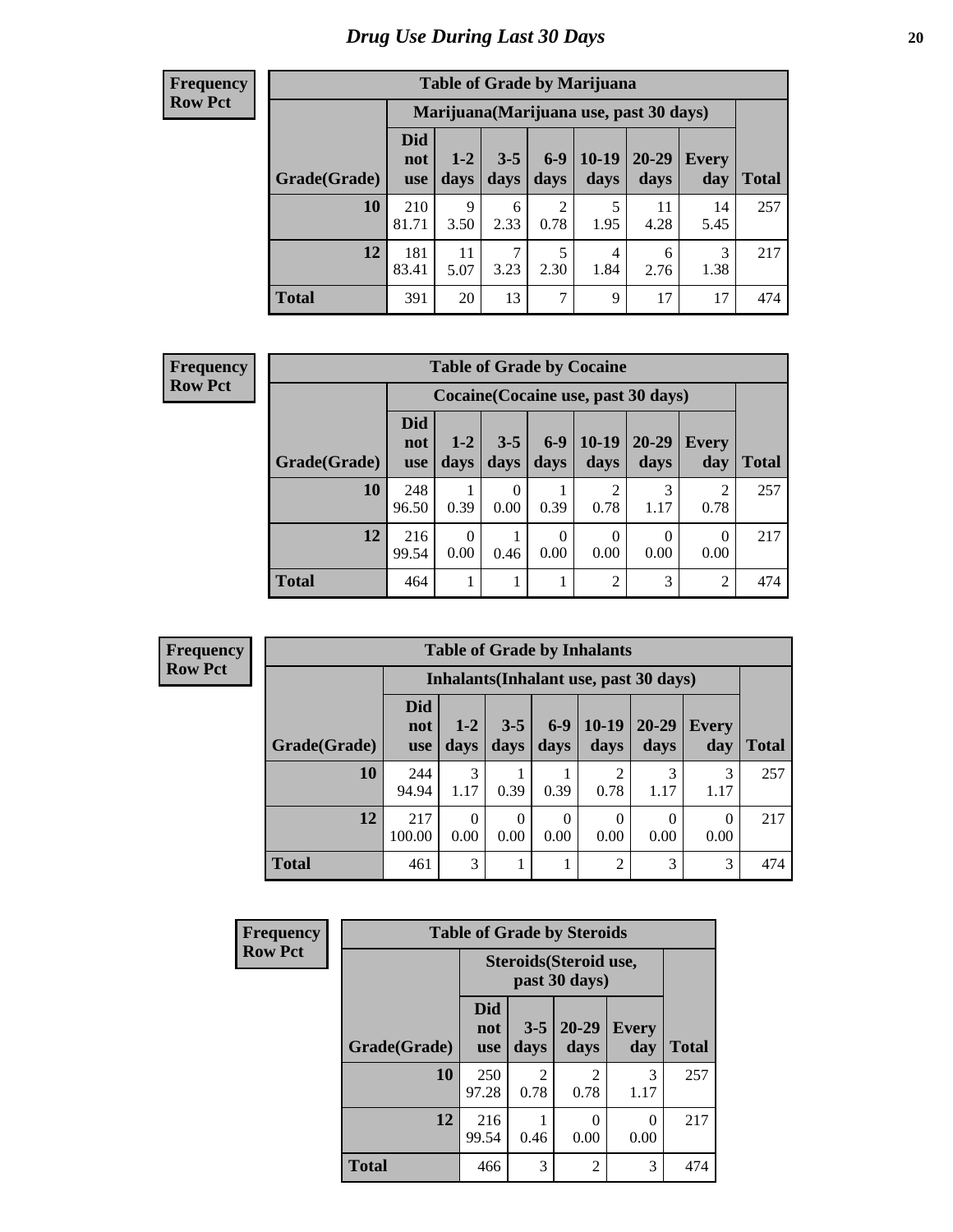# Drug Use During Last 30 Days

**Frequency**
**Row Pct**

| Table of Grade by Marijuana | | | | | | | | |
|---|---|---|---|---|---|---|---|---|
| | Marijuana(Marijuana use, past 30 days) | | | | | | | |
| Grade(Grade) | Did not use | 1-2 days | 3-5 days | 6-9 days | 10-19 days | 20-29 days | Every day | Total |
| 10 | 210<br>81.71 | 9<br>3.50 | 6<br>2.33 | 2<br>0.78 | 5<br>1.95 | 11<br>4.28 | 14<br>5.45 | 257 |
| 12 | 181<br>83.41 | 11<br>5.07 | 7<br>3.23 | 5<br>2.30 | 4<br>1.84 | 6<br>2.76 | 3<br>1.38 | 217 |
| Total | 391 | 20 | 13 | 7 | 9 | 17 | 17 | 474 |

**Frequency**
**Row Pct**

| Table of Grade by Cocaine | | | | | | | | |
|---|---|---|---|---|---|---|---|---|
| | Cocaine(Cocaine use, past 30 days) | | | | | | | |
| Grade(Grade) | Did not use | 1-2 days | 3-5 days | 6-9 days | 10-19 days | 20-29 days | Every day | Total |
| 10 | 248<br>96.50 | 1<br>0.39 | 0<br>0.00 | 1<br>0.39 | 2<br>0.78 | 3<br>1.17 | 2<br>0.78 | 257 |
| 12 | 216<br>99.54 | 0<br>0.00 | 1<br>0.46 | 0<br>0.00 | 0<br>0.00 | 0<br>0.00 | 0<br>0.00 | 217 |
| Total | 464 | 1 | 1 | 1 | 2 | 3 | 2 | 474 |

**Frequency**
**Row Pct**

| Table of Grade by Inhalants | | | | | | | | |
|---|---|---|---|---|---|---|---|---|
| | Inhalants(Inhalant use, past 30 days) | | | | | | | |
| Grade(Grade) | Did not use | 1-2 days | 3-5 days | 6-9 days | 10-19 days | 20-29 days | Every day | Total |
| 10 | 244<br>94.94 | 3<br>1.17 | 1<br>0.39 | 1<br>0.39 | 2<br>0.78 | 3<br>1.17 | 3<br>1.17 | 257 |
| 12 | 217<br>100.00 | 0<br>0.00 | 0<br>0.00 | 0<br>0.00 | 0<br>0.00 | 0<br>0.00 | 0<br>0.00 | 217 |
| Total | 461 | 3 | 1 | 1 | 2 | 3 | 3 | 474 |

**Frequency**
**Row Pct**

| Table of Grade by Steroids | | | | | |
|---|---|---|---|---|---|
| | Steroids(Steroid use, past 30 days) | | | | |
| Grade(Grade) | Did not use | 3-5 days | 20-29 days | Every day | Total |
| 10 | 250<br>97.28 | 2<br>0.78 | 2<br>0.78 | 3<br>1.17 | 257 |
| 12 | 216<br>99.54 | 1<br>0.46 | 0<br>0.00 | 0<br>0.00 | 217 |
| Total | 466 | 3 | 2 | 3 | 474 |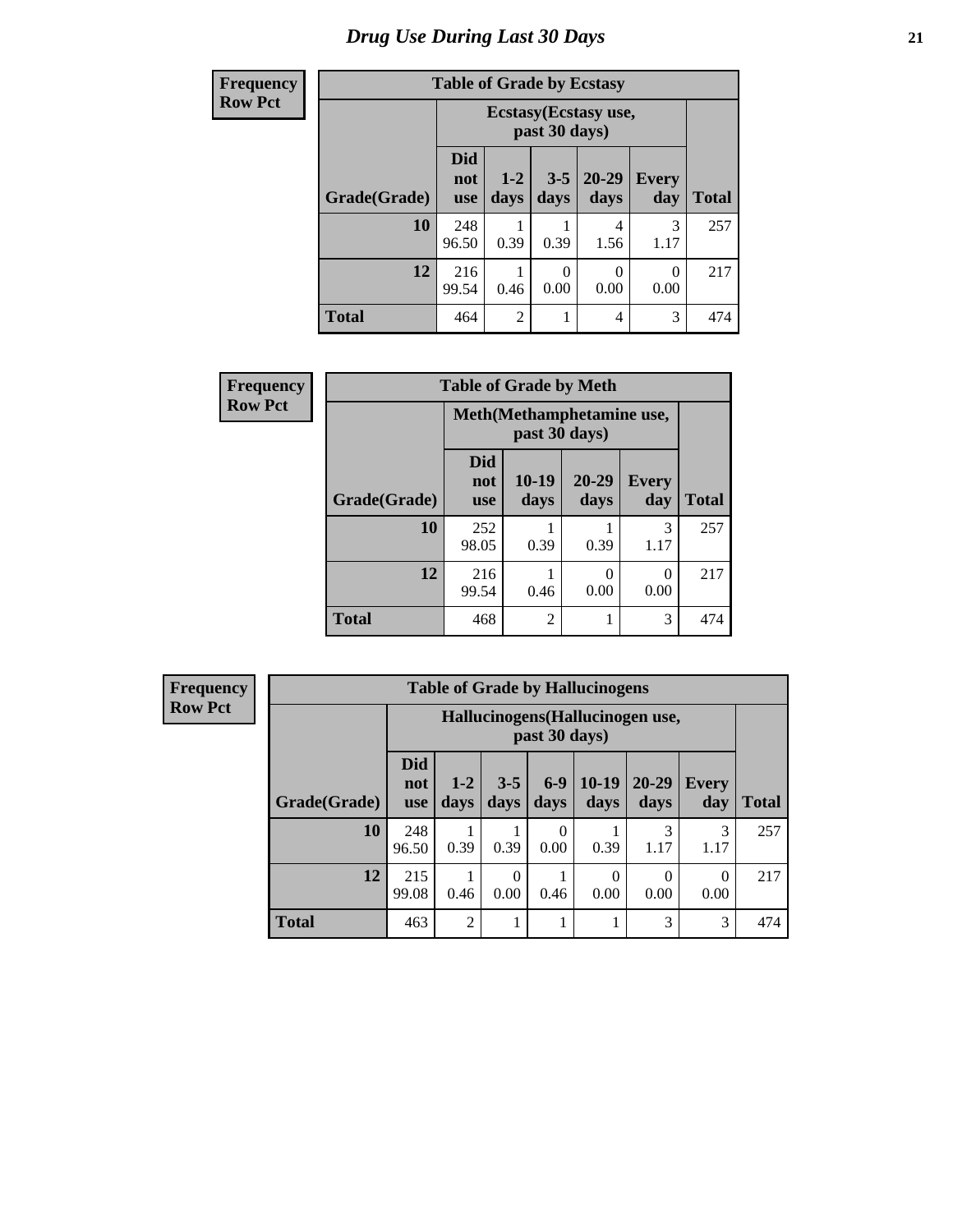# Drug Use During Last 30 Days

| Frequency<br>Row Pct |
|---|

**Table of Grade by Ecstasy**

| Grade(Grade) | Ecstasy(Ecstasy use, past 30 days) | | | | | Total |
|---|---|---|---|---|---|---|
| | Did not use | 1-2 days | 3-5 days | 20-29 days | Every day | |
| 10 | 248<br>96.50 | 1<br>0.39 | 1<br>0.39 | 4<br>1.56 | 3<br>1.17 | 257 |
| 12 | 216<br>99.54 | 1<br>0.46 | 0<br>0.00 | 0<br>0.00 | 0<br>0.00 | 217 |
| Total | 464 | 2 | 1 | 4 | 3 | 474 |

| Frequency<br>Row Pct |
|---|

**Table of Grade by Meth**

| Grade(Grade) | Meth(Methamphetamine use, past 30 days) | | | | Total |
|---|---|---|---|---|---|
| | Did not use | 10-19 days | 20-29 days | Every day | |
| 10 | 252<br>98.05 | 1<br>0.39 | 1<br>0.39 | 3<br>1.17 | 257 |
| 12 | 216<br>99.54 | 1<br>0.46 | 0<br>0.00 | 0<br>0.00 | 217 |
| Total | 468 | 2 | 1 | 3 | 474 |

| Frequency<br>Row Pct |
|---|

**Table of Grade by Hallucinogens**

| Grade(Grade) | Hallucinogens(Hallucinogen use, past 30 days) | | | | | | | Total |
|---|---|---|---|---|---|---|---|---|
| | Did not use | 1-2 days | 3-5 days | 6-9 days | 10-19 days | 20-29 days | Every day | |
| 10 | 248<br>96.50 | 1<br>0.39 | 1<br>0.39 | 0<br>0.00 | 1<br>0.39 | 3<br>1.17 | 3<br>1.17 | 257 |
| 12 | 215<br>99.08 | 1<br>0.46 | 0<br>0.00 | 1<br>0.46 | 0<br>0.00 | 0<br>0.00 | 0<br>0.00 | 217 |
| Total | 463 | 2 | 1 | 1 | 1 | 3 | 3 | 474 |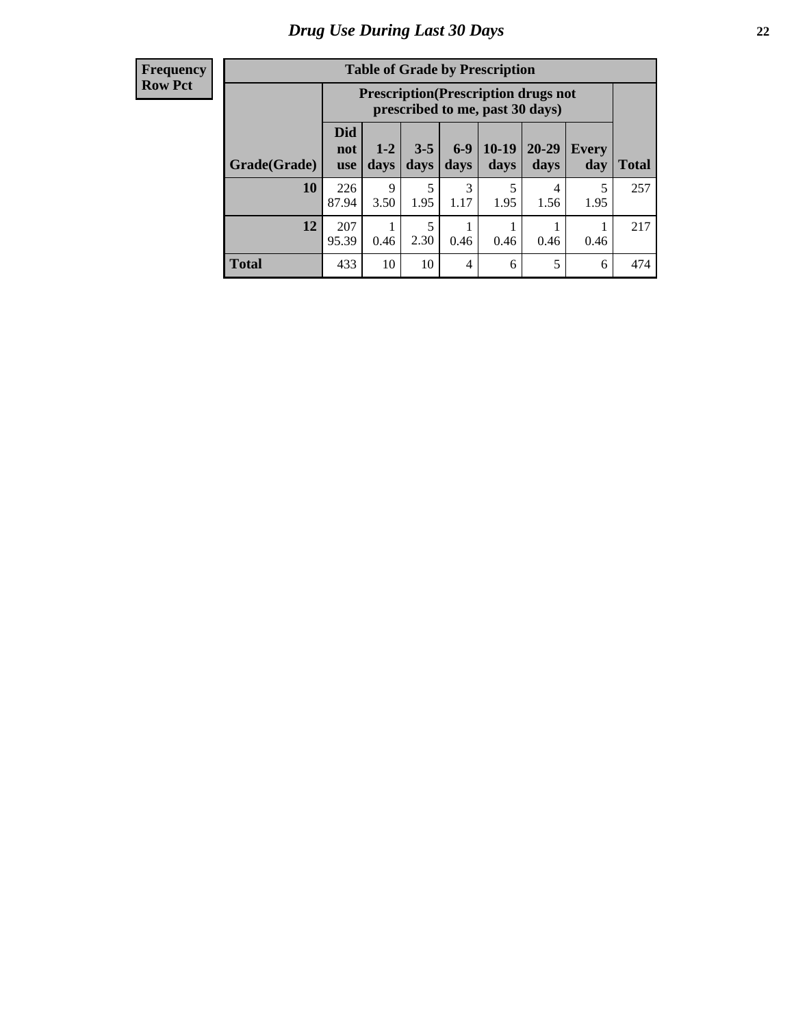# Drug Use During Last 30 Days

| Frequency<br>Row Pct | | | | | | | | |
|---|---|---|---|---|---|---|---|---|

**Table of Grade by Prescription**

| | Prescription(Prescription drugs not prescribed to me, past 30 days) | | | | | | | |
|---|---|---|---|---|---|---|---|---|
| Grade(Grade) | Did not use | 1-2 days | 3-5 days | 6-9 days | 10-19 days | 20-29 days | Every day | Total |
| 10 | 226<br>87.94 | 9<br>3.50 | 5<br>1.95 | 3<br>1.17 | 5<br>1.95 | 4<br>1.56 | 5<br>1.95 | 257 |
| 12 | 207<br>95.39 | 1<br>0.46 | 5<br>2.30 | 1<br>0.46 | 1<br>0.46 | 1<br>0.46 | 1<br>0.46 | 217 |
| Total | 433 | 10 | 10 | 4 | 6 | 5 | 6 | 474 |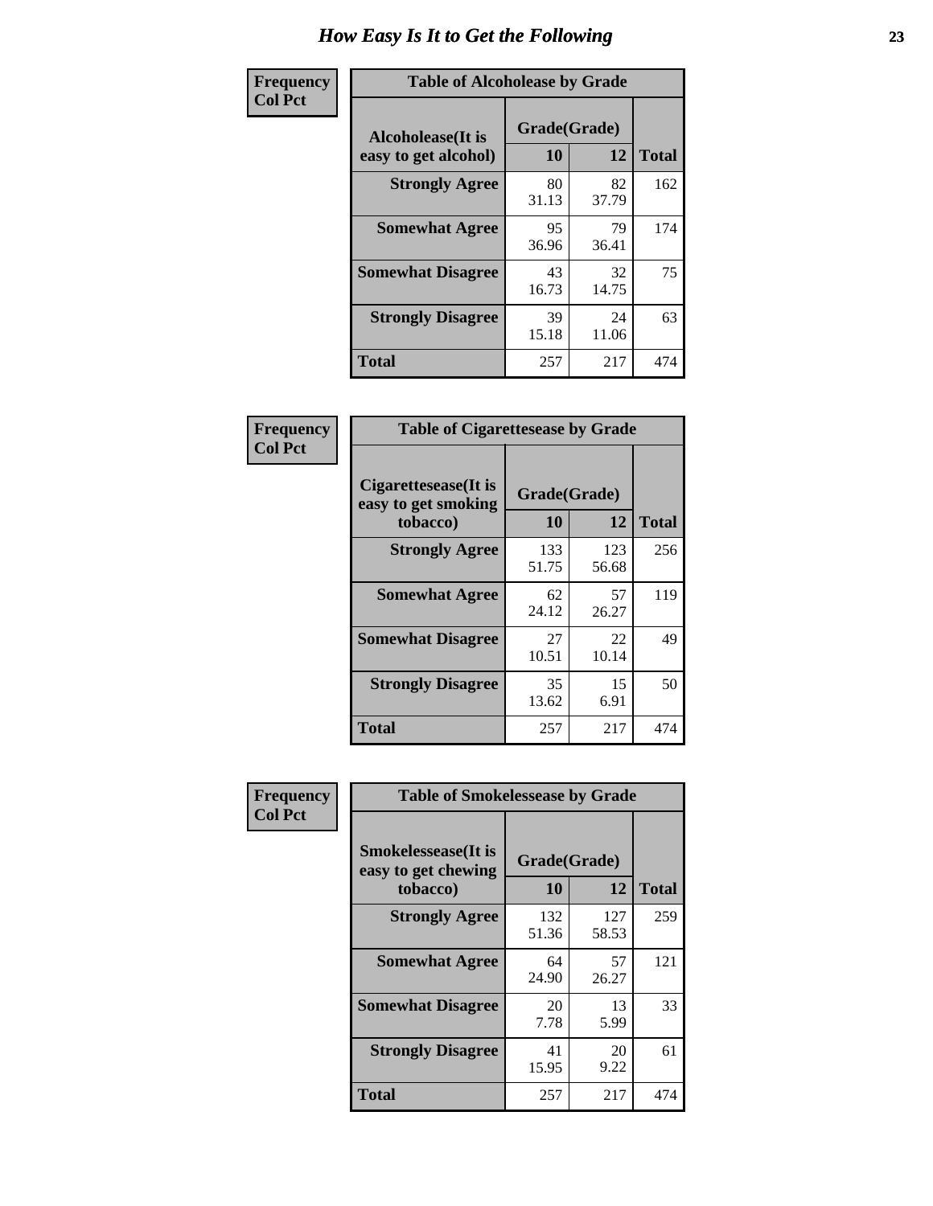# How Easy Is It to Get the Following

**Frequency**
**Col Pct**

**Table of Alcoholease by Grade**

| Alcoholease(It is easy to get alcohol) | Grade(Grade) | | Total |
|---|---|---|---|
| | 10 | 12 | |
| Strongly Agree | 80<br>31.13 | 82<br>37.79 | 162 |
| Somewhat Agree | 95<br>36.96 | 79<br>36.41 | 174 |
| Somewhat Disagree | 43<br>16.73 | 32<br>14.75 | 75 |
| Strongly Disagree | 39<br>15.18 | 24<br>11.06 | 63 |
| Total | 257 | 217 | 474 |

**Frequency**
**Col Pct**

**Table of Cigarettesease by Grade**

| Cigarettesease(It is easy to get smoking tobacco) | Grade(Grade) | | Total |
|---|---|---|---|
| | 10 | 12 | |
| Strongly Agree | 133<br>51.75 | 123<br>56.68 | 256 |
| Somewhat Agree | 62<br>24.12 | 57<br>26.27 | 119 |
| Somewhat Disagree | 27<br>10.51 | 22<br>10.14 | 49 |
| Strongly Disagree | 35<br>13.62 | 15<br>6.91 | 50 |
| Total | 257 | 217 | 474 |

**Frequency**
**Col Pct**

**Table of Smokelessease by Grade**

| Smokelessease(It is easy to get chewing tobacco) | Grade(Grade) | | Total |
|---|---|---|---|
| | 10 | 12 | |
| Strongly Agree | 132<br>51.36 | 127<br>58.53 | 259 |
| Somewhat Agree | 64<br>24.90 | 57<br>26.27 | 121 |
| Somewhat Disagree | 20<br>7.78 | 13<br>5.99 | 33 |
| Strongly Disagree | 41<br>15.95 | 20<br>9.22 | 61 |
| Total | 257 | 217 | 474 |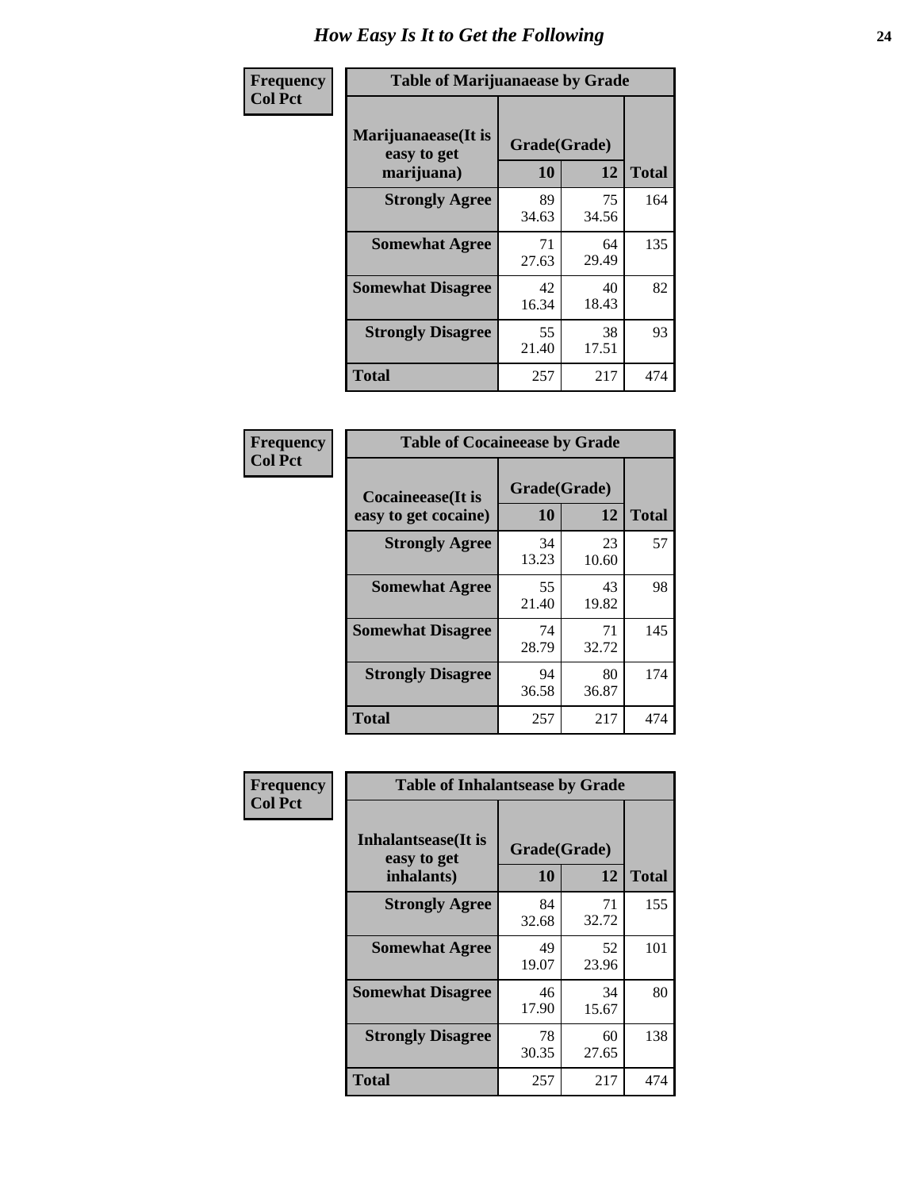# How Easy Is It to Get the Following

**Frequency**
**Col Pct**

**Table of Marijuanaease by Grade**

| Marijuanaease(It is easy to get marijuana) | Grade(Grade) | | Total |
|---|---|---|---|
| | 10 | 12 | |
| **Strongly Agree** | 89<br>34.63 | 75<br>34.56 | 164 |
| **Somewhat Agree** | 71<br>27.63 | 64<br>29.49 | 135 |
| **Somewhat Disagree** | 42<br>16.34 | 40<br>18.43 | 82 |
| **Strongly Disagree** | 55<br>21.40 | 38<br>17.51 | 93 |
| **Total** | 257 | 217 | 474 |

**Frequency**
**Col Pct**

**Table of Cocaineease by Grade**

| Cocaineease(It is easy to get cocaine) | Grade(Grade) | | Total |
|---|---|---|---|
| | 10 | 12 | |
| **Strongly Agree** | 34<br>13.23 | 23<br>10.60 | 57 |
| **Somewhat Agree** | 55<br>21.40 | 43<br>19.82 | 98 |
| **Somewhat Disagree** | 74<br>28.79 | 71<br>32.72 | 145 |
| **Strongly Disagree** | 94<br>36.58 | 80<br>36.87 | 174 |
| **Total** | 257 | 217 | 474 |

**Frequency**
**Col Pct**

**Table of Inhalantsease by Grade**

| Inhalantsease(It is easy to get inhalants) | Grade(Grade) | | Total |
|---|---|---|---|
| | 10 | 12 | |
| **Strongly Agree** | 84<br>32.68 | 71<br>32.72 | 155 |
| **Somewhat Agree** | 49<br>19.07 | 52<br>23.96 | 101 |
| **Somewhat Disagree** | 46<br>17.90 | 34<br>15.67 | 80 |
| **Strongly Disagree** | 78<br>30.35 | 60<br>27.65 | 138 |
| **Total** | 257 | 217 | 474 |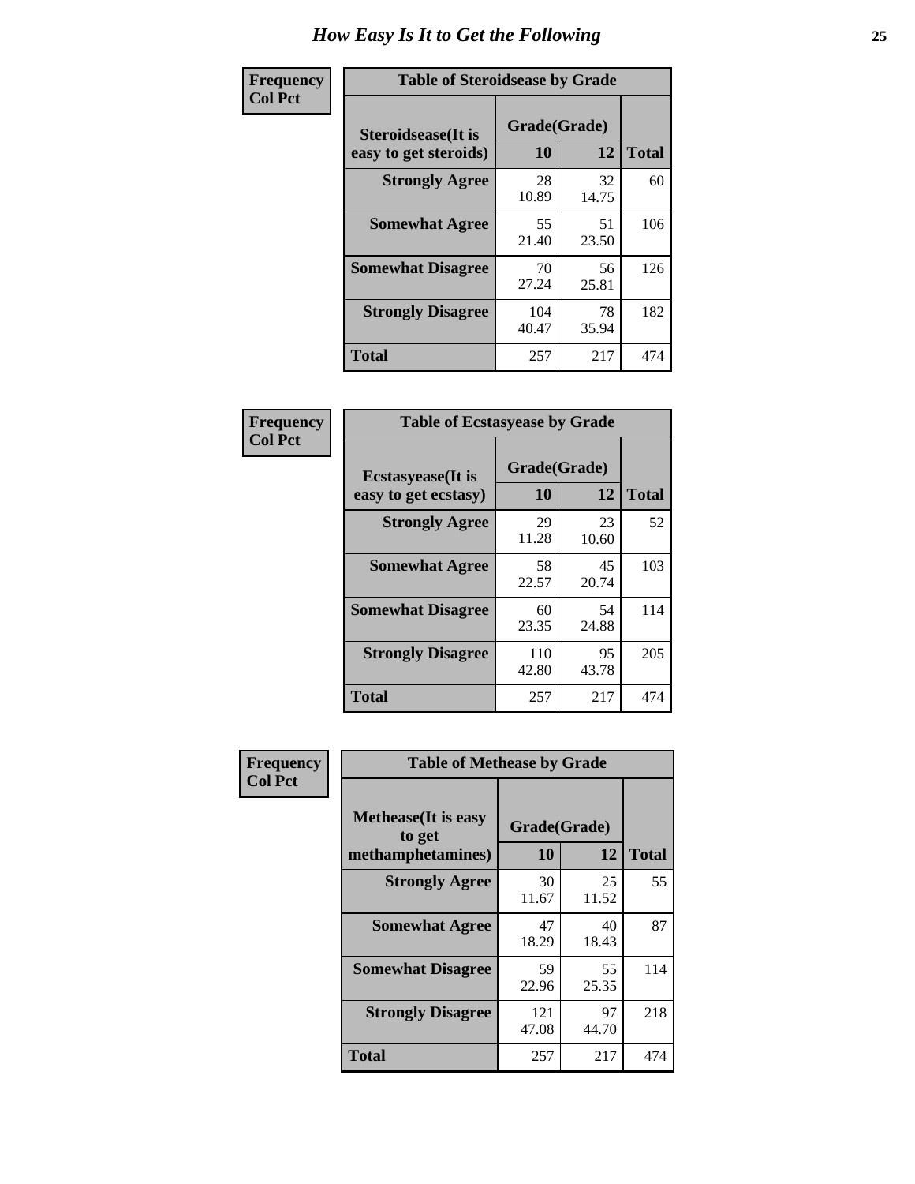# How Easy Is It to Get the Following

**Frequency**
**Col Pct**

| Table of Steroidsease by Grade | | | |
|---|---|---|---|
| Steroidsease(It is easy to get steroids) | Grade(Grade) | | Total |
| | 10 | 12 | |
| **Strongly Agree** | 28<br>10.89 | 32<br>14.75 | 60 |
| **Somewhat Agree** | 55<br>21.40 | 51<br>23.50 | 106 |
| **Somewhat Disagree** | 70<br>27.24 | 56<br>25.81 | 126 |
| **Strongly Disagree** | 104<br>40.47 | 78<br>35.94 | 182 |
| **Total** | 257 | 217 | 474 |

**Frequency**
**Col Pct**

| Table of Ecstasyease by Grade | | | |
|---|---|---|---|
| Ecstasyease(It is easy to get ecstasy) | Grade(Grade) | | Total |
| | 10 | 12 | |
| **Strongly Agree** | 29<br>11.28 | 23<br>10.60 | 52 |
| **Somewhat Agree** | 58<br>22.57 | 45<br>20.74 | 103 |
| **Somewhat Disagree** | 60<br>23.35 | 54<br>24.88 | 114 |
| **Strongly Disagree** | 110<br>42.80 | 95<br>43.78 | 205 |
| **Total** | 257 | 217 | 474 |

**Frequency**
**Col Pct**

| Table of Methease by Grade | | | |
|---|---|---|---|
| Methease(It is easy to get methamphetamines) | Grade(Grade) | | Total |
| | 10 | 12 | |
| **Strongly Agree** | 30<br>11.67 | 25<br>11.52 | 55 |
| **Somewhat Agree** | 47<br>18.29 | 40<br>18.43 | 87 |
| **Somewhat Disagree** | 59<br>22.96 | 55<br>25.35 | 114 |
| **Strongly Disagree** | 121<br>47.08 | 97<br>44.70 | 218 |
| **Total** | 257 | 217 | 474 |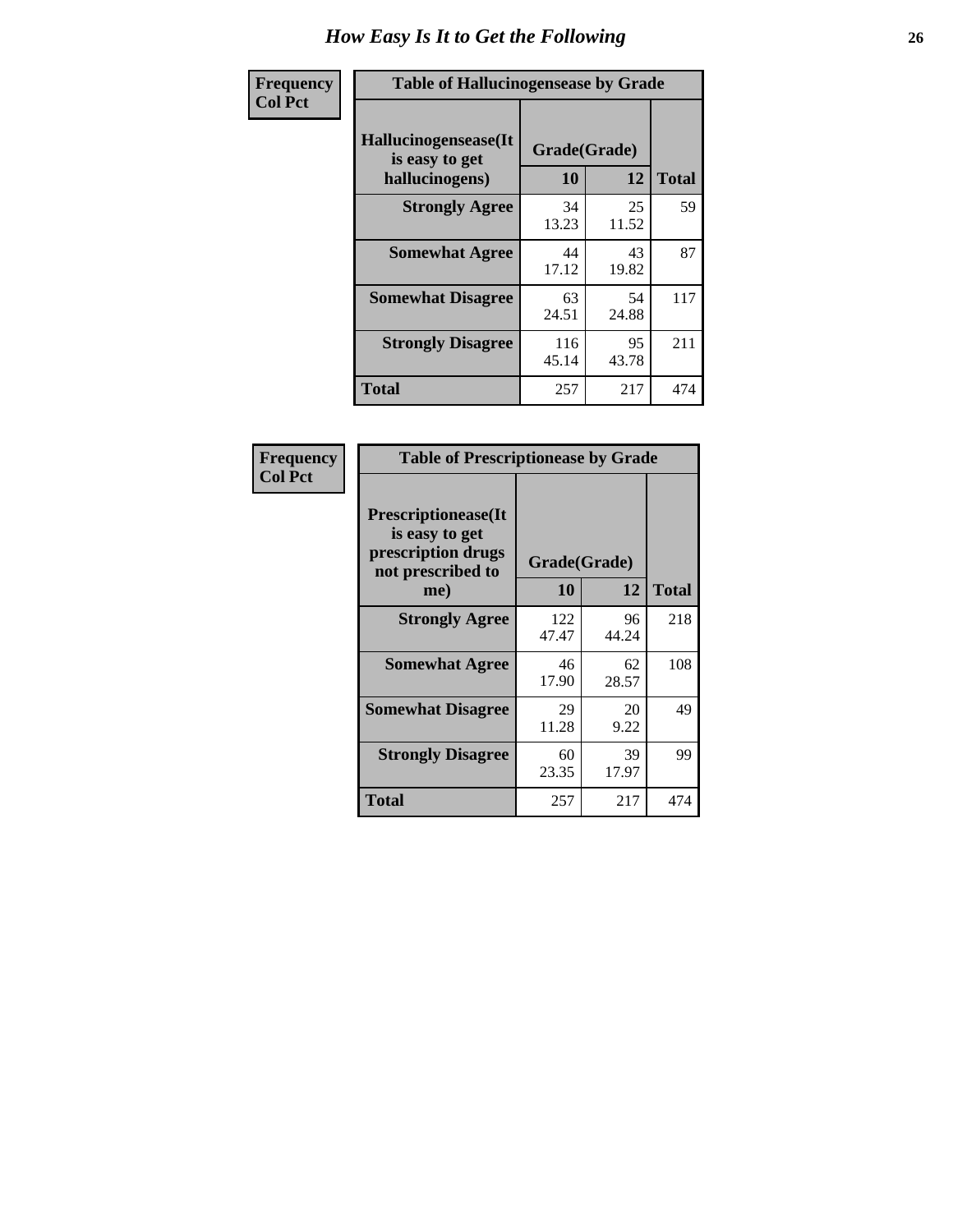# How Easy Is It to Get the Following

**Frequency**
**Col Pct**

**Table of Hallucinogensease by Grade**

| Hallucinogensease(It is easy to get hallucinogens) | Grade(Grade) 10 | 12 | Total |
|---|---|---|---|
| **Strongly Agree** | 34<br>13.23 | 25<br>11.52 | 59 |
| **Somewhat Agree** | 44<br>17.12 | 43<br>19.82 | 87 |
| **Somewhat Disagree** | 63<br>24.51 | 54<br>24.88 | 117 |
| **Strongly Disagree** | 116<br>45.14 | 95<br>43.78 | 211 |
| **Total** | 257 | 217 | 474 |

**Frequency**
**Col Pct**

**Table of Prescriptionease by Grade**

| Prescriptionease(It is easy to get prescription drugs not prescribed to me) | Grade(Grade) 10 | 12 | Total |
|---|---|---|---|
| **Strongly Agree** | 122<br>47.47 | 96<br>44.24 | 218 |
| **Somewhat Agree** | 46<br>17.90 | 62<br>28.57 | 108 |
| **Somewhat Disagree** | 29<br>11.28 | 20<br>9.22 | 49 |
| **Strongly Disagree** | 60<br>23.35 | 39<br>17.97 | 99 |
| **Total** | 257 | 217 | 474 |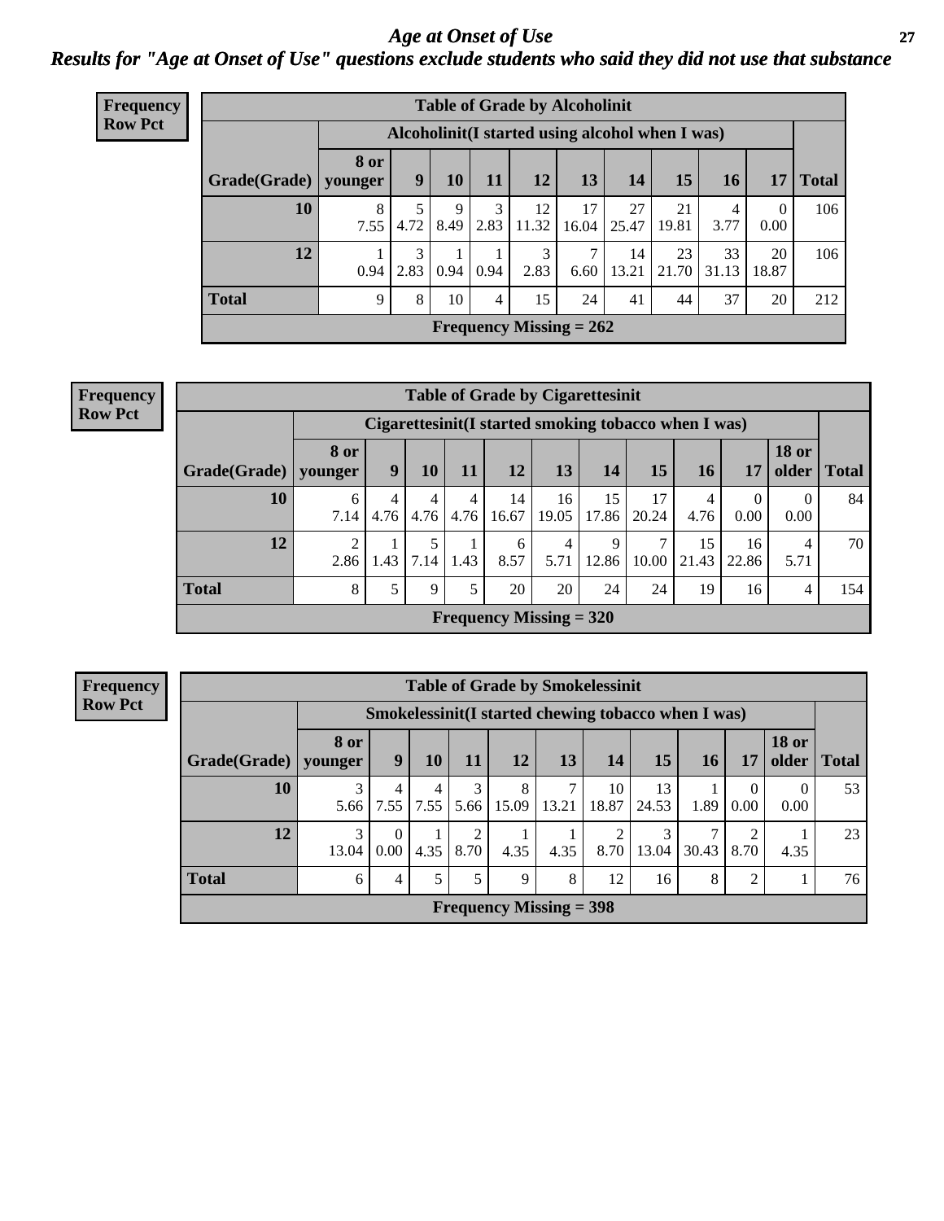# Age at Onset of Use

## Results for "Age at Onset of Use" questions exclude students who said they did not use that substance

**Frequency**
**Row Pct**

| Table of Grade by Alcoholinit | | | | | | | | | | | |
|---|---|---|---|---|---|---|---|---|---|---|---|
| | Alcoholinit(I started using alcohol when I was) | | | | | | | | | | |
| Grade(Grade) | 8 or younger | 9 | 10 | 11 | 12 | 13 | 14 | 15 | 16 | 17 | Total |
| **10** | 8<br>7.55 | 5<br>4.72 | 9<br>8.49 | 3<br>2.83 | 12<br>11.32 | 17<br>16.04 | 27<br>25.47 | 21<br>19.81 | 4<br>3.77 | 0<br>0.00 | 106 |
| **12** | 1<br>0.94 | 3<br>2.83 | 1<br>0.94 | 1<br>0.94 | 3<br>2.83 | 7<br>6.60 | 14<br>13.21 | 23<br>21.70 | 33<br>31.13 | 20<br>18.87 | 106 |
| **Total** | 9 | 8 | 10 | 4 | 15 | 24 | 41 | 44 | 37 | 20 | 212 |
| **Frequency Missing = 262** | | | | | | | | | | | |

**Frequency**
**Row Pct**

| Table of Grade by Cigarettesinit | | | | | | | | | | | | |
|---|---|---|---|---|---|---|---|---|---|---|---|---|
| | Cigarettesinit(I started smoking tobacco when I was) | | | | | | | | | | | |
| Grade(Grade) | 8 or younger | 9 | 10 | 11 | 12 | 13 | 14 | 15 | 16 | 17 | 18 or older | Total |
| **10** | 6<br>7.14 | 4<br>4.76 | 4<br>4.76 | 4<br>4.76 | 14<br>16.67 | 16<br>19.05 | 15<br>17.86 | 17<br>20.24 | 4<br>4.76 | 0<br>0.00 | 0<br>0.00 | 84 |
| **12** | 2<br>2.86 | 1<br>1.43 | 5<br>7.14 | 1<br>1.43 | 6<br>8.57 | 4<br>5.71 | 9<br>12.86 | 7<br>10.00 | 15<br>21.43 | 16<br>22.86 | 4<br>5.71 | 70 |
| **Total** | 8 | 5 | 9 | 5 | 20 | 20 | 24 | 24 | 19 | 16 | 4 | 154 |
| **Frequency Missing = 320** | | | | | | | | | | | | |

**Frequency**
**Row Pct**

| Table of Grade by Smokelessinit | | | | | | | | | | | | |
|---|---|---|---|---|---|---|---|---|---|---|---|---|
| | Smokelessinit(I started chewing tobacco when I was) | | | | | | | | | | | |
| Grade(Grade) | 8 or younger | 9 | 10 | 11 | 12 | 13 | 14 | 15 | 16 | 17 | 18 or older | Total |
| **10** | 3<br>5.66 | 4<br>7.55 | 4<br>7.55 | 3<br>5.66 | 8<br>15.09 | 7<br>13.21 | 10<br>18.87 | 13<br>24.53 | 1<br>1.89 | 0<br>0.00 | 0<br>0.00 | 53 |
| **12** | 3<br>13.04 | 0<br>0.00 | 1<br>4.35 | 2<br>8.70 | 1<br>4.35 | 1<br>4.35 | 2<br>8.70 | 3<br>13.04 | 7<br>30.43 | 2<br>8.70 | 1<br>4.35 | 23 |
| **Total** | 6 | 4 | 5 | 5 | 9 | 8 | 12 | 16 | 8 | 2 | 1 | 76 |
| **Frequency Missing = 398** | | | | | | | | | | | | |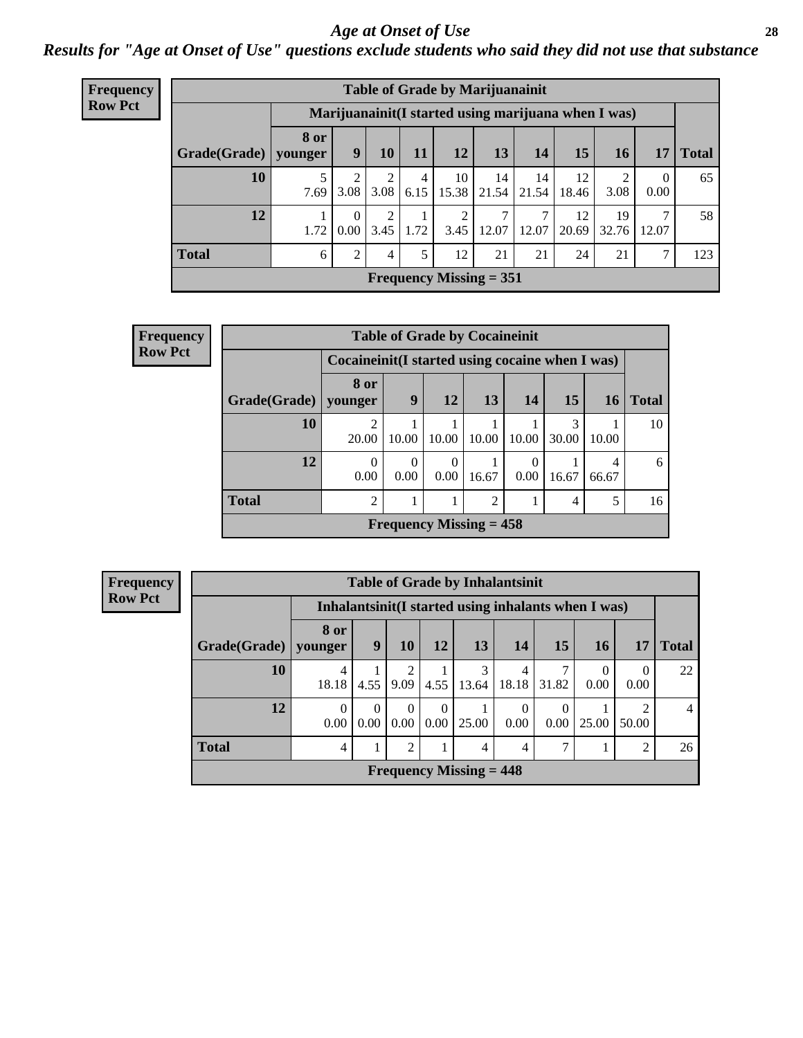# *Age at Onset of Use*

## *Results for "Age at Onset of Use" questions exclude students who said they did not use that substance*

**Frequency Row Pct**

| Table of Grade by Marijuanainit | | | | | | | | | | | |
|---|---|---|---|---|---|---|---|---|---|---|---|
| | Marijuanainit(I started using marijuana when I was) | | | | | | | | | | |
| Grade(Grade) | 8 or younger | 9 | 10 | 11 | 12 | 13 | 14 | 15 | 16 | 17 | Total |
| 10 | 5<br>7.69 | 2<br>3.08 | 2<br>3.08 | 4<br>6.15 | 10<br>15.38 | 14<br>21.54 | 14<br>21.54 | 12<br>18.46 | 2<br>3.08 | 0<br>0.00 | 65 |
| 12 | 1<br>1.72 | 0<br>0.00 | 2<br>3.45 | 1<br>1.72 | 2<br>3.45 | 7<br>12.07 | 7<br>12.07 | 12<br>20.69 | 19<br>32.76 | 7<br>12.07 | 58 |
| Total | 6 | 2 | 4 | 5 | 12 | 21 | 21 | 24 | 21 | 7 | 123 |
| Frequency Missing = 351 | | | | | | | | | | | |

**Frequency Row Pct**

| Table of Grade by Cocaineinit | | | | | | | | |
|---|---|---|---|---|---|---|---|---|
| | Cocaineinit(I started using cocaine when I was) | | | | | | | |
| Grade(Grade) | 8 or younger | 9 | 12 | 13 | 14 | 15 | 16 | Total |
| 10 | 2<br>20.00 | 1<br>10.00 | 1<br>10.00 | 1<br>10.00 | 1<br>10.00 | 3<br>30.00 | 1<br>10.00 | 10 |
| 12 | 0<br>0.00 | 0<br>0.00 | 0<br>0.00 | 1<br>16.67 | 0<br>0.00 | 1<br>16.67 | 4<br>66.67 | 6 |
| Total | 2 | 1 | 1 | 2 | 1 | 4 | 5 | 16 |
| Frequency Missing = 458 | | | | | | | | |

**Frequency Row Pct**

| Table of Grade by Inhalantsinit | | | | | | | | | | |
|---|---|---|---|---|---|---|---|---|---|---|
| | Inhalantsinit(I started using inhalants when I was) | | | | | | | | | |
| Grade(Grade) | 8 or younger | 9 | 10 | 12 | 13 | 14 | 15 | 16 | 17 | Total |
| 10 | 4<br>18.18 | 1<br>4.55 | 2<br>9.09 | 1<br>4.55 | 3<br>13.64 | 4<br>18.18 | 7<br>31.82 | 0<br>0.00 | 0<br>0.00 | 22 |
| 12 | 0<br>0.00 | 0<br>0.00 | 0<br>0.00 | 0<br>0.00 | 1<br>25.00 | 0<br>0.00 | 0<br>0.00 | 1<br>25.00 | 2<br>50.00 | 4 |
| Total | 4 | 1 | 2 | 1 | 4 | 4 | 7 | 1 | 2 | 26 |
| Frequency Missing = 448 | | | | | | | | | | |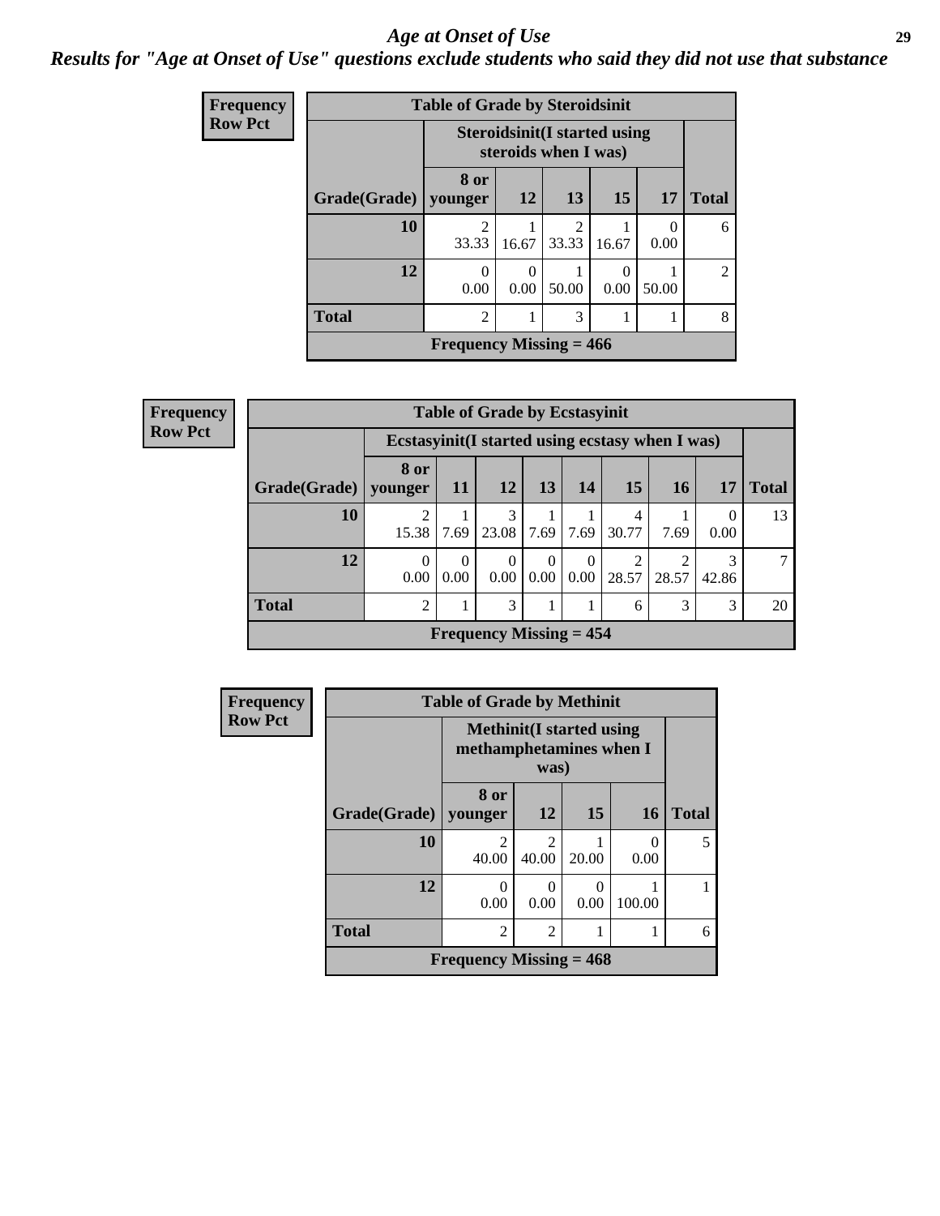# *Age at Onset of Use*

***Results for "Age at Onset of Use" questions exclude students who said they did not use that substance***

**Frequency**
**Row Pct**

**Table of Grade by Steroidsinit**

| Grade(Grade) | Steroidsinit(I started using steroids when I was) | | | | | Total |
|---|---|---|---|---|---|---|
| | 8 or younger | 12 | 13 | 15 | 17 | |
| **10** | 2<br>33.33 | 1<br>16.67 | 2<br>33.33 | 1<br>16.67 | 0<br>0.00 | 6 |
| **12** | 0<br>0.00 | 0<br>0.00 | 1<br>50.00 | 0<br>0.00 | 1<br>50.00 | 2 |
| **Total** | 2 | 1 | 3 | 1 | 1 | 8 |

**Frequency Missing = 466**

**Frequency**
**Row Pct**

**Table of Grade by Ecstasyinit**

| Grade(Grade) | Ecstasyinit(I started using ecstasy when I was) | | | | | | | | Total |
|---|---|---|---|---|---|---|---|---|---|
| | 8 or younger | 11 | 12 | 13 | 14 | 15 | 16 | 17 | |
| **10** | 2<br>15.38 | 1<br>7.69 | 3<br>23.08 | 1<br>7.69 | 1<br>7.69 | 4<br>30.77 | 1<br>7.69 | 0<br>0.00 | 13 |
| **12** | 0<br>0.00 | 0<br>0.00 | 0<br>0.00 | 0<br>0.00 | 0<br>0.00 | 2<br>28.57 | 2<br>28.57 | 3<br>42.86 | 7 |
| **Total** | 2 | 1 | 3 | 1 | 1 | 6 | 3 | 3 | 20 |

**Frequency Missing = 454**

**Frequency**
**Row Pct**

**Table of Grade by Methinit**

| Grade(Grade) | Methinit(I started using methamphetamines when I was) | | | | Total |
|---|---|---|---|---|---|
| | 8 or younger | 12 | 15 | 16 | |
| **10** | 2<br>40.00 | 2<br>40.00 | 1<br>20.00 | 0<br>0.00 | 5 |
| **12** | 0<br>0.00 | 0<br>0.00 | 0<br>0.00 | 1<br>100.00 | 1 |
| **Total** | 2 | 2 | 1 | 1 | 6 |

**Frequency Missing = 468**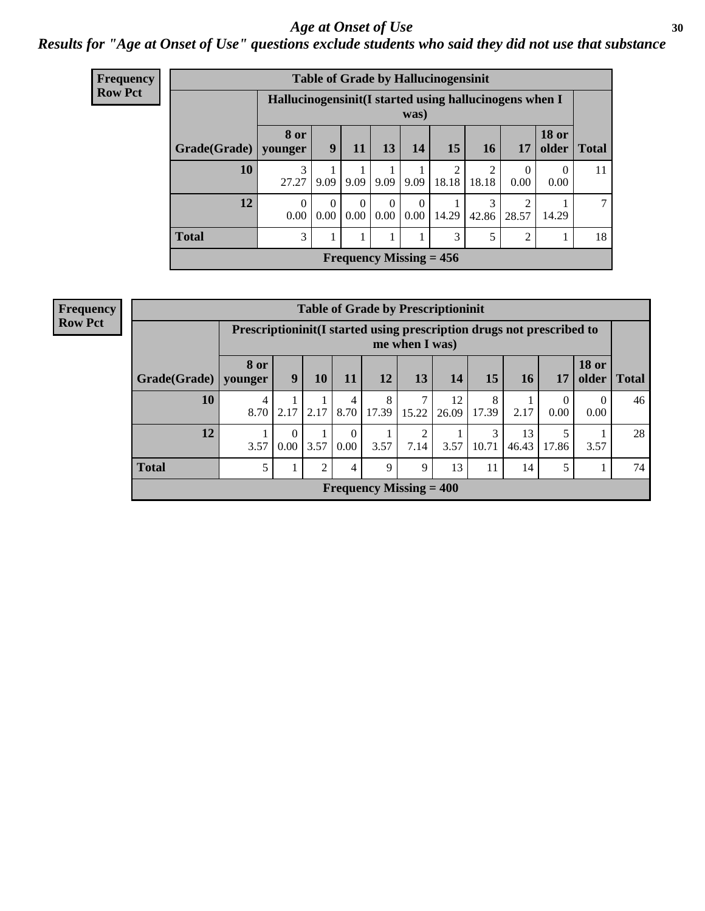# Age at Onset of Use

## *Results for "Age at Onset of Use" questions exclude students who said they did not use that substance*

**Frequency**
**Row Pct**

| Table of Grade by Hallucinogensinit | | | | | | | | | | |
|---|---|---|---|---|---|---|---|---|---|---|
| | Hallucinogensinit(I started using hallucinogens when I was) | | | | | | | | | |
| Grade(Grade) | 8 or younger | 9 | 11 | 13 | 14 | 15 | 16 | 17 | 18 or older | Total |
| 10 | 3<br>27.27 | 1<br>9.09 | 1<br>9.09 | 1<br>9.09 | 1<br>9.09 | 2<br>18.18 | 2<br>18.18 | 0<br>0.00 | 0<br>0.00 | 11 |
| 12 | 0<br>0.00 | 0<br>0.00 | 0<br>0.00 | 0<br>0.00 | 0<br>0.00 | 1<br>14.29 | 3<br>42.86 | 2<br>28.57 | 1<br>14.29 | 7 |
| Total | 3 | 1 | 1 | 1 | 1 | 3 | 5 | 2 | 1 | 18 |
| Frequency Missing = 456 | | | | | | | | | | |

**Frequency**
**Row Pct**

| Table of Grade by Prescriptioninit | | | | | | | | | | | | |
|---|---|---|---|---|---|---|---|---|---|---|---|---|
| | Prescriptioninit(I started using prescription drugs not prescribed to me when I was) | | | | | | | | | | | |
| Grade(Grade) | 8 or younger | 9 | 10 | 11 | 12 | 13 | 14 | 15 | 16 | 17 | 18 or older | Total |
| 10 | 4<br>8.70 | 1<br>2.17 | 1<br>2.17 | 4<br>8.70 | 8<br>17.39 | 7<br>15.22 | 12<br>26.09 | 8<br>17.39 | 1<br>2.17 | 0<br>0.00 | 0<br>0.00 | 46 |
| 12 | 1<br>3.57 | 0<br>0.00 | 1<br>3.57 | 0<br>0.00 | 1<br>3.57 | 2<br>7.14 | 1<br>3.57 | 3<br>10.71 | 13<br>46.43 | 5<br>17.86 | 1<br>3.57 | 28 |
| Total | 5 | 1 | 2 | 4 | 9 | 9 | 13 | 11 | 14 | 5 | 1 | 74 |
| Frequency Missing = 400 | | | | | | | | | | | | |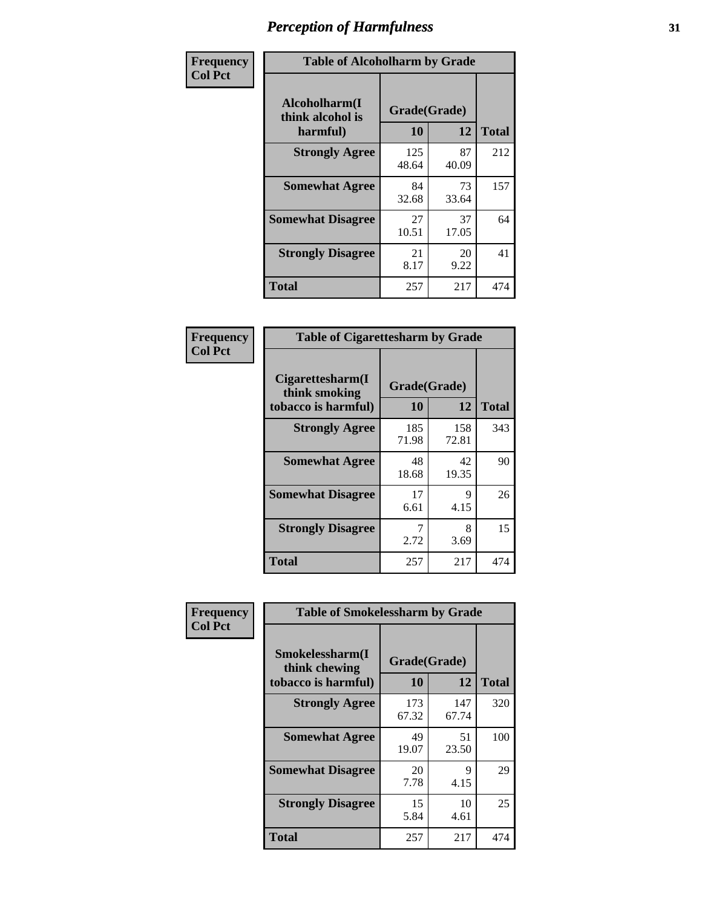# Perception of Harmfulness

| Frequency<br>Col Pct | Table of Alcoholharm by Grade | | |
|---|---|---|---|
| Alcoholharm(I think alcohol is harmful) | Grade(Grade) | | |
| | 10 | 12 | Total |
| Strongly Agree | 125<br>48.64 | 87<br>40.09 | 212 |
| Somewhat Agree | 84<br>32.68 | 73<br>33.64 | 157 |
| Somewhat Disagree | 27<br>10.51 | 37<br>17.05 | 64 |
| Strongly Disagree | 21<br>8.17 | 20<br>9.22 | 41 |
| Total | 257 | 217 | 474 |

| Frequency<br>Col Pct | Table of Cigarettesharm by Grade | | |
|---|---|---|---|
| Cigarettesharm(I think smoking tobacco is harmful) | Grade(Grade) | | |
| | 10 | 12 | Total |
| Strongly Agree | 185<br>71.98 | 158<br>72.81 | 343 |
| Somewhat Agree | 48<br>18.68 | 42<br>19.35 | 90 |
| Somewhat Disagree | 17<br>6.61 | 9<br>4.15 | 26 |
| Strongly Disagree | 7<br>2.72 | 8<br>3.69 | 15 |
| Total | 257 | 217 | 474 |

| Frequency<br>Col Pct | Table of Smokelessharm by Grade | | |
|---|---|---|---|
| Smokelessharm(I think chewing tobacco is harmful) | Grade(Grade) | | |
| | 10 | 12 | Total |
| Strongly Agree | 173<br>67.32 | 147<br>67.74 | 320 |
| Somewhat Agree | 49<br>19.07 | 51<br>23.50 | 100 |
| Somewhat Disagree | 20<br>7.78 | 9<br>4.15 | 29 |
| Strongly Disagree | 15<br>5.84 | 10<br>4.61 | 25 |
| Total | 257 | 217 | 474 |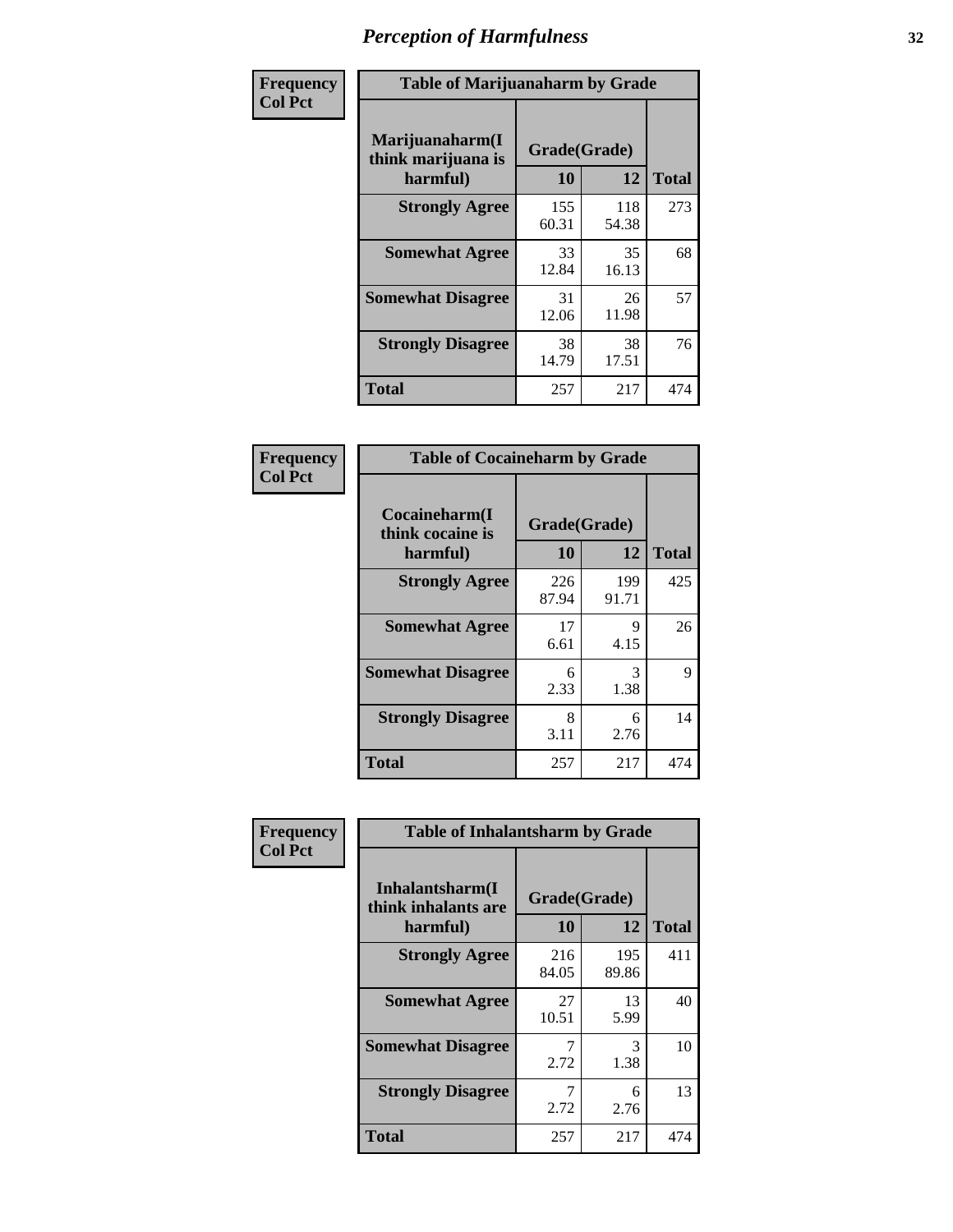# Perception of Harmfulness

**Frequency**
**Col Pct**

| Table of Marijuanaharm by Grade | | | |
|---|---|---|---|
| Marijuanaharm(I think marijuana is harmful) | Grade(Grade) | | Total |
| | 10 | 12 | |
| **Strongly Agree** | 155<br>60.31 | 118<br>54.38 | 273 |
| **Somewhat Agree** | 33<br>12.84 | 35<br>16.13 | 68 |
| **Somewhat Disagree** | 31<br>12.06 | 26<br>11.98 | 57 |
| **Strongly Disagree** | 38<br>14.79 | 38<br>17.51 | 76 |
| **Total** | 257 | 217 | 474 |

**Frequency**
**Col Pct**

| Table of Cocaineharm by Grade | | | |
|---|---|---|---|
| Cocaineharm(I think cocaine is harmful) | Grade(Grade) | | Total |
| | 10 | 12 | |
| **Strongly Agree** | 226<br>87.94 | 199<br>91.71 | 425 |
| **Somewhat Agree** | 17<br>6.61 | 9<br>4.15 | 26 |
| **Somewhat Disagree** | 6<br>2.33 | 3<br>1.38 | 9 |
| **Strongly Disagree** | 8<br>3.11 | 6<br>2.76 | 14 |
| **Total** | 257 | 217 | 474 |

**Frequency**
**Col Pct**

| Table of Inhalantsharm by Grade | | | |
|---|---|---|---|
| Inhalantsharm(I think inhalants are harmful) | Grade(Grade) | | Total |
| | 10 | 12 | |
| **Strongly Agree** | 216<br>84.05 | 195<br>89.86 | 411 |
| **Somewhat Agree** | 27<br>10.51 | 13<br>5.99 | 40 |
| **Somewhat Disagree** | 7<br>2.72 | 3<br>1.38 | 10 |
| **Strongly Disagree** | 7<br>2.72 | 6<br>2.76 | 13 |
| **Total** | 257 | 217 | 474 |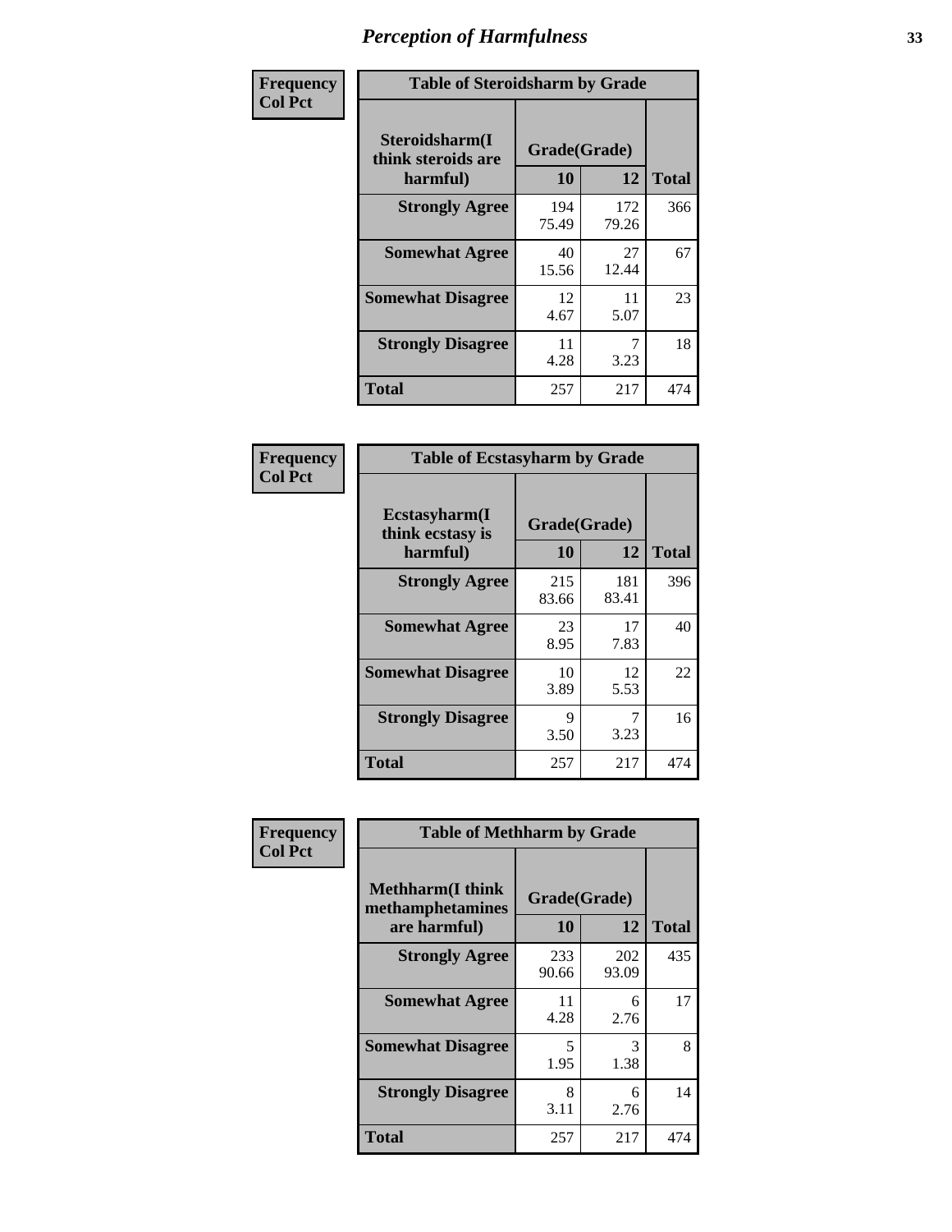# Perception of Harmfulness

| Frequency<br>Col Pct | Table of Steroidsharm by Grade | | |
|---|---|---|---|
| Steroidsharm(I think steroids are harmful) | Grade(Grade) | | |
| | 10 | 12 | Total |
| Strongly Agree | 194<br>75.49 | 172<br>79.26 | 366 |
| Somewhat Agree | 40<br>15.56 | 27<br>12.44 | 67 |
| Somewhat Disagree | 12<br>4.67 | 11<br>5.07 | 23 |
| Strongly Disagree | 11<br>4.28 | 7<br>3.23 | 18 |
| Total | 257 | 217 | 474 |

| Frequency<br>Col Pct | Table of Ecstasyharm by Grade | | |
|---|---|---|---|
| Ecstasyharm(I think ecstasy is harmful) | Grade(Grade) | | |
| | 10 | 12 | Total |
| Strongly Agree | 215<br>83.66 | 181<br>83.41 | 396 |
| Somewhat Agree | 23<br>8.95 | 17<br>7.83 | 40 |
| Somewhat Disagree | 10<br>3.89 | 12<br>5.53 | 22 |
| Strongly Disagree | 9<br>3.50 | 7<br>3.23 | 16 |
| Total | 257 | 217 | 474 |

| Frequency<br>Col Pct | Table of Methharm by Grade | | |
|---|---|---|---|
| Methharm(I think methamphetamines are harmful) | Grade(Grade) | | |
| | 10 | 12 | Total |
| Strongly Agree | 233<br>90.66 | 202<br>93.09 | 435 |
| Somewhat Agree | 11<br>4.28 | 6<br>2.76 | 17 |
| Somewhat Disagree | 5<br>1.95 | 3<br>1.38 | 8 |
| Strongly Disagree | 8<br>3.11 | 6<br>2.76 | 14 |
| Total | 257 | 217 | 474 |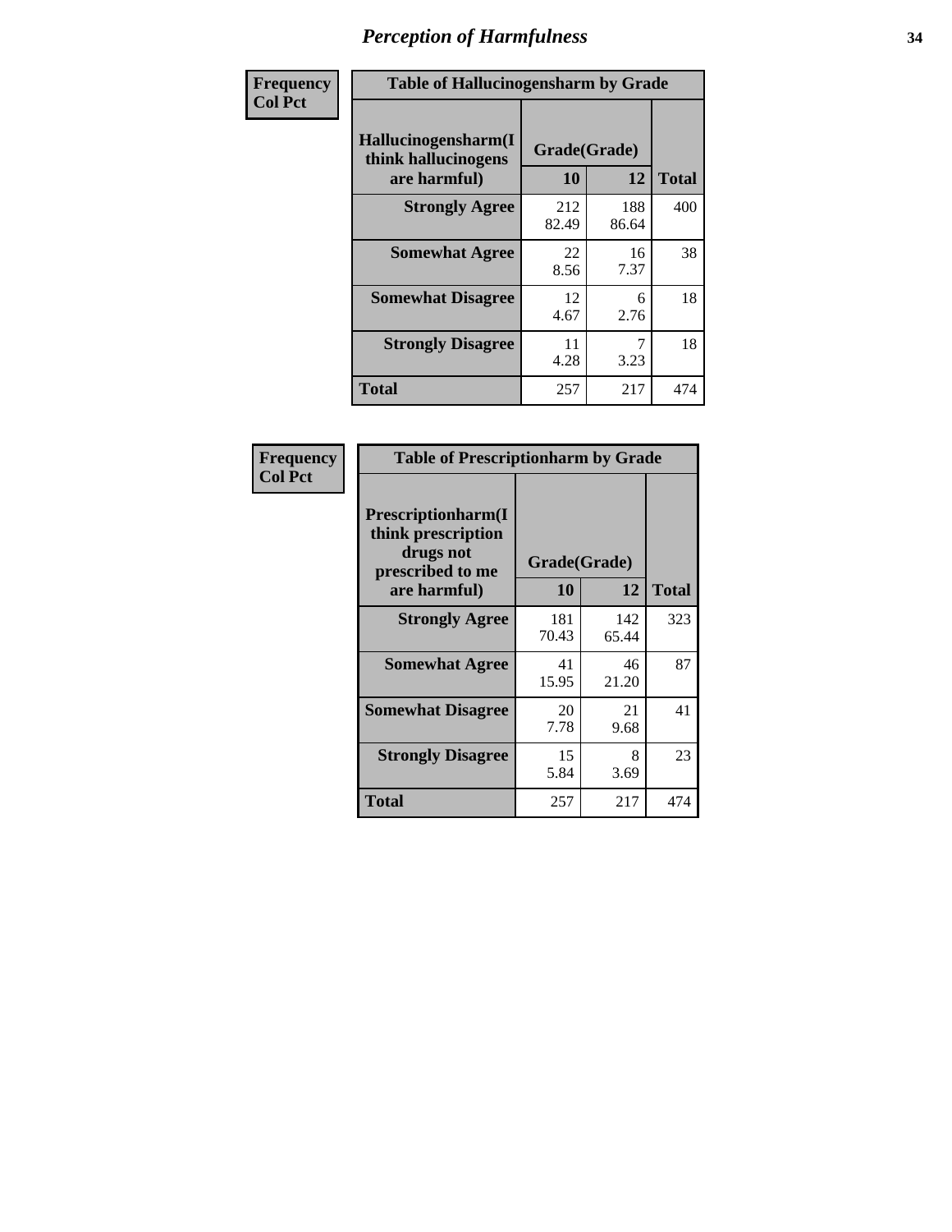# Perception of Harmfulness

**Frequency**
**Col Pct**

| Table of Hallucinogensharm by Grade | | | |
|---|---|---|---|
| Hallucinogensharm(I think hallucinogens are harmful) | Grade(Grade) | | Total |
| | 10 | 12 | |
| **Strongly Agree** | 212<br>82.49 | 188<br>86.64 | 400 |
| **Somewhat Agree** | 22<br>8.56 | 16<br>7.37 | 38 |
| **Somewhat Disagree** | 12<br>4.67 | 6<br>2.76 | 18 |
| **Strongly Disagree** | 11<br>4.28 | 7<br>3.23 | 18 |
| **Total** | 257 | 217 | 474 |

**Frequency**
**Col Pct**

| Table of Prescriptionharm by Grade | | | |
|---|---|---|---|
| Prescriptionharm(I think prescription drugs not prescribed to me are harmful) | Grade(Grade) | | Total |
| | 10 | 12 | |
| **Strongly Agree** | 181<br>70.43 | 142<br>65.44 | 323 |
| **Somewhat Agree** | 41<br>15.95 | 46<br>21.20 | 87 |
| **Somewhat Disagree** | 20<br>7.78 | 21<br>9.68 | 41 |
| **Strongly Disagree** | 15<br>5.84 | 8<br>3.69 | 23 |
| **Total** | 257 | 217 | 474 |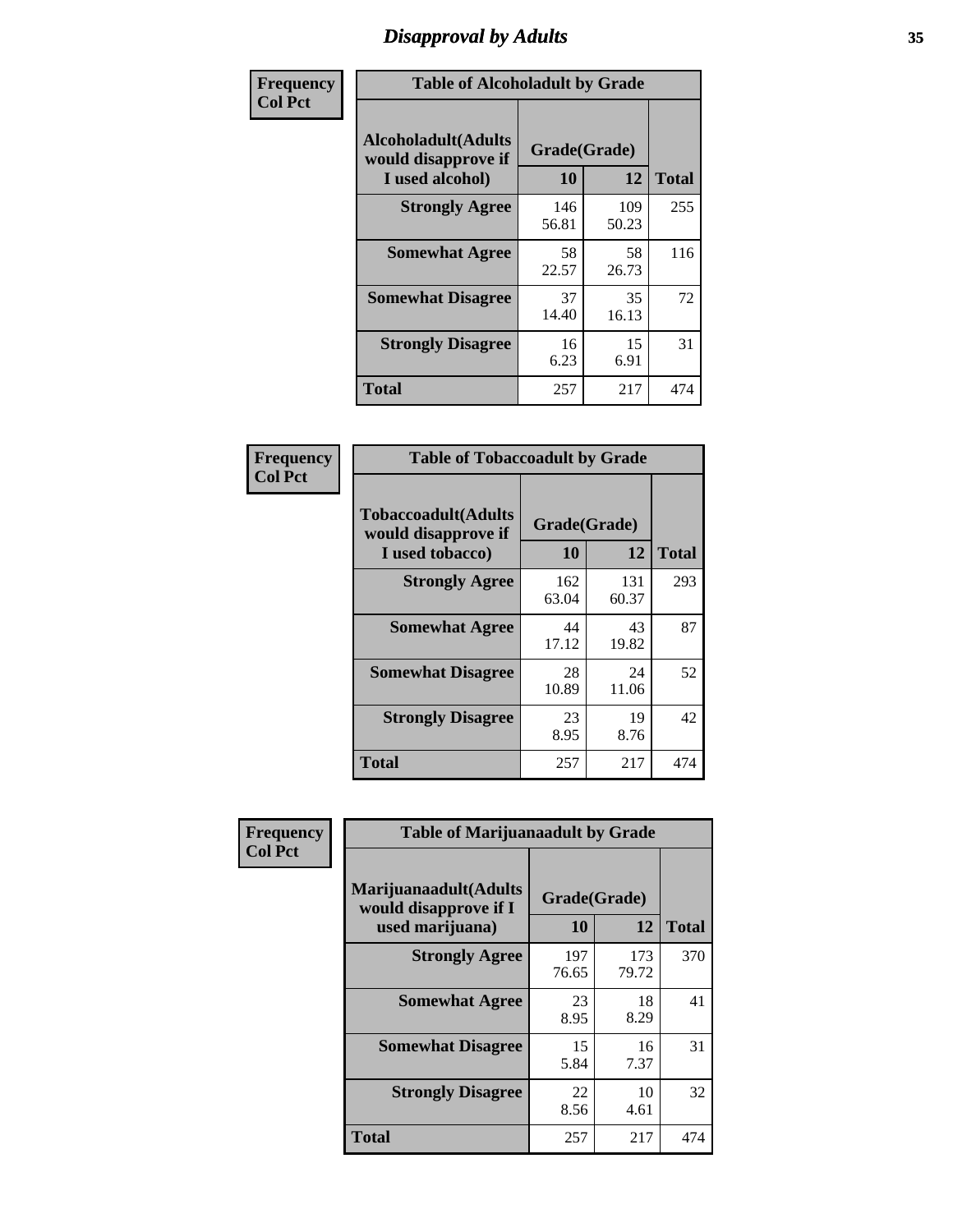# Disapproval by Adults

| Frequency<br>Col Pct | Table of Alcoholadult by Grade | | |
|---|---|---|---|
| **Alcoholadult(Adults would disapprove if I used alcohol)** | **Grade(Grade)** | | |
| | **10** | **12** | **Total** |
| **Strongly Agree** | 146<br>56.81 | 109<br>50.23 | 255 |
| **Somewhat Agree** | 58<br>22.57 | 58<br>26.73 | 116 |
| **Somewhat Disagree** | 37<br>14.40 | 35<br>16.13 | 72 |
| **Strongly Disagree** | 16<br>6.23 | 15<br>6.91 | 31 |
| **Total** | 257 | 217 | 474 |

| Frequency<br>Col Pct | Table of Tobaccoadult by Grade | | |
|---|---|---|---|
| **Tobaccoadult(Adults would disapprove if I used tobacco)** | **Grade(Grade)** | | |
| | **10** | **12** | **Total** |
| **Strongly Agree** | 162<br>63.04 | 131<br>60.37 | 293 |
| **Somewhat Agree** | 44<br>17.12 | 43<br>19.82 | 87 |
| **Somewhat Disagree** | 28<br>10.89 | 24<br>11.06 | 52 |
| **Strongly Disagree** | 23<br>8.95 | 19<br>8.76 | 42 |
| **Total** | 257 | 217 | 474 |

| Frequency<br>Col Pct | Table of Marijuanaadult by Grade | | |
|---|---|---|---|
| **Marijuanaadult(Adults would disapprove if I used marijuana)** | **Grade(Grade)** | | |
| | **10** | **12** | **Total** |
| **Strongly Agree** | 197<br>76.65 | 173<br>79.72 | 370 |
| **Somewhat Agree** | 23<br>8.95 | 18<br>8.29 | 41 |
| **Somewhat Disagree** | 15<br>5.84 | 16<br>7.37 | 31 |
| **Strongly Disagree** | 22<br>8.56 | 10<br>4.61 | 32 |
| **Total** | 257 | 217 | 474 |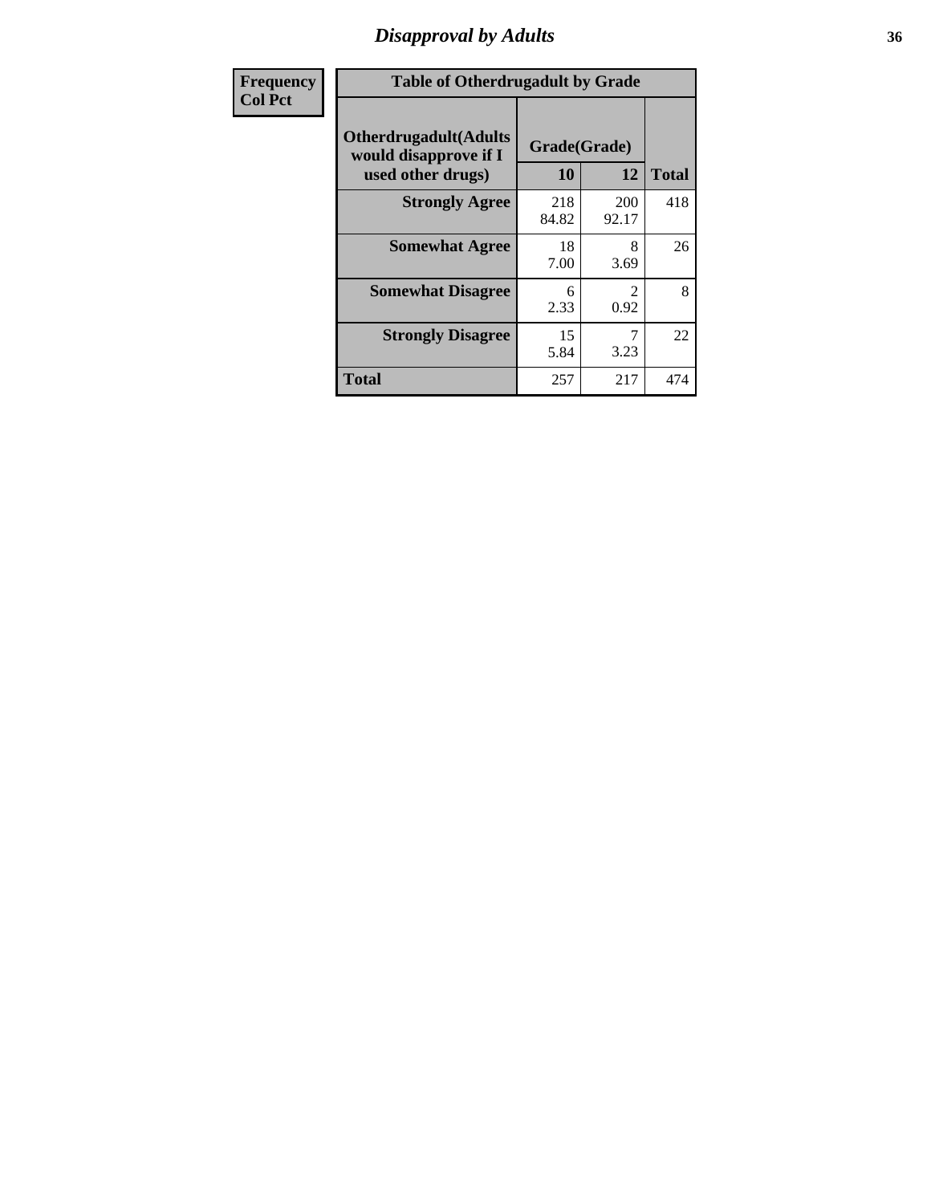## Disapproval by Adults

| Frequency<br>Col Pct |
|---|

**Table of Otherdrugadult by Grade**

| Otherdrugadult(Adults would disapprove if I used other drugs) | Grade(Grade) | | Total |
|---|---|---|---|
| | 10 | 12 | |
| **Strongly Agree** | 218<br>84.82 | 200<br>92.17 | 418 |
| **Somewhat Agree** | 18<br>7.00 | 8<br>3.69 | 26 |
| **Somewhat Disagree** | 6<br>2.33 | 2<br>0.92 | 8 |
| **Strongly Disagree** | 15<br>5.84 | 7<br>3.23 | 22 |
| **Total** | 257 | 217 | 474 |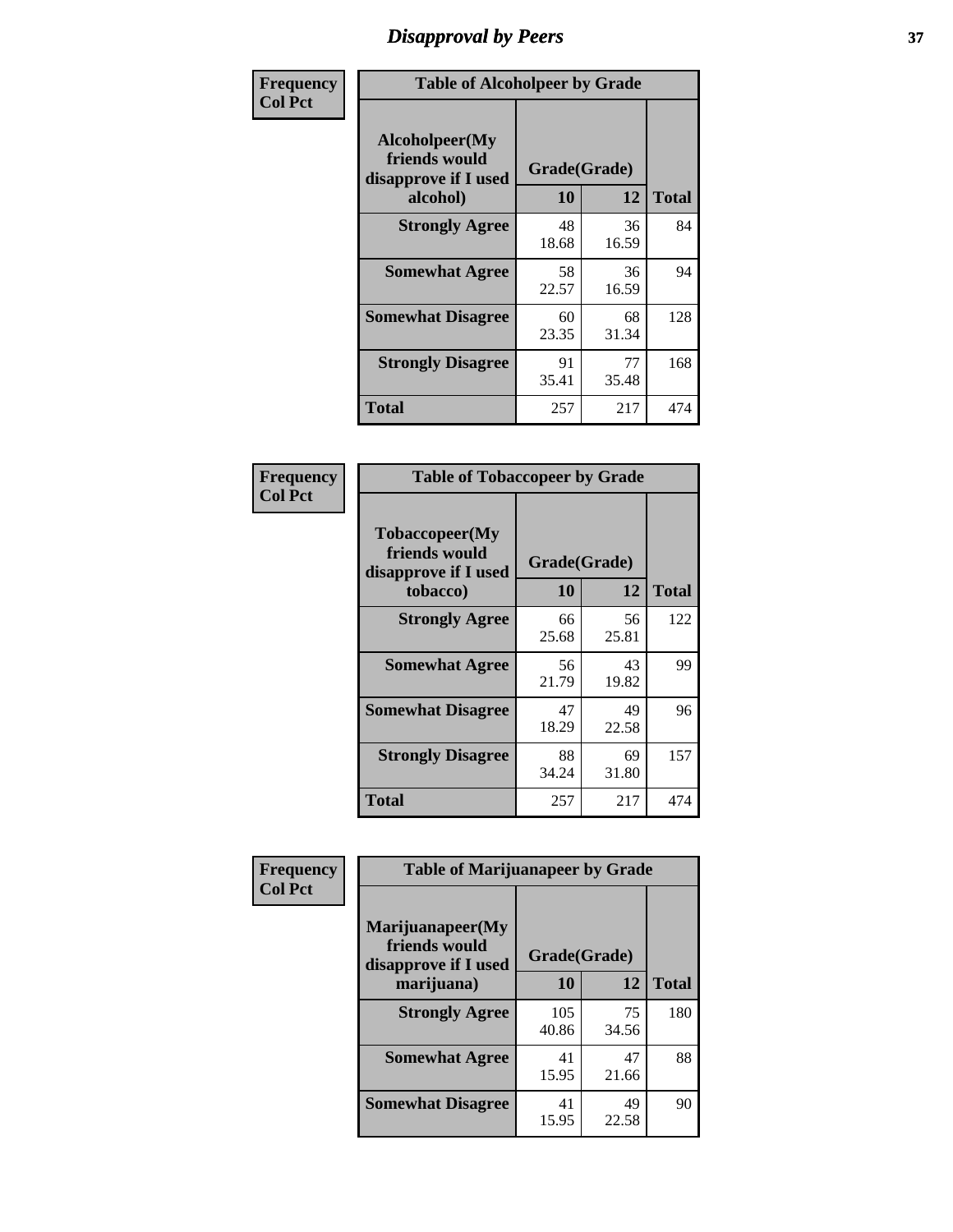# Disapproval by Peers

| Frequency<br>Col Pct | Table of Alcoholpeer by Grade | | |
|---|---|---|---|
| **Alcoholpeer(My friends would disapprove if I used alcohol)** | **Grade(Grade)** | | **Total** |
| | **10** | **12** | |
| **Strongly Agree** | 48<br>18.68 | 36<br>16.59 | 84 |
| **Somewhat Agree** | 58<br>22.57 | 36<br>16.59 | 94 |
| **Somewhat Disagree** | 60<br>23.35 | 68<br>31.34 | 128 |
| **Strongly Disagree** | 91<br>35.41 | 77<br>35.48 | 168 |
| **Total** | 257 | 217 | 474 |

| Frequency<br>Col Pct | Table of Tobaccopeer by Grade | | |
|---|---|---|---|
| **Tobaccopeer(My friends would disapprove if I used tobacco)** | **Grade(Grade)** | | **Total** |
| | **10** | **12** | |
| **Strongly Agree** | 66<br>25.68 | 56<br>25.81 | 122 |
| **Somewhat Agree** | 56<br>21.79 | 43<br>19.82 | 99 |
| **Somewhat Disagree** | 47<br>18.29 | 49<br>22.58 | 96 |
| **Strongly Disagree** | 88<br>34.24 | 69<br>31.80 | 157 |
| **Total** | 257 | 217 | 474 |

| Frequency<br>Col Pct | Table of Marijuanapeer by Grade | | |
|---|---|---|---|
| **Marijuanapeer(My friends would disapprove if I used marijuana)** | **Grade(Grade)** | | **Total** |
| | **10** | **12** | |
| **Strongly Agree** | 105<br>40.86 | 75<br>34.56 | 180 |
| **Somewhat Agree** | 41<br>15.95 | 47<br>21.66 | 88 |
| **Somewhat Disagree** | 41<br>15.95 | 49<br>22.58 | 90 |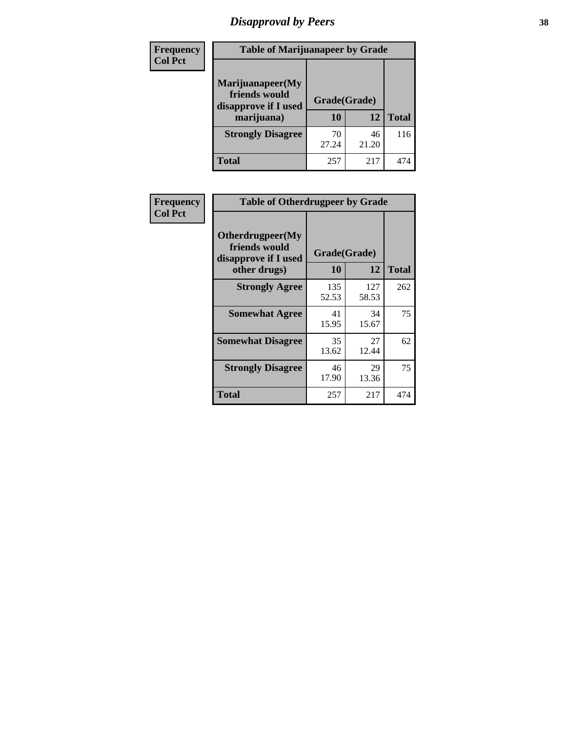# *Disapproval by Peers*

**Frequency**
**Col Pct**

| Table of Marijuanapeer by Grade | | | |
|---|---|---|---|
| **Marijuanapeer(My friends would disapprove if I used marijuana)** | **Grade(Grade)** | | |
| | **10** | **12** | **Total** |
| **Strongly Disagree** | 70<br>27.24 | 46<br>21.20 | 116 |
| **Total** | 257 | 217 | 474 |

**Frequency**
**Col Pct**

| Table of Otherdrugpeer by Grade | | | |
|---|---|---|---|
| **Otherdrugpeer(My friends would disapprove if I used other drugs)** | **Grade(Grade)** | | |
| | **10** | **12** | **Total** |
| **Strongly Agree** | 135<br>52.53 | 127<br>58.53 | 262 |
| **Somewhat Agree** | 41<br>15.95 | 34<br>15.67 | 75 |
| **Somewhat Disagree** | 35<br>13.62 | 27<br>12.44 | 62 |
| **Strongly Disagree** | 46<br>17.90 | 29<br>13.36 | 75 |
| **Total** | 257 | 217 | 474 |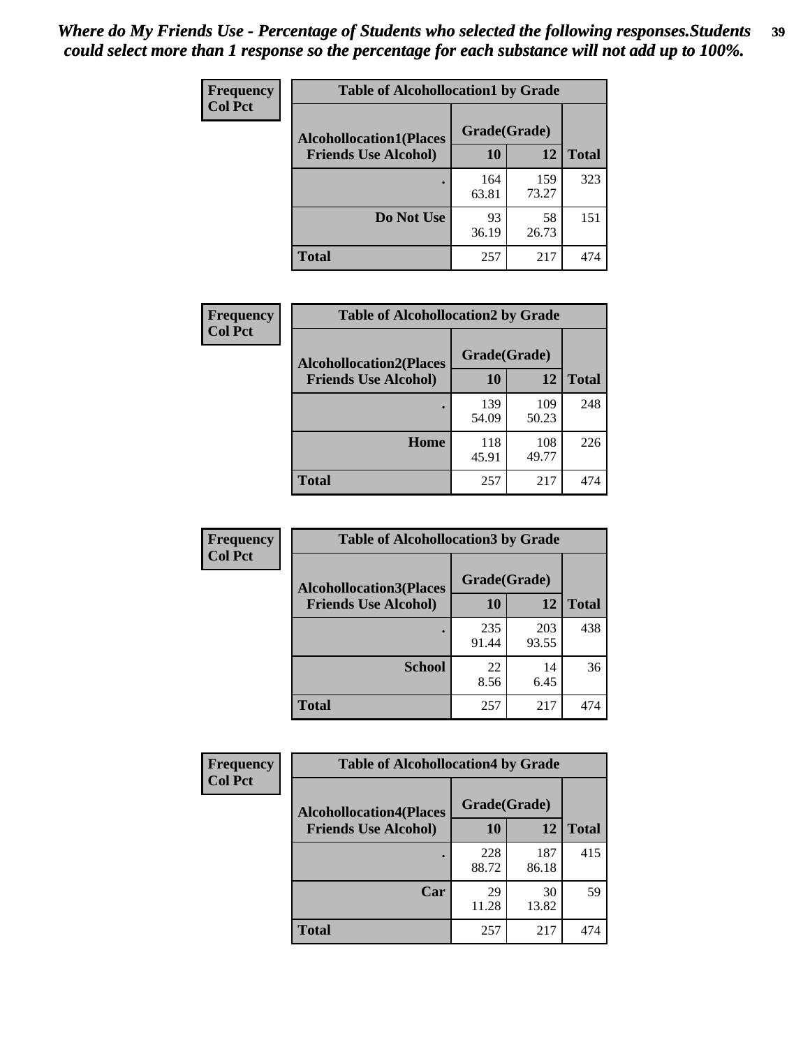*Where do My Friends Use - Percentage of Students who selected the following responses.Students could select more than 1 response so the percentage for each substance will not add up to 100%.*

| Frequency<br>Col Pct | Table of Alcohollocation1 by Grade | | |
|---|---|---|---|
| Alcohollocation1(Places Friends Use Alcohol) | Grade(Grade) | | |
| | 10 | 12 | Total |
| . | 164<br>63.81 | 159<br>73.27 | 323 |
| Do Not Use | 93<br>36.19 | 58<br>26.73 | 151 |
| Total | 257 | 217 | 474 |

| Frequency<br>Col Pct | Table of Alcohollocation2 by Grade | | |
|---|---|---|---|
| Alcohollocation2(Places Friends Use Alcohol) | Grade(Grade) | | |
| | 10 | 12 | Total |
| . | 139<br>54.09 | 109<br>50.23 | 248 |
| Home | 118<br>45.91 | 108<br>49.77 | 226 |
| Total | 257 | 217 | 474 |

| Frequency<br>Col Pct | Table of Alcohollocation3 by Grade | | |
|---|---|---|---|
| Alcohollocation3(Places Friends Use Alcohol) | Grade(Grade) | | |
| | 10 | 12 | Total |
| . | 235<br>91.44 | 203<br>93.55 | 438 |
| School | 22<br>8.56 | 14<br>6.45 | 36 |
| Total | 257 | 217 | 474 |

| Frequency<br>Col Pct | Table of Alcohollocation4 by Grade | | |
|---|---|---|---|
| Alcohollocation4(Places Friends Use Alcohol) | Grade(Grade) | | |
| | 10 | 12 | Total |
| . | 228<br>88.72 | 187<br>86.18 | 415 |
| Car | 29<br>11.28 | 30<br>13.82 | 59 |
| Total | 257 | 217 | 474 |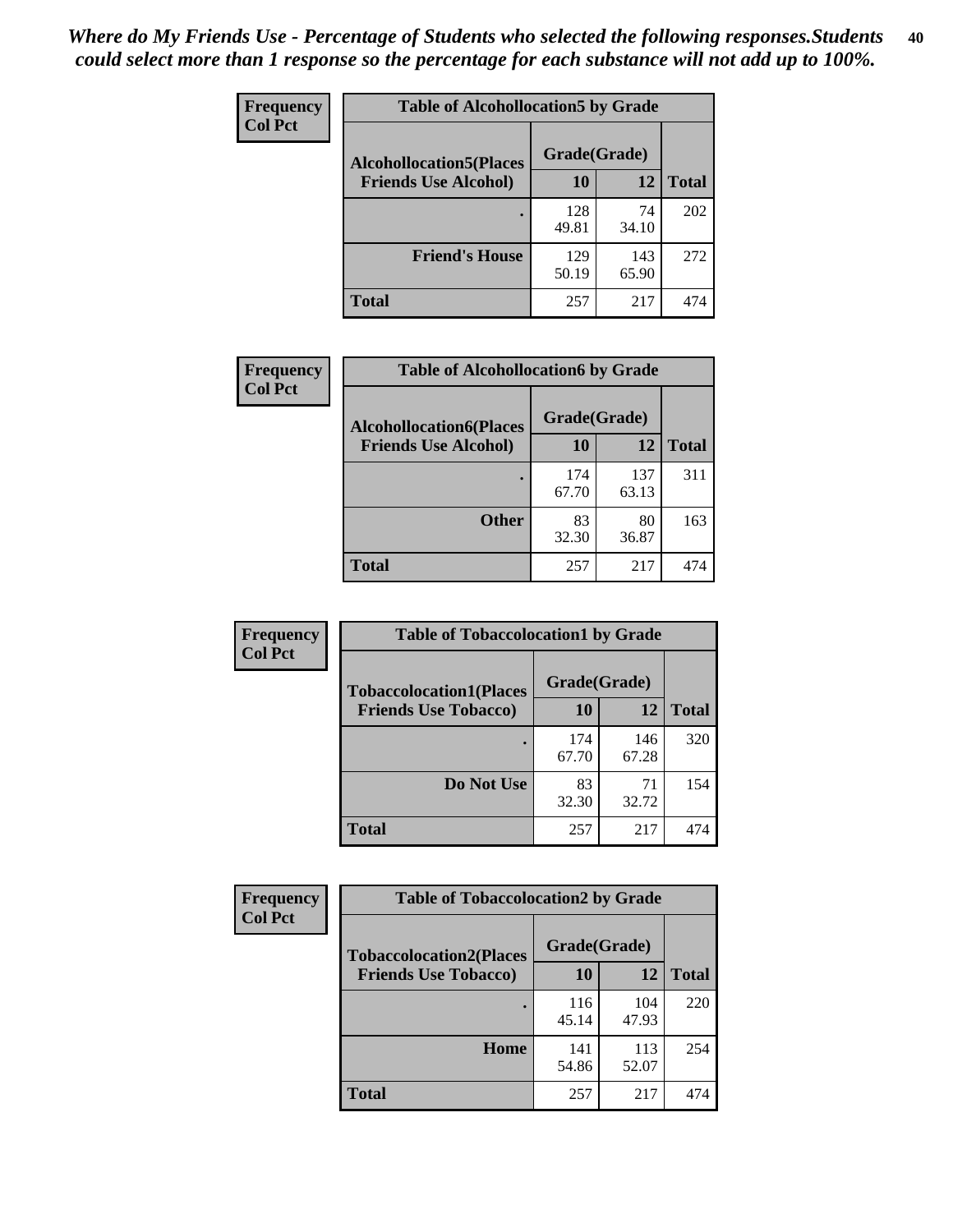*Where do My Friends Use - Percentage of Students who selected the following responses.Students could select more than 1 response so the percentage for each substance will not add up to 100%.*

**Frequency**
**Col Pct**

| Table of Alcohollocation5 by Grade | | | |
|---|---|---|---|
| Alcohollocation5(Places Friends Use Alcohol) | Grade(Grade) | | Total |
| | 10 | 12 | |
| . | 128<br>49.81 | 74<br>34.10 | 202 |
| Friend's House | 129<br>50.19 | 143<br>65.90 | 272 |
| Total | 257 | 217 | 474 |

**Frequency**
**Col Pct**

| Table of Alcohollocation6 by Grade | | | |
|---|---|---|---|
| Alcohollocation6(Places Friends Use Alcohol) | Grade(Grade) | | Total |
| | 10 | 12 | |
| . | 174<br>67.70 | 137<br>63.13 | 311 |
| Other | 83<br>32.30 | 80<br>36.87 | 163 |
| Total | 257 | 217 | 474 |

**Frequency**
**Col Pct**

| Table of Tobaccolocation1 by Grade | | | |
|---|---|---|---|
| Tobaccolocation1(Places Friends Use Tobacco) | Grade(Grade) | | Total |
| | 10 | 12 | |
| . | 174<br>67.70 | 146<br>67.28 | 320 |
| Do Not Use | 83<br>32.30 | 71<br>32.72 | 154 |
| Total | 257 | 217 | 474 |

**Frequency**
**Col Pct**

| Table of Tobaccolocation2 by Grade | | | |
|---|---|---|---|
| Tobaccolocation2(Places Friends Use Tobacco) | Grade(Grade) | | Total |
| | 10 | 12 | |
| . | 116<br>45.14 | 104<br>47.93 | 220 |
| Home | 141<br>54.86 | 113<br>52.07 | 254 |
| Total | 257 | 217 | 474 |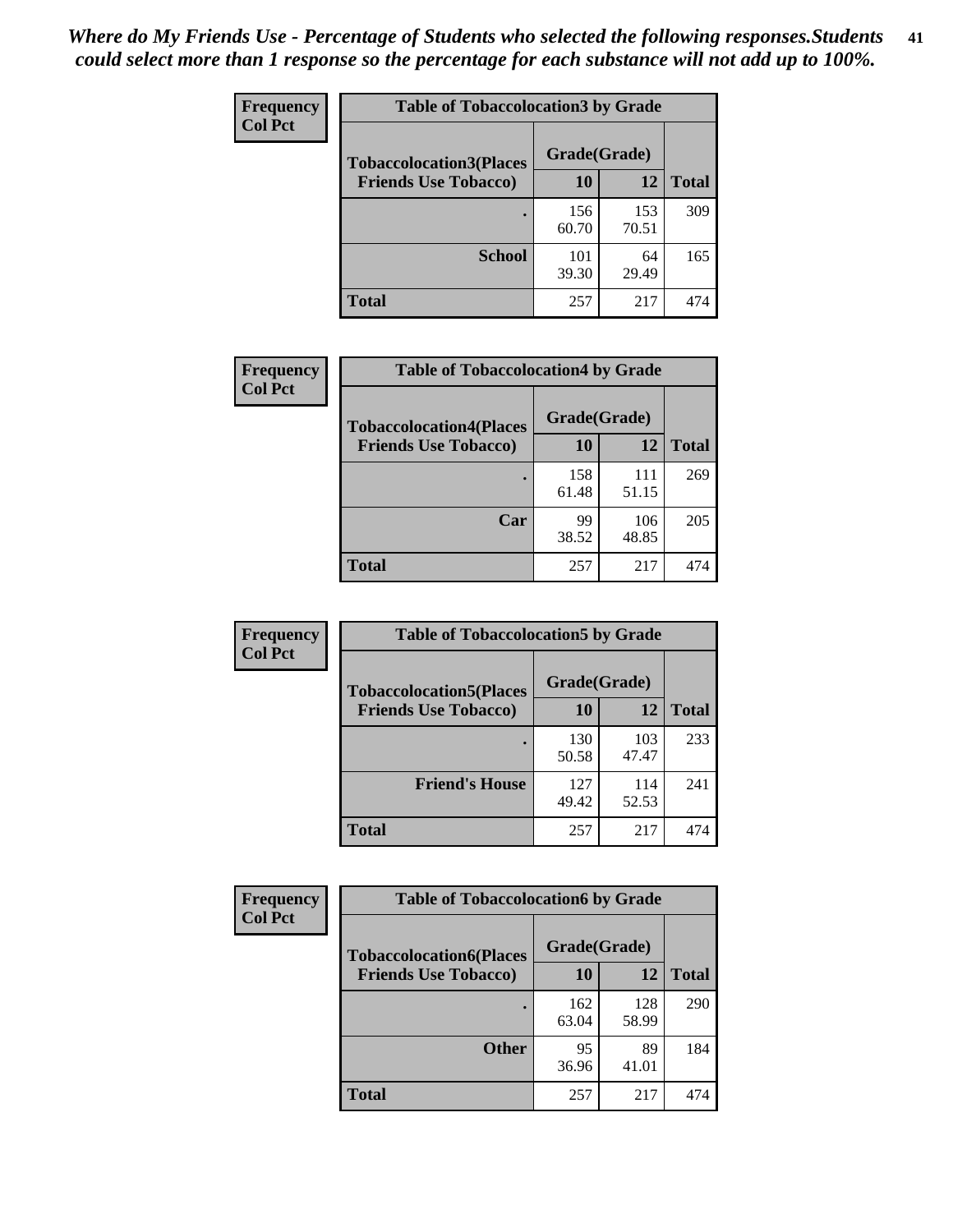*Where do My Friends Use - Percentage of Students who selected the following responses.Students could select more than 1 response so the percentage for each substance will not add up to 100%.*

**Frequency**
**Col Pct**

| Table of Tobaccolocation3 by Grade | | | |
|---|---|---|---|
| **Tobaccolocation3(Places Friends Use Tobacco)** | **Grade(Grade)** | | **Total** |
| | **10** | **12** | |
| **.** | 156<br>60.70 | 153<br>70.51 | 309 |
| **School** | 101<br>39.30 | 64<br>29.49 | 165 |
| **Total** | 257 | 217 | 474 |

**Frequency**
**Col Pct**

| Table of Tobaccolocation4 by Grade | | | |
|---|---|---|---|
| **Tobaccolocation4(Places Friends Use Tobacco)** | **Grade(Grade)** | | **Total** |
| | **10** | **12** | |
| **.** | 158<br>61.48 | 111<br>51.15 | 269 |
| **Car** | 99<br>38.52 | 106<br>48.85 | 205 |
| **Total** | 257 | 217 | 474 |

**Frequency**
**Col Pct**

| Table of Tobaccolocation5 by Grade | | | |
|---|---|---|---|
| **Tobaccolocation5(Places Friends Use Tobacco)** | **Grade(Grade)** | | **Total** |
| | **10** | **12** | |
| **.** | 130<br>50.58 | 103<br>47.47 | 233 |
| **Friend's House** | 127<br>49.42 | 114<br>52.53 | 241 |
| **Total** | 257 | 217 | 474 |

**Frequency**
**Col Pct**

| Table of Tobaccolocation6 by Grade | | | |
|---|---|---|---|
| **Tobaccolocation6(Places Friends Use Tobacco)** | **Grade(Grade)** | | **Total** |
| | **10** | **12** | |
| **.** | 162<br>63.04 | 128<br>58.99 | 290 |
| **Other** | 95<br>36.96 | 89<br>41.01 | 184 |
| **Total** | 257 | 217 | 474 |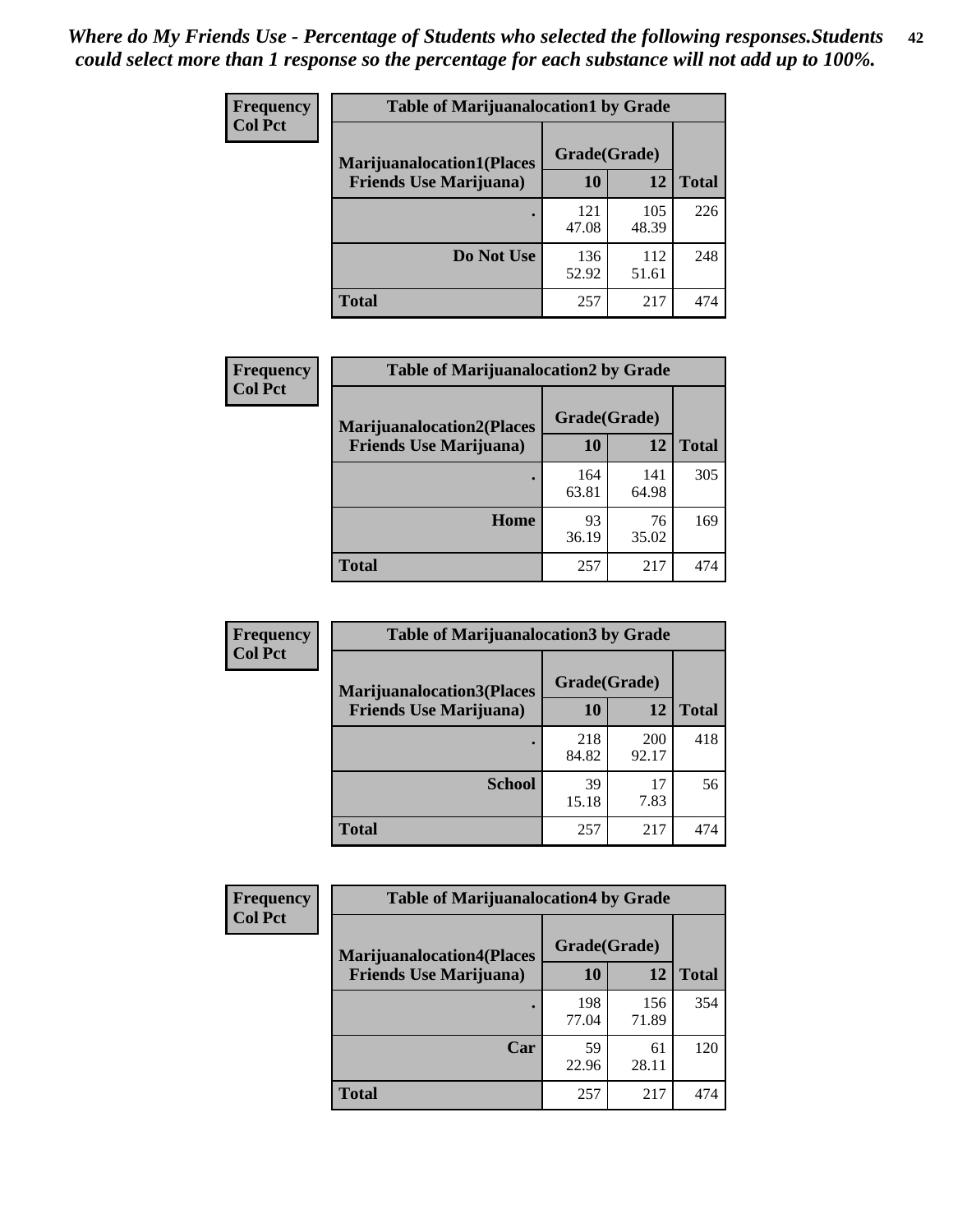*Where do My Friends Use - Percentage of Students who selected the following responses.Students could select more than 1 response so the percentage for each substance will not add up to 100%.*

**Frequency / Col Pct**

**Table of Marijuanalocation1 by Grade**

| Marijuanalocation1(Places Friends Use Marijuana) | Grade(Grade) 10 | 12 | Total |
|---|---|---|---|
| . | 121<br>47.08 | 105<br>48.39 | 226 |
| Do Not Use | 136<br>52.92 | 112<br>51.61 | 248 |
| Total | 257 | 217 | 474 |

**Frequency / Col Pct**

**Table of Marijuanalocation2 by Grade**

| Marijuanalocation2(Places Friends Use Marijuana) | Grade(Grade) 10 | 12 | Total |
|---|---|---|---|
| . | 164<br>63.81 | 141<br>64.98 | 305 |
| Home | 93<br>36.19 | 76<br>35.02 | 169 |
| Total | 257 | 217 | 474 |

**Frequency / Col Pct**

**Table of Marijuanalocation3 by Grade**

| Marijuanalocation3(Places Friends Use Marijuana) | Grade(Grade) 10 | 12 | Total |
|---|---|---|---|
| . | 218<br>84.82 | 200<br>92.17 | 418 |
| School | 39<br>15.18 | 17<br>7.83 | 56 |
| Total | 257 | 217 | 474 |

**Frequency / Col Pct**

**Table of Marijuanalocation4 by Grade**

| Marijuanalocation4(Places Friends Use Marijuana) | Grade(Grade) 10 | 12 | Total |
|---|---|---|---|
| . | 198<br>77.04 | 156<br>71.89 | 354 |
| Car | 59<br>22.96 | 61<br>28.11 | 120 |
| Total | 257 | 217 | 474 |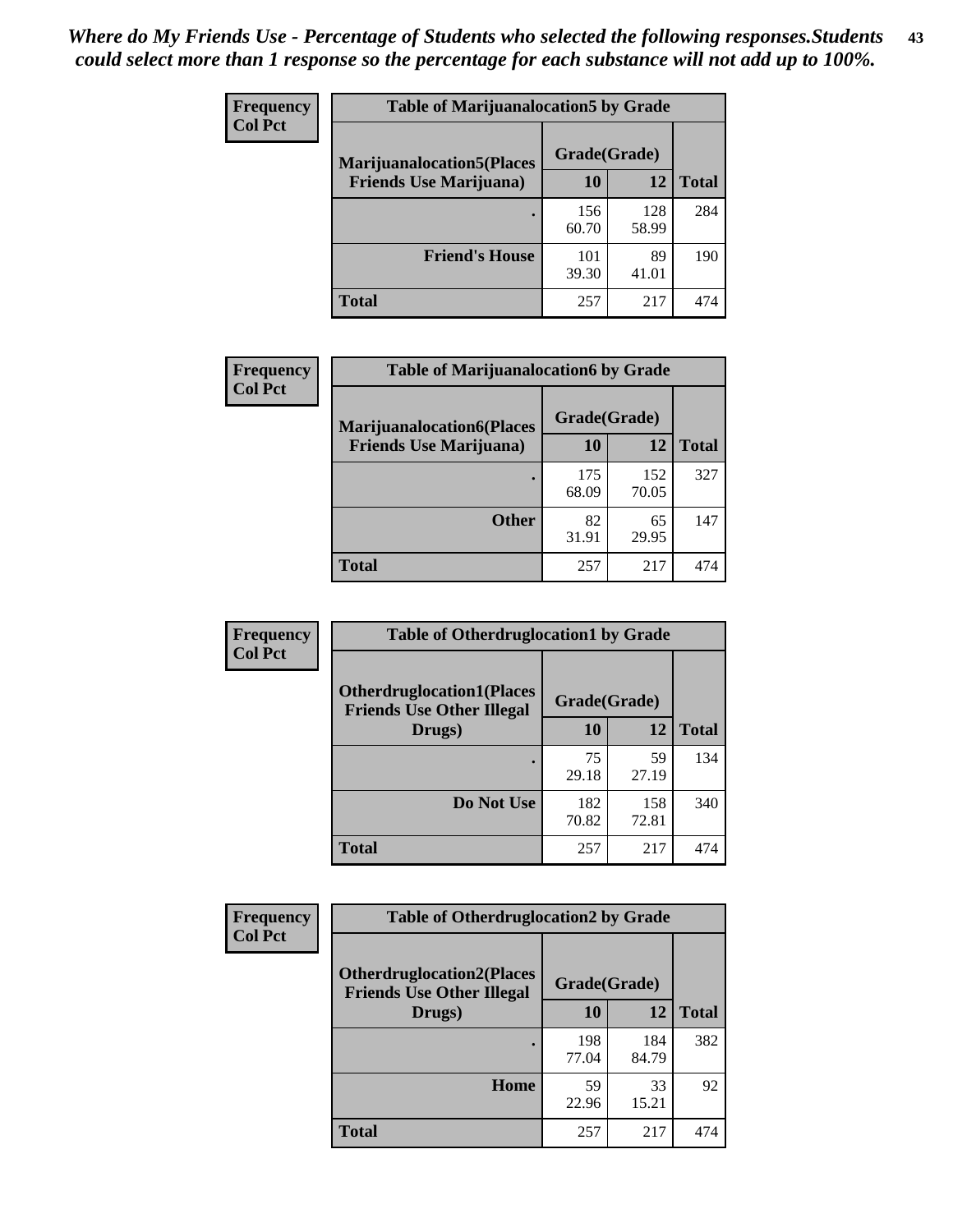*Where do My Friends Use - Percentage of Students who selected the following responses.Students could select more than 1 response so the percentage for each substance will not add up to 100%.*

**Frequency**
**Col Pct**

| Table of Marijuanalocation5 by Grade | | | |
|---|---|---|---|
| **Marijuanalocation5(Places Friends Use Marijuana)** | **Grade(Grade)** | | **Total** |
| | **10** | **12** | |
| **.** | 156<br>60.70 | 128<br>58.99 | 284 |
| **Friend's House** | 101<br>39.30 | 89<br>41.01 | 190 |
| **Total** | 257 | 217 | 474 |

**Frequency**
**Col Pct**

| Table of Marijuanalocation6 by Grade | | | |
|---|---|---|---|
| **Marijuanalocation6(Places Friends Use Marijuana)** | **Grade(Grade)** | | **Total** |
| | **10** | **12** | |
| **.** | 175<br>68.09 | 152<br>70.05 | 327 |
| **Other** | 82<br>31.91 | 65<br>29.95 | 147 |
| **Total** | 257 | 217 | 474 |

**Frequency**
**Col Pct**

| Table of Otherdruglocation1 by Grade | | | |
|---|---|---|---|
| **Otherdruglocation1(Places Friends Use Other Illegal Drugs)** | **Grade(Grade)** | | **Total** |
| | **10** | **12** | |
| **.** | 75<br>29.18 | 59<br>27.19 | 134 |
| **Do Not Use** | 182<br>70.82 | 158<br>72.81 | 340 |
| **Total** | 257 | 217 | 474 |

**Frequency**
**Col Pct**

| Table of Otherdruglocation2 by Grade | | | |
|---|---|---|---|
| **Otherdruglocation2(Places Friends Use Other Illegal Drugs)** | **Grade(Grade)** | | **Total** |
| | **10** | **12** | |
| **.** | 198<br>77.04 | 184<br>84.79 | 382 |
| **Home** | 59<br>22.96 | 33<br>15.21 | 92 |
| **Total** | 257 | 217 | 474 |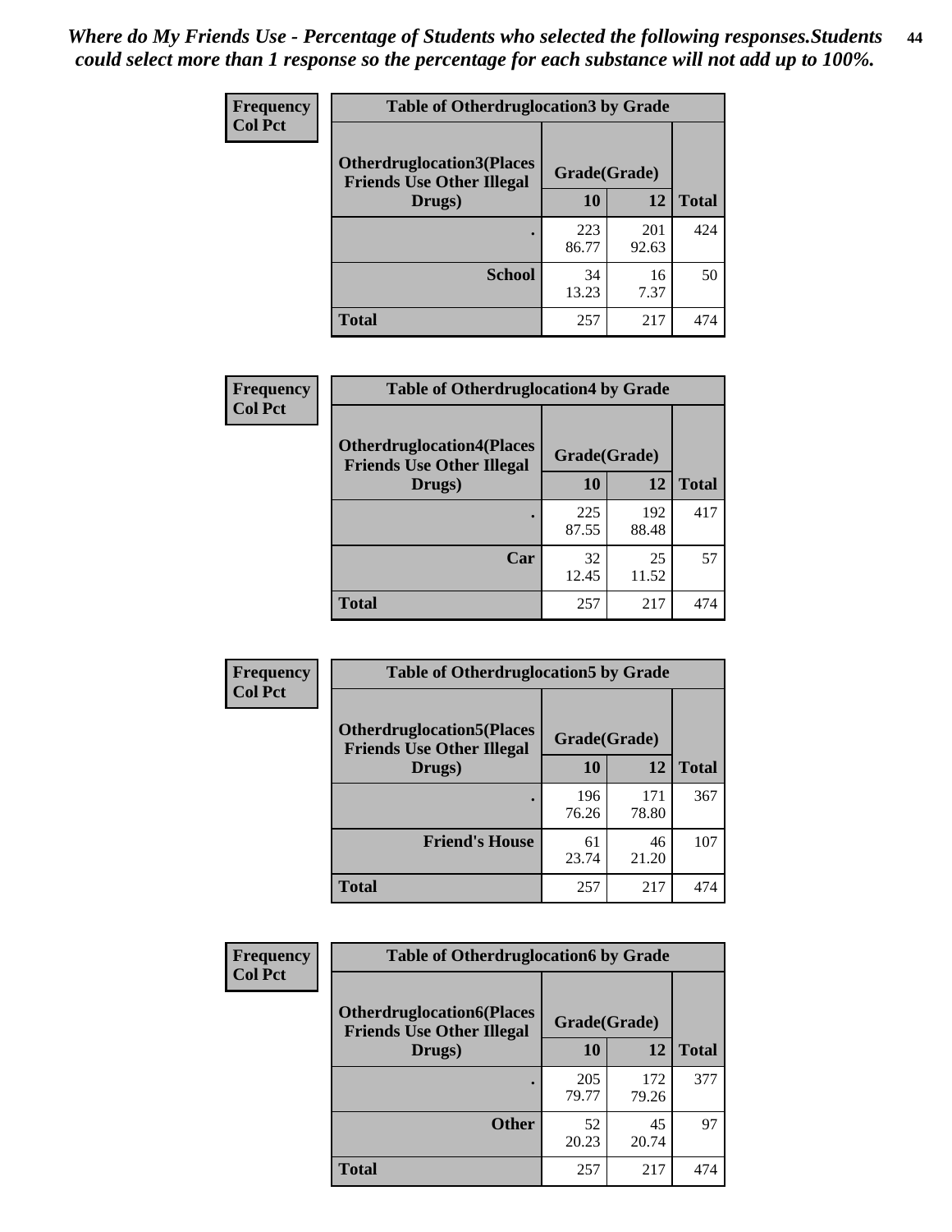*Where do My Friends Use - Percentage of Students who selected the following responses.Students could select more than 1 response so the percentage for each substance will not add up to 100%.*

**Frequency / Col Pct**

| Table of Otherdruglocation3 by Grade | | | |
|---|---|---|---|
| Otherdruglocation3(Places Friends Use Other Illegal Drugs) | Grade(Grade) | | Total |
| | 10 | 12 | |
| . | 223<br>86.77 | 201<br>92.63 | 424 |
| School | 34<br>13.23 | 16<br>7.37 | 50 |
| Total | 257 | 217 | 474 |

**Frequency / Col Pct**

| Table of Otherdruglocation4 by Grade | | | |
|---|---|---|---|
| Otherdruglocation4(Places Friends Use Other Illegal Drugs) | Grade(Grade) | | Total |
| | 10 | 12 | |
| . | 225<br>87.55 | 192<br>88.48 | 417 |
| Car | 32<br>12.45 | 25<br>11.52 | 57 |
| Total | 257 | 217 | 474 |

**Frequency / Col Pct**

| Table of Otherdruglocation5 by Grade | | | |
|---|---|---|---|
| Otherdruglocation5(Places Friends Use Other Illegal Drugs) | Grade(Grade) | | Total |
| | 10 | 12 | |
| . | 196<br>76.26 | 171<br>78.80 | 367 |
| Friend's House | 61<br>23.74 | 46<br>21.20 | 107 |
| Total | 257 | 217 | 474 |

**Frequency / Col Pct**

| Table of Otherdruglocation6 by Grade | | | |
|---|---|---|---|
| Otherdruglocation6(Places Friends Use Other Illegal Drugs) | Grade(Grade) | | Total |
| | 10 | 12 | |
| . | 205<br>79.77 | 172<br>79.26 | 377 |
| Other | 52<br>20.23 | 45<br>20.74 | 97 |
| Total | 257 | 217 | 474 |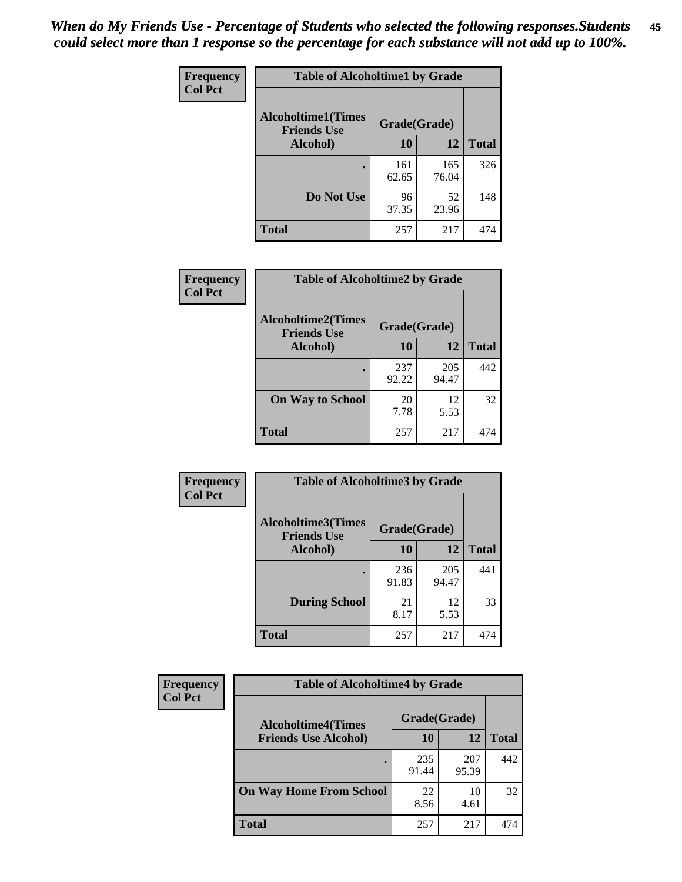*When do My Friends Use - Percentage of Students who selected the following responses.Students could select more than 1 response so the percentage for each substance will not add up to 100%.*

**Frequency**
**Col Pct**

| Table of Alcoholtime1 by Grade | | | |
|---|---|---|---|
| Alcoholtime1(Times Friends Use Alcohol) | Grade(Grade) | | |
| | 10 | 12 | Total |
| . | 161<br>62.65 | 165<br>76.04 | 326 |
| Do Not Use | 96<br>37.35 | 52<br>23.96 | 148 |
| Total | 257 | 217 | 474 |

**Frequency**
**Col Pct**

| Table of Alcoholtime2 by Grade | | | |
|---|---|---|---|
| Alcoholtime2(Times Friends Use Alcohol) | Grade(Grade) | | |
| | 10 | 12 | Total |
| . | 237<br>92.22 | 205<br>94.47 | 442 |
| On Way to School | 20<br>7.78 | 12<br>5.53 | 32 |
| Total | 257 | 217 | 474 |

**Frequency**
**Col Pct**

| Table of Alcoholtime3 by Grade | | | |
|---|---|---|---|
| Alcoholtime3(Times Friends Use Alcohol) | Grade(Grade) | | |
| | 10 | 12 | Total |
| . | 236<br>91.83 | 205<br>94.47 | 441 |
| During School | 21<br>8.17 | 12<br>5.53 | 33 |
| Total | 257 | 217 | 474 |

**Frequency**
**Col Pct**

| Table of Alcoholtime4 by Grade | | | |
|---|---|---|---|
| Alcoholtime4(Times Friends Use Alcohol) | Grade(Grade) | | |
| | 10 | 12 | Total |
| . | 235<br>91.44 | 207<br>95.39 | 442 |
| On Way Home From School | 22<br>8.56 | 10<br>4.61 | 32 |
| Total | 257 | 217 | 474 |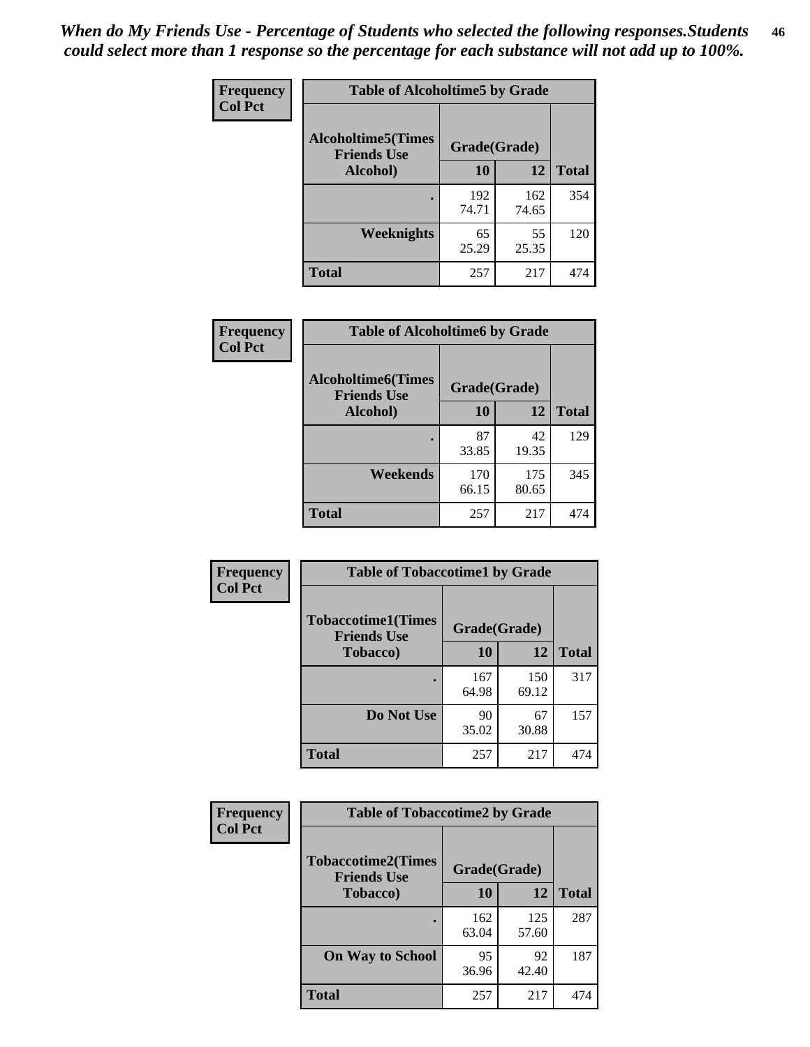*When do My Friends Use - Percentage of Students who selected the following responses.Students could select more than 1 response so the percentage for each substance will not add up to 100%.*

**Frequency**
**Col Pct**

| Table of Alcoholtime5 by Grade | | | |
|---|---|---|---|
| **Alcoholtime5(Times Friends Use Alcohol)** | **Grade(Grade)** | | **Total** |
| | **10** | **12** | |
| **.** | 192<br>74.71 | 162<br>74.65 | 354 |
| **Weeknights** | 65<br>25.29 | 55<br>25.35 | 120 |
| **Total** | 257 | 217 | 474 |

**Frequency**
**Col Pct**

| Table of Alcoholtime6 by Grade | | | |
|---|---|---|---|
| **Alcoholtime6(Times Friends Use Alcohol)** | **Grade(Grade)** | | **Total** |
| | **10** | **12** | |
| **.** | 87<br>33.85 | 42<br>19.35 | 129 |
| **Weekends** | 170<br>66.15 | 175<br>80.65 | 345 |
| **Total** | 257 | 217 | 474 |

**Frequency**
**Col Pct**

| Table of Tobaccotime1 by Grade | | | |
|---|---|---|---|
| **Tobaccotime1(Times Friends Use Tobacco)** | **Grade(Grade)** | | **Total** |
| | **10** | **12** | |
| **.** | 167<br>64.98 | 150<br>69.12 | 317 |
| **Do Not Use** | 90<br>35.02 | 67<br>30.88 | 157 |
| **Total** | 257 | 217 | 474 |

**Frequency**
**Col Pct**

| Table of Tobaccotime2 by Grade | | | |
|---|---|---|---|
| **Tobaccotime2(Times Friends Use Tobacco)** | **Grade(Grade)** | | **Total** |
| | **10** | **12** | |
| **.** | 162<br>63.04 | 125<br>57.60 | 287 |
| **On Way to School** | 95<br>36.96 | 92<br>42.40 | 187 |
| **Total** | 257 | 217 | 474 |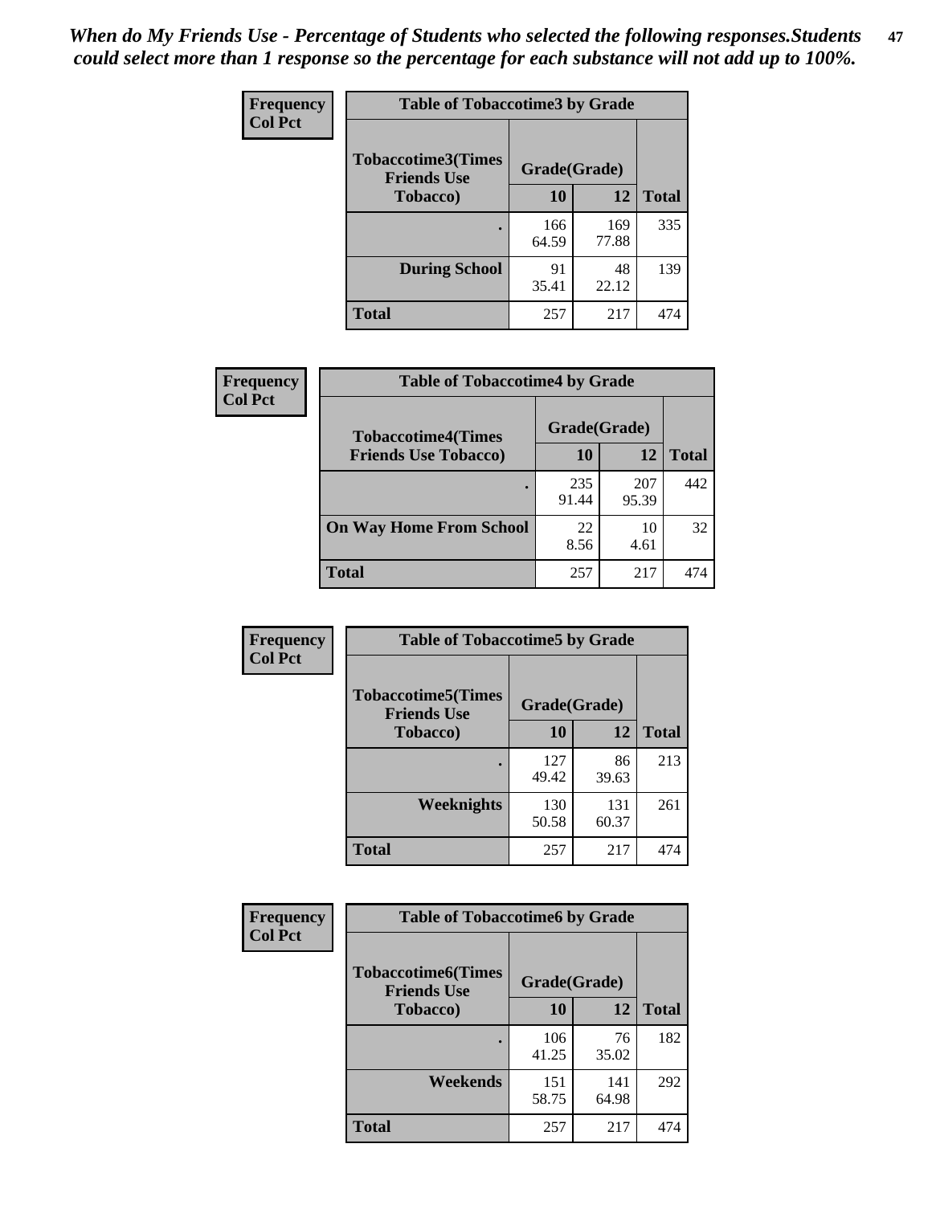*When do My Friends Use - Percentage of Students who selected the following responses.Students could select more than 1 response so the percentage for each substance will not add up to 100%.*

**Frequency**
**Col Pct**

| Table of Tobaccotime3 by Grade | | | |
|---|---|---|---|
| **Tobaccotime3(Times Friends Use Tobacco)** | **Grade(Grade)** | | **Total** |
| | **10** | **12** | |
| **.** | 166<br>64.59 | 169<br>77.88 | 335 |
| **During School** | 91<br>35.41 | 48<br>22.12 | 139 |
| **Total** | 257 | 217 | 474 |

**Frequency**
**Col Pct**

| Table of Tobaccotime4 by Grade | | | |
|---|---|---|---|
| **Tobaccotime4(Times Friends Use Tobacco)** | **Grade(Grade)** | | **Total** |
| | **10** | **12** | |
| **.** | 235<br>91.44 | 207<br>95.39 | 442 |
| **On Way Home From School** | 22<br>8.56 | 10<br>4.61 | 32 |
| **Total** | 257 | 217 | 474 |

**Frequency**
**Col Pct**

| Table of Tobaccotime5 by Grade | | | |
|---|---|---|---|
| **Tobaccotime5(Times Friends Use Tobacco)** | **Grade(Grade)** | | **Total** |
| | **10** | **12** | |
| **.** | 127<br>49.42 | 86<br>39.63 | 213 |
| **Weeknights** | 130<br>50.58 | 131<br>60.37 | 261 |
| **Total** | 257 | 217 | 474 |

**Frequency**
**Col Pct**

| Table of Tobaccotime6 by Grade | | | |
|---|---|---|---|
| **Tobaccotime6(Times Friends Use Tobacco)** | **Grade(Grade)** | | **Total** |
| | **10** | **12** | |
| **.** | 106<br>41.25 | 76<br>35.02 | 182 |
| **Weekends** | 151<br>58.75 | 141<br>64.98 | 292 |
| **Total** | 257 | 217 | 474 |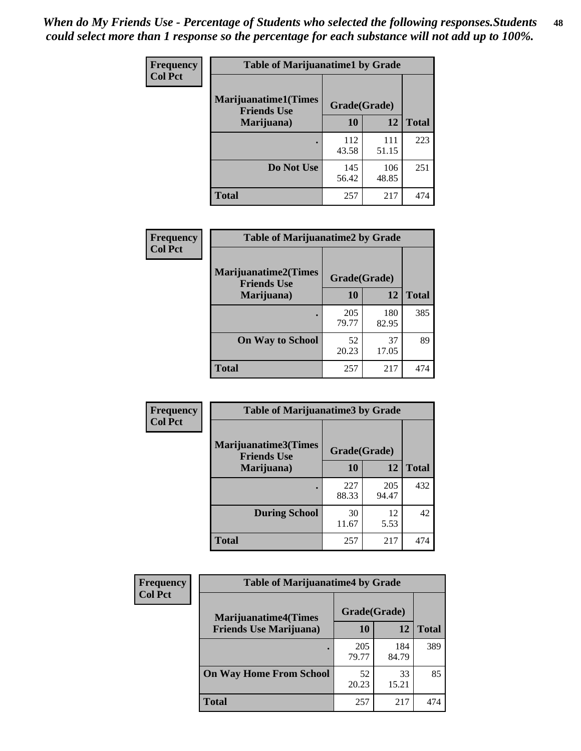*When do My Friends Use - Percentage of Students who selected the following responses.Students could select more than 1 response so the percentage for each substance will not add up to 100%.*

**Frequency**
**Col Pct**

| Table of Marijuanatime1 by Grade | | | |
|---|---|---|---|
| **Marijuanatime1(Times Friends Use Marijuana)** | **Grade(Grade)** | | **Total** |
| | **10** | **12** | |
| **.** | 112<br>43.58 | 111<br>51.15 | 223 |
| **Do Not Use** | 145<br>56.42 | 106<br>48.85 | 251 |
| **Total** | 257 | 217 | 474 |

**Frequency**
**Col Pct**

| Table of Marijuanatime2 by Grade | | | |
|---|---|---|---|
| **Marijuanatime2(Times Friends Use Marijuana)** | **Grade(Grade)** | | **Total** |
| | **10** | **12** | |
| **.** | 205<br>79.77 | 180<br>82.95 | 385 |
| **On Way to School** | 52<br>20.23 | 37<br>17.05 | 89 |
| **Total** | 257 | 217 | 474 |

**Frequency**
**Col Pct**

| Table of Marijuanatime3 by Grade | | | |
|---|---|---|---|
| **Marijuanatime3(Times Friends Use Marijuana)** | **Grade(Grade)** | | **Total** |
| | **10** | **12** | |
| **.** | 227<br>88.33 | 205<br>94.47 | 432 |
| **During School** | 30<br>11.67 | 12<br>5.53 | 42 |
| **Total** | 257 | 217 | 474 |

**Frequency**
**Col Pct**

| Table of Marijuanatime4 by Grade | | | |
|---|---|---|---|
| **Marijuanatime4(Times Friends Use Marijuana)** | **Grade(Grade)** | | **Total** |
| | **10** | **12** | |
| **.** | 205<br>79.77 | 184<br>84.79 | 389 |
| **On Way Home From School** | 52<br>20.23 | 33<br>15.21 | 85 |
| **Total** | 257 | 217 | 474 |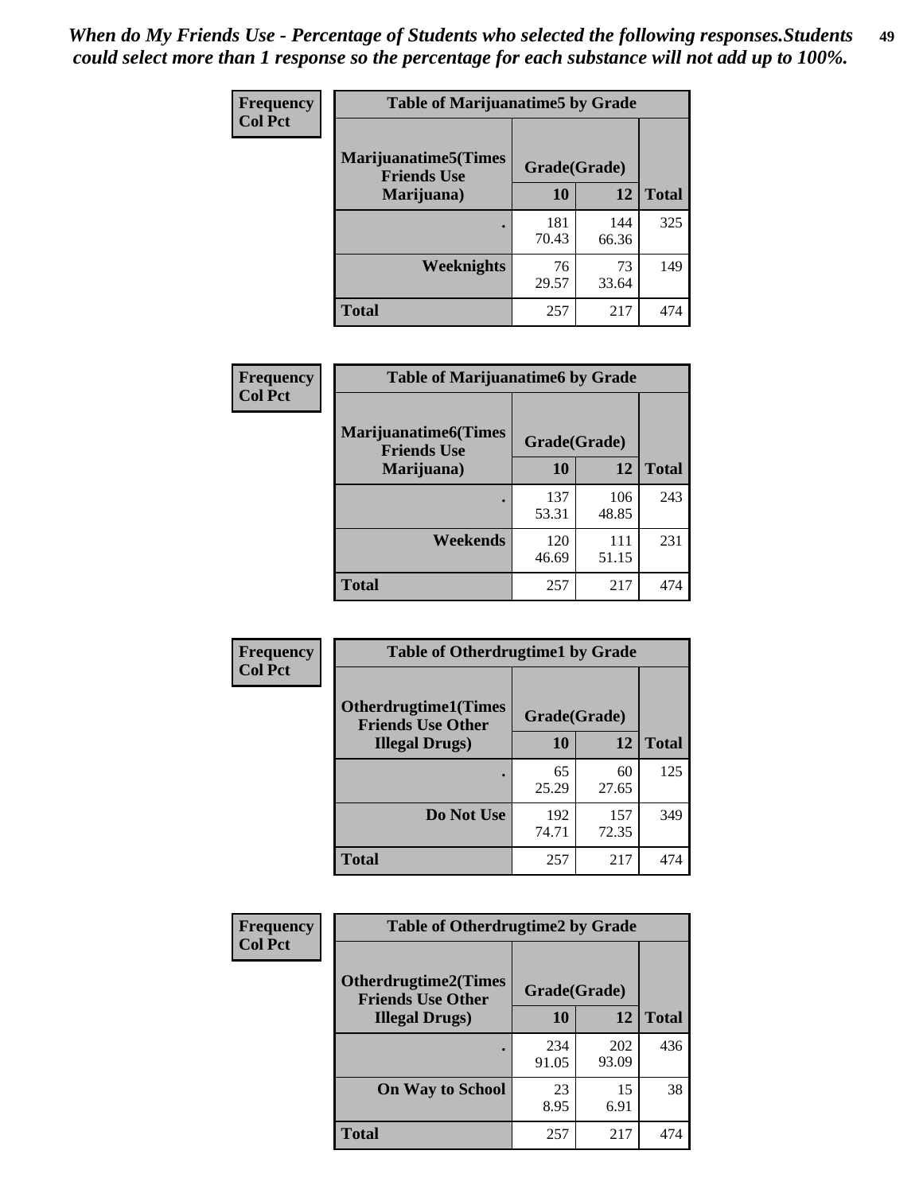*When do My Friends Use - Percentage of Students who selected the following responses.Students could select more than 1 response so the percentage for each substance will not add up to 100%.*

**Frequency**
**Col Pct**

| Table of Marijuanatime5 by Grade | | | |
|---|---|---|---|
| **Marijuanatime5(Times Friends Use Marijuana)** | **Grade(Grade)** | | |
| | **10** | **12** | **Total** |
| **.** | 181<br>70.43 | 144<br>66.36 | 325 |
| **Weeknights** | 76<br>29.57 | 73<br>33.64 | 149 |
| **Total** | 257 | 217 | 474 |

**Frequency**
**Col Pct**

| Table of Marijuanatime6 by Grade | | | |
|---|---|---|---|
| **Marijuanatime6(Times Friends Use Marijuana)** | **Grade(Grade)** | | |
| | **10** | **12** | **Total** |
| **.** | 137<br>53.31 | 106<br>48.85 | 243 |
| **Weekends** | 120<br>46.69 | 111<br>51.15 | 231 |
| **Total** | 257 | 217 | 474 |

**Frequency**
**Col Pct**

| Table of Otherdrugtime1 by Grade | | | |
|---|---|---|---|
| **Otherdrugtime1(Times Friends Use Other Illegal Drugs)** | **Grade(Grade)** | | |
| | **10** | **12** | **Total** |
| **.** | 65<br>25.29 | 60<br>27.65 | 125 |
| **Do Not Use** | 192<br>74.71 | 157<br>72.35 | 349 |
| **Total** | 257 | 217 | 474 |

**Frequency**
**Col Pct**

| Table of Otherdrugtime2 by Grade | | | |
|---|---|---|---|
| **Otherdrugtime2(Times Friends Use Other Illegal Drugs)** | **Grade(Grade)** | | |
| | **10** | **12** | **Total** |
| **.** | 234<br>91.05 | 202<br>93.09 | 436 |
| **On Way to School** | 23<br>8.95 | 15<br>6.91 | 38 |
| **Total** | 257 | 217 | 474 |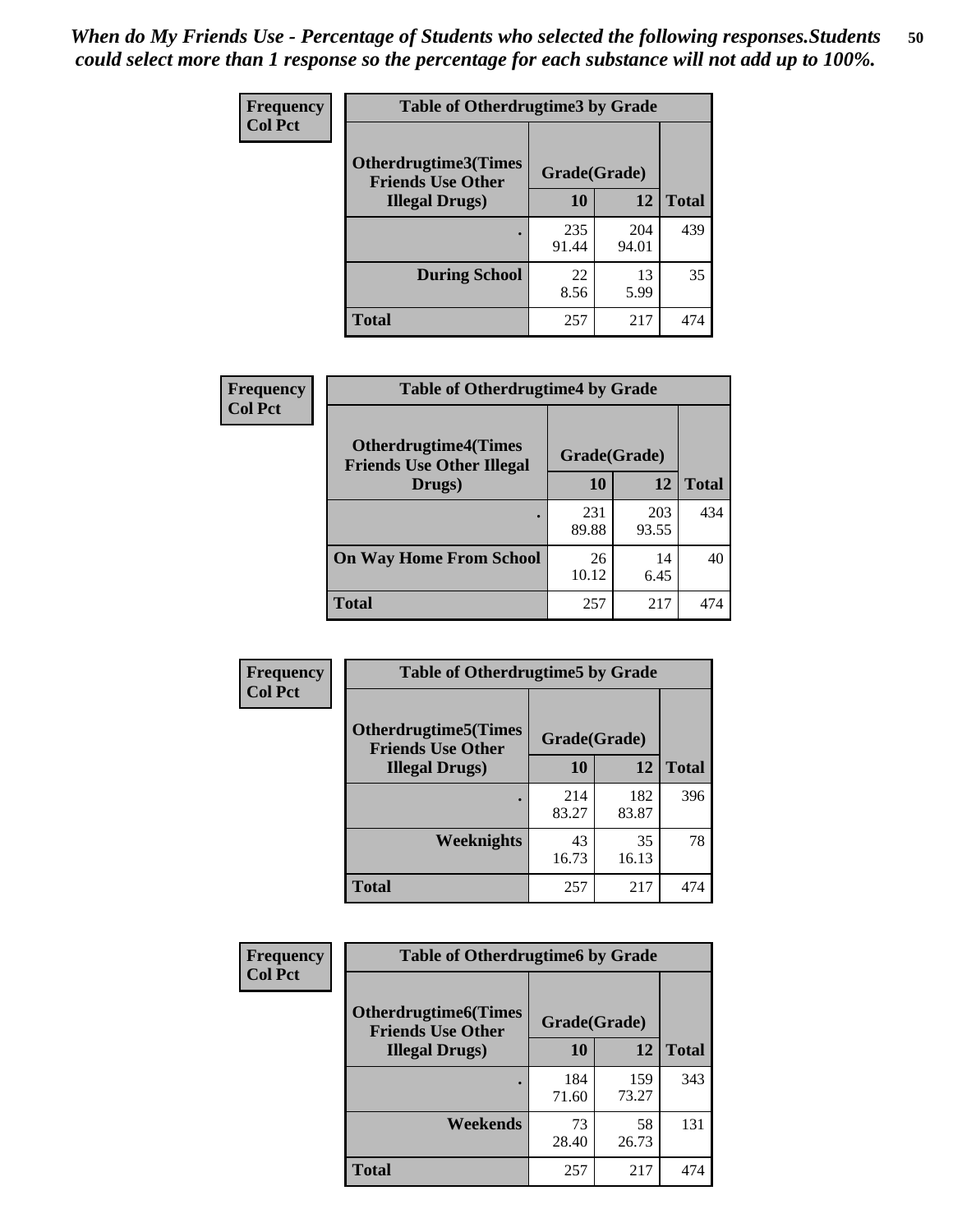*When do My Friends Use - Percentage of Students who selected the following responses.Students could select more than 1 response so the percentage for each substance will not add up to 100%.*

**Frequency**
**Col Pct**

| Table of Otherdrugtime3 by Grade | | | |
|---|---|---|---|
| **Otherdrugtime3(Times Friends Use Other Illegal Drugs)** | **Grade(Grade)** | | |
| | **10** | **12** | **Total** |
| **.** | 235<br>91.44 | 204<br>94.01 | 439 |
| **During School** | 22<br>8.56 | 13<br>5.99 | 35 |
| **Total** | 257 | 217 | 474 |

**Frequency**
**Col Pct**

| Table of Otherdrugtime4 by Grade | | | |
|---|---|---|---|
| **Otherdrugtime4(Times Friends Use Other Illegal Drugs)** | **Grade(Grade)** | | |
| | **10** | **12** | **Total** |
| **.** | 231<br>89.88 | 203<br>93.55 | 434 |
| **On Way Home From School** | 26<br>10.12 | 14<br>6.45 | 40 |
| **Total** | 257 | 217 | 474 |

**Frequency**
**Col Pct**

| Table of Otherdrugtime5 by Grade | | | |
|---|---|---|---|
| **Otherdrugtime5(Times Friends Use Other Illegal Drugs)** | **Grade(Grade)** | | |
| | **10** | **12** | **Total** |
| **.** | 214<br>83.27 | 182<br>83.87 | 396 |
| **Weeknights** | 43<br>16.73 | 35<br>16.13 | 78 |
| **Total** | 257 | 217 | 474 |

**Frequency**
**Col Pct**

| Table of Otherdrugtime6 by Grade | | | |
|---|---|---|---|
| **Otherdrugtime6(Times Friends Use Other Illegal Drugs)** | **Grade(Grade)** | | |
| | **10** | **12** | **Total** |
| **.** | 184<br>71.60 | 159<br>73.27 | 343 |
| **Weekends** | 73<br>28.40 | 58<br>26.73 | 131 |
| **Total** | 257 | 217 | 474 |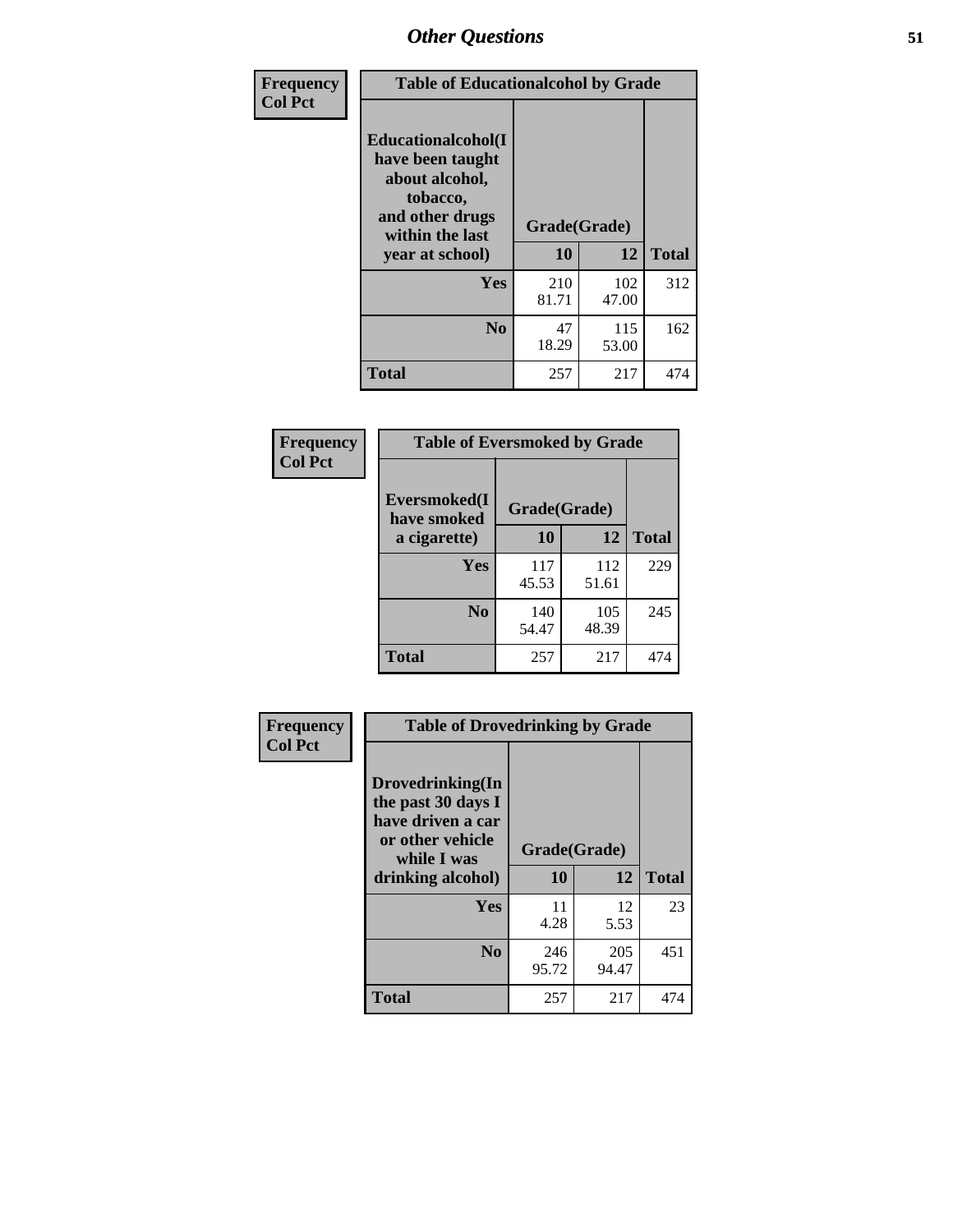| Frequency Col Pct | Table of Educationalcohol by Grade | | |
|---|---|---|---|
| Educationalcohol(I have been taught about alcohol, tobacco, and other drugs within the last year at school) | Grade(Grade) | | |
| | 10 | 12 | Total |
| Yes | 210<br>81.71 | 102<br>47.00 | 312 |
| No | 47<br>18.29 | 115<br>53.00 | 162 |
| Total | 257 | 217 | 474 |

| Frequency Col Pct | Table of Eversmoked by Grade | | |
|---|---|---|---|
| Eversmoked(I have smoked a cigarette) | Grade(Grade) | | |
| | 10 | 12 | Total |
| Yes | 117<br>45.53 | 112<br>51.61 | 229 |
| No | 140<br>54.47 | 105<br>48.39 | 245 |
| Total | 257 | 217 | 474 |

| Frequency Col Pct | Table of Drovedrinking by Grade | | |
|---|---|---|---|
| Drovedrinking(In the past 30 days I have driven a car or other vehicle while I was drinking alcohol) | Grade(Grade) | | |
| | 10 | 12 | Total |
| Yes | 11<br>4.28 | 12<br>5.53 | 23 |
| No | 246<br>95.72 | 205<br>94.47 | 451 |
| Total | 257 | 217 | 474 |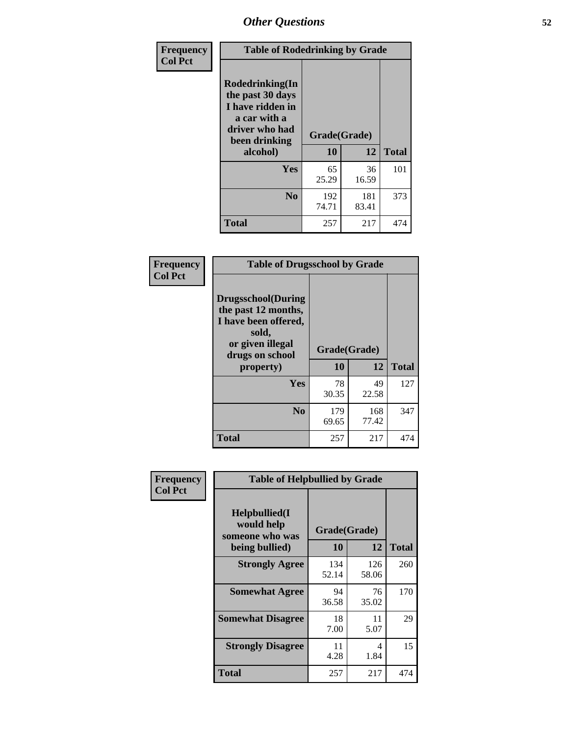# Other Questions

**Frequency**
**Col Pct**

| Table of Rodedrinking by Grade | | | |
|---|---|---|---|
| Rodedrinking(In the past 30 days I have ridden in a car with a driver who had been drinking alcohol) | Grade(Grade) | | |
| | 10 | 12 | Total |
| Yes | 65<br>25.29 | 36<br>16.59 | 101 |
| No | 192<br>74.71 | 181<br>83.41 | 373 |
| Total | 257 | 217 | 474 |

**Frequency**
**Col Pct**

| Table of Drugsschool by Grade | | | |
|---|---|---|---|
| Drugsschool(During the past 12 months, I have been offered, sold, or given illegal drugs on school property) | Grade(Grade) | | |
| | 10 | 12 | Total |
| Yes | 78<br>30.35 | 49<br>22.58 | 127 |
| No | 179<br>69.65 | 168<br>77.42 | 347 |
| Total | 257 | 217 | 474 |

**Frequency**
**Col Pct**

| Table of Helpbullied by Grade | | | |
|---|---|---|---|
| Helpbullied(I would help someone who was being bullied) | Grade(Grade) | | |
| | 10 | 12 | Total |
| Strongly Agree | 134<br>52.14 | 126<br>58.06 | 260 |
| Somewhat Agree | 94<br>36.58 | 76<br>35.02 | 170 |
| Somewhat Disagree | 18<br>7.00 | 11<br>5.07 | 29 |
| Strongly Disagree | 11<br>4.28 | 4<br>1.84 | 15 |
| Total | 257 | 217 | 474 |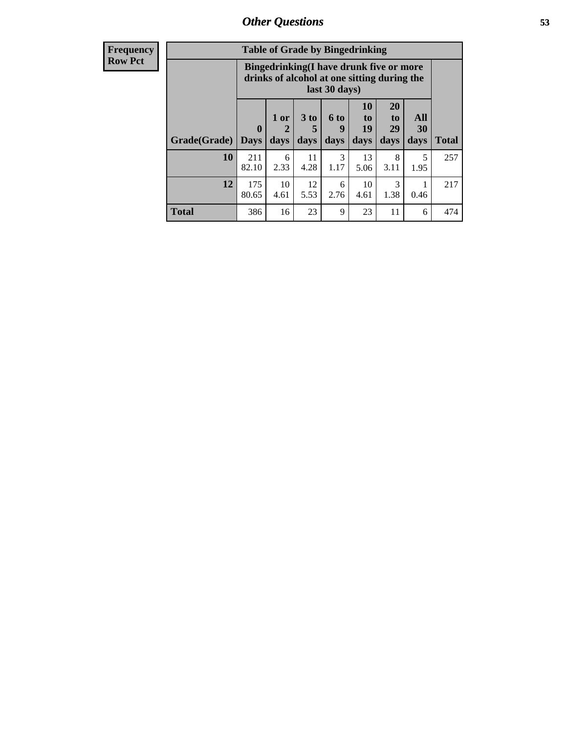**Frequency**
**Row Pct**

| Table of Grade by Bingedrinking | | | | | | | | |
|---|---|---|---|---|---|---|---|---|
| | Bingedrinking(I have drunk five or more drinks of alcohol at one sitting during the last 30 days) | | | | | | | |
| Grade(Grade) | 0 Days | 1 or 2 days | 3 to 5 days | 6 to 9 days | 10 to 19 days | 20 to 29 days | All 30 days | Total |
| **10** | 211<br>82.10 | 6<br>2.33 | 11<br>4.28 | 3<br>1.17 | 13<br>5.06 | 8<br>3.11 | 5<br>1.95 | 257 |
| **12** | 175<br>80.65 | 10<br>4.61 | 12<br>5.53 | 6<br>2.76 | 10<br>4.61 | 3<br>1.38 | 1<br>0.46 | 217 |
| **Total** | 386 | 16 | 23 | 9 | 23 | 11 | 6 | 474 |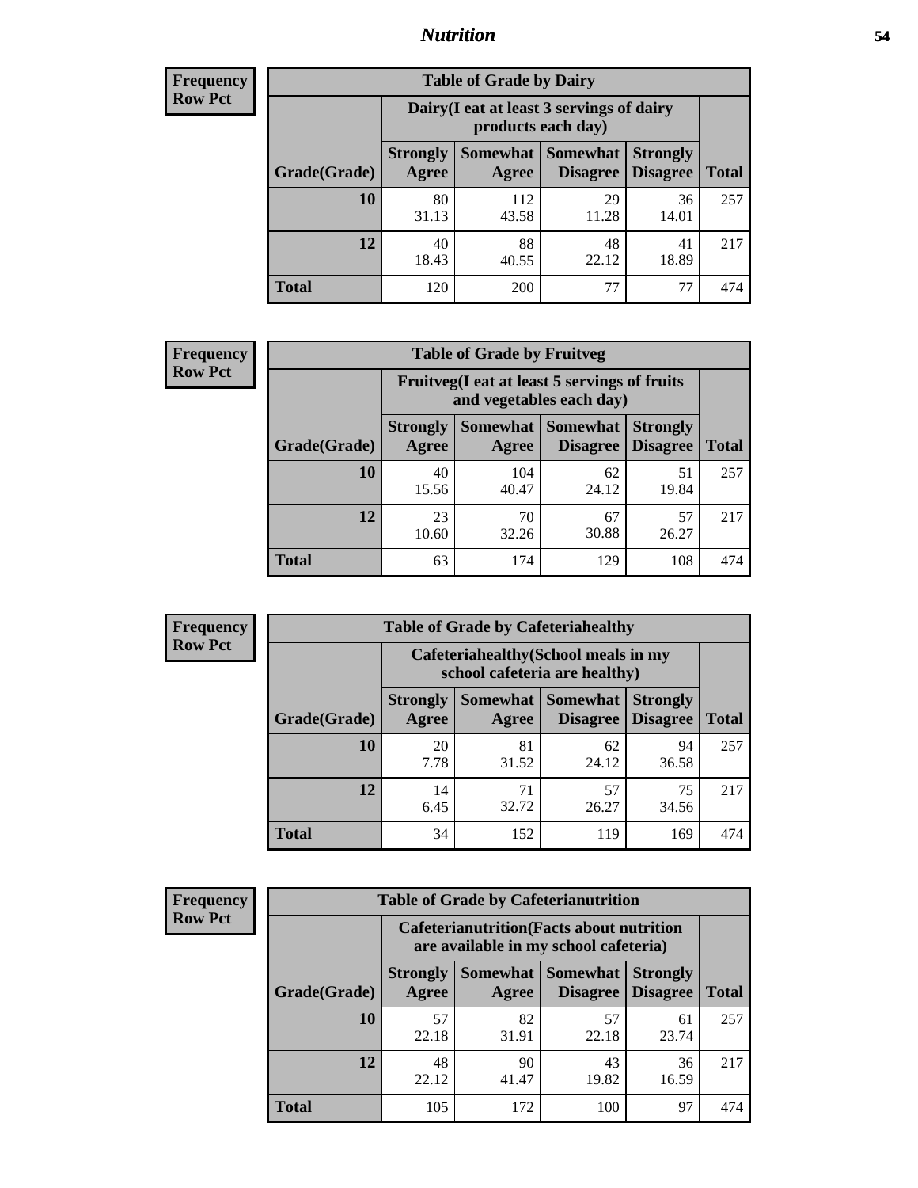## Nutrition

**Frequency**
**Row Pct**

| Table of Grade by Dairy | | | | | |
|---|---|---|---|---|---|
| | Dairy(I eat at least 3 servings of dairy products each day) | | | | |
| Grade(Grade) | Strongly Agree | Somewhat Agree | Somewhat Disagree | Strongly Disagree | Total |
| **10** | 80<br>31.13 | 112<br>43.58 | 29<br>11.28 | 36<br>14.01 | 257 |
| **12** | 40<br>18.43 | 88<br>40.55 | 48<br>22.12 | 41<br>18.89 | 217 |
| **Total** | 120 | 200 | 77 | 77 | 474 |

**Frequency**
**Row Pct**

| Table of Grade by Fruitveg | | | | | |
|---|---|---|---|---|---|
| | Fruitveg(I eat at least 5 servings of fruits and vegetables each day) | | | | |
| Grade(Grade) | Strongly Agree | Somewhat Agree | Somewhat Disagree | Strongly Disagree | Total |
| **10** | 40<br>15.56 | 104<br>40.47 | 62<br>24.12 | 51<br>19.84 | 257 |
| **12** | 23<br>10.60 | 70<br>32.26 | 67<br>30.88 | 57<br>26.27 | 217 |
| **Total** | 63 | 174 | 129 | 108 | 474 |

**Frequency**
**Row Pct**

| Table of Grade by Cafeteriahealthy | | | | | |
|---|---|---|---|---|---|
| | Cafeteriahealthy(School meals in my school cafeteria are healthy) | | | | |
| Grade(Grade) | Strongly Agree | Somewhat Agree | Somewhat Disagree | Strongly Disagree | Total |
| **10** | 20<br>7.78 | 81<br>31.52 | 62<br>24.12 | 94<br>36.58 | 257 |
| **12** | 14<br>6.45 | 71<br>32.72 | 57<br>26.27 | 75<br>34.56 | 217 |
| **Total** | 34 | 152 | 119 | 169 | 474 |

**Frequency**
**Row Pct**

| Table of Grade by Cafeterianutrition | | | | | |
|---|---|---|---|---|---|
| | Cafeterianutrition(Facts about nutrition are available in my school cafeteria) | | | | |
| Grade(Grade) | Strongly Agree | Somewhat Agree | Somewhat Disagree | Strongly Disagree | Total |
| **10** | 57<br>22.18 | 82<br>31.91 | 57<br>22.18 | 61<br>23.74 | 257 |
| **12** | 48<br>22.12 | 90<br>41.47 | 43<br>19.82 | 36<br>16.59 | 217 |
| **Total** | 105 | 172 | 100 | 97 | 474 |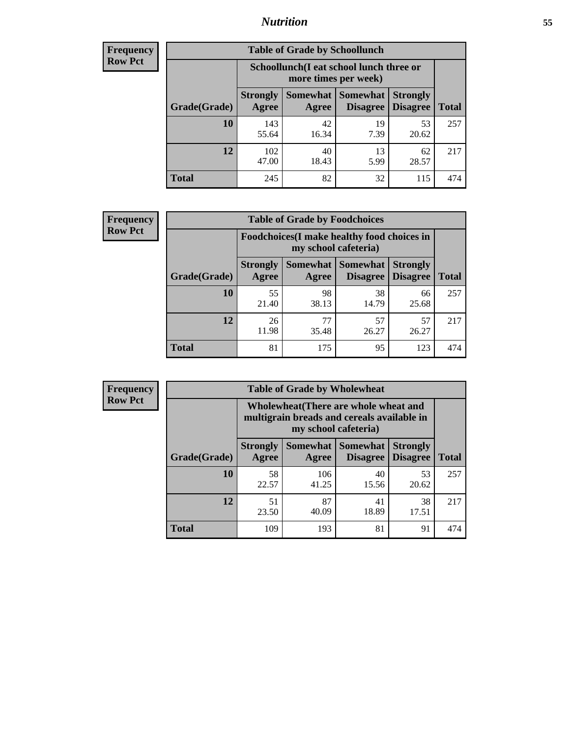**Frequency**
**Row Pct**

| Table of Grade by Schoollunch | | | | | |
|---|---|---|---|---|---|
| | Schoollunch(I eat school lunch three or more times per week) | | | | |
| Grade(Grade) | Strongly Agree | Somewhat Agree | Somewhat Disagree | Strongly Disagree | Total |
| 10 | 143<br>55.64 | 42<br>16.34 | 19<br>7.39 | 53<br>20.62 | 257 |
| 12 | 102<br>47.00 | 40<br>18.43 | 13<br>5.99 | 62<br>28.57 | 217 |
| Total | 245 | 82 | 32 | 115 | 474 |

**Frequency**
**Row Pct**

| Table of Grade by Foodchoices | | | | | |
|---|---|---|---|---|---|
| | Foodchoices(I make healthy food choices in my school cafeteria) | | | | |
| Grade(Grade) | Strongly Agree | Somewhat Agree | Somewhat Disagree | Strongly Disagree | Total |
| 10 | 55<br>21.40 | 98<br>38.13 | 38<br>14.79 | 66<br>25.68 | 257 |
| 12 | 26<br>11.98 | 77<br>35.48 | 57<br>26.27 | 57<br>26.27 | 217 |
| Total | 81 | 175 | 95 | 123 | 474 |

**Frequency**
**Row Pct**

| Table of Grade by Wholewheat | | | | | |
|---|---|---|---|---|---|
| | Wholewheat(There are whole wheat and multigrain breads and cereals available in my school cafeteria) | | | | |
| Grade(Grade) | Strongly Agree | Somewhat Agree | Somewhat Disagree | Strongly Disagree | Total |
| 10 | 58<br>22.57 | 106<br>41.25 | 40<br>15.56 | 53<br>20.62 | 257 |
| 12 | 51<br>23.50 | 87<br>40.09 | 41<br>18.89 | 38<br>17.51 | 217 |
| Total | 109 | 193 | 81 | 91 | 474 |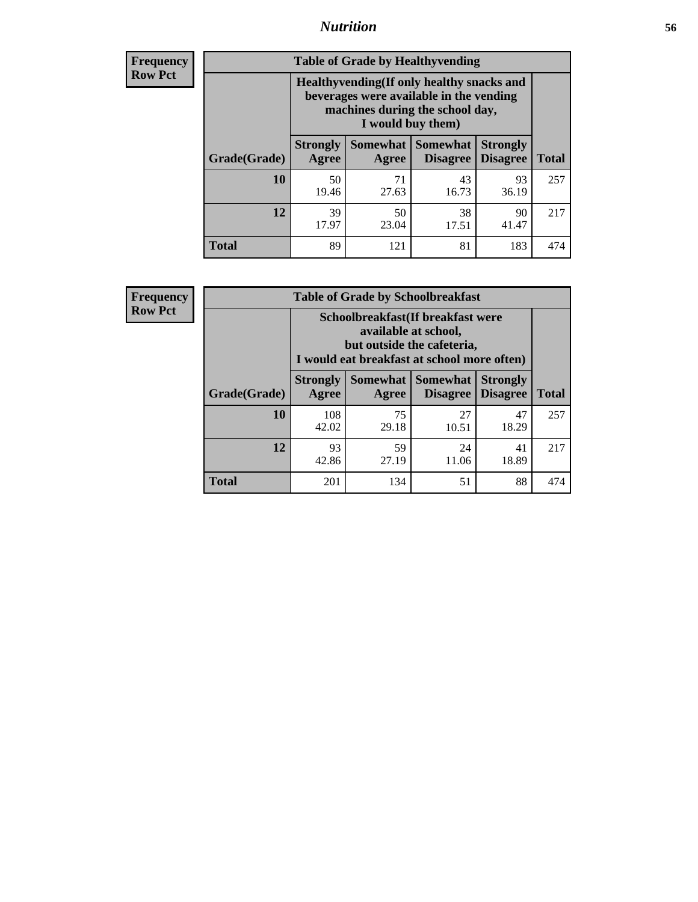## Nutrition

**Frequency**
**Row Pct**

| Table of Grade by Healthyvending | | | | | |
|---|---|---|---|---|---|
| | Healthyvending(If only healthy snacks and beverages were available in the vending machines during the school day, I would buy them) | | | | |
| Grade(Grade) | Strongly Agree | Somewhat Agree | Somewhat Disagree | Strongly Disagree | Total |
| **10** | 50<br>19.46 | 71<br>27.63 | 43<br>16.73 | 93<br>36.19 | 257 |
| **12** | 39<br>17.97 | 50<br>23.04 | 38<br>17.51 | 90<br>41.47 | 217 |
| **Total** | 89 | 121 | 81 | 183 | 474 |

**Frequency**
**Row Pct**

| Table of Grade by Schoolbreakfast | | | | | |
|---|---|---|---|---|---|
| | Schoolbreakfast(If breakfast were available at school, but outside the cafeteria, I would eat breakfast at school more often) | | | | |
| Grade(Grade) | Strongly Agree | Somewhat Agree | Somewhat Disagree | Strongly Disagree | Total |
| **10** | 108<br>42.02 | 75<br>29.18 | 27<br>10.51 | 47<br>18.29 | 257 |
| **12** | 93<br>42.86 | 59<br>27.19 | 24<br>11.06 | 41<br>18.89 | 217 |
| **Total** | 201 | 134 | 51 | 88 | 474 |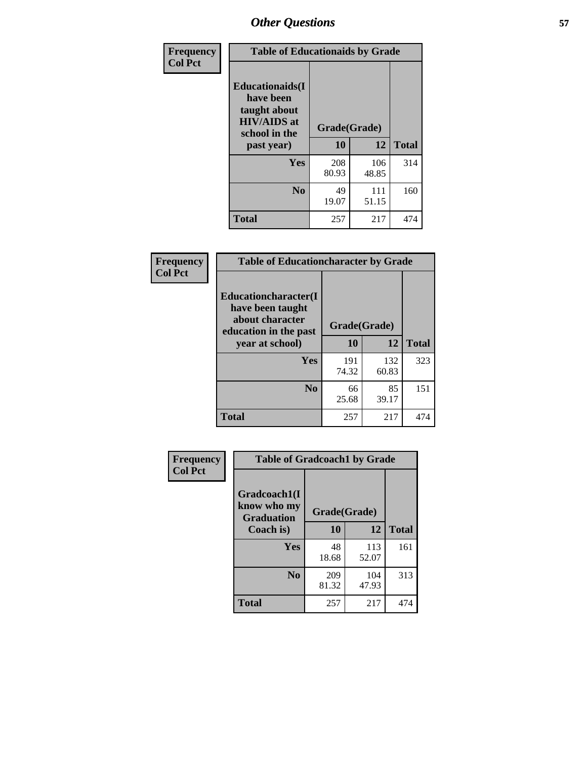# Other Questions

Frequency
Col Pct

| Table of Educationaids by Grade | | | |
|---|---|---|---|
| Educationaids(I have been taught about HIV/AIDS at school in the past year) | Grade(Grade) | | |
| | 10 | 12 | Total |
| Yes | 208<br>80.93 | 106<br>48.85 | 314 |
| No | 49<br>19.07 | 111<br>51.15 | 160 |
| Total | 257 | 217 | 474 |

Frequency
Col Pct

| Table of Educationcharacter by Grade | | | |
|---|---|---|---|
| Educationcharacter(I have been taught about character education in the past year at school) | Grade(Grade) | | |
| | 10 | 12 | Total |
| Yes | 191<br>74.32 | 132<br>60.83 | 323 |
| No | 66<br>25.68 | 85<br>39.17 | 151 |
| Total | 257 | 217 | 474 |

Frequency
Col Pct

| Table of Gradcoach1 by Grade | | | |
|---|---|---|---|
| Gradcoach1(I know who my Graduation Coach is) | Grade(Grade) | | |
| | 10 | 12 | Total |
| Yes | 48<br>18.68 | 113<br>52.07 | 161 |
| No | 209<br>81.32 | 104<br>47.93 | 313 |
| Total | 257 | 217 | 474 |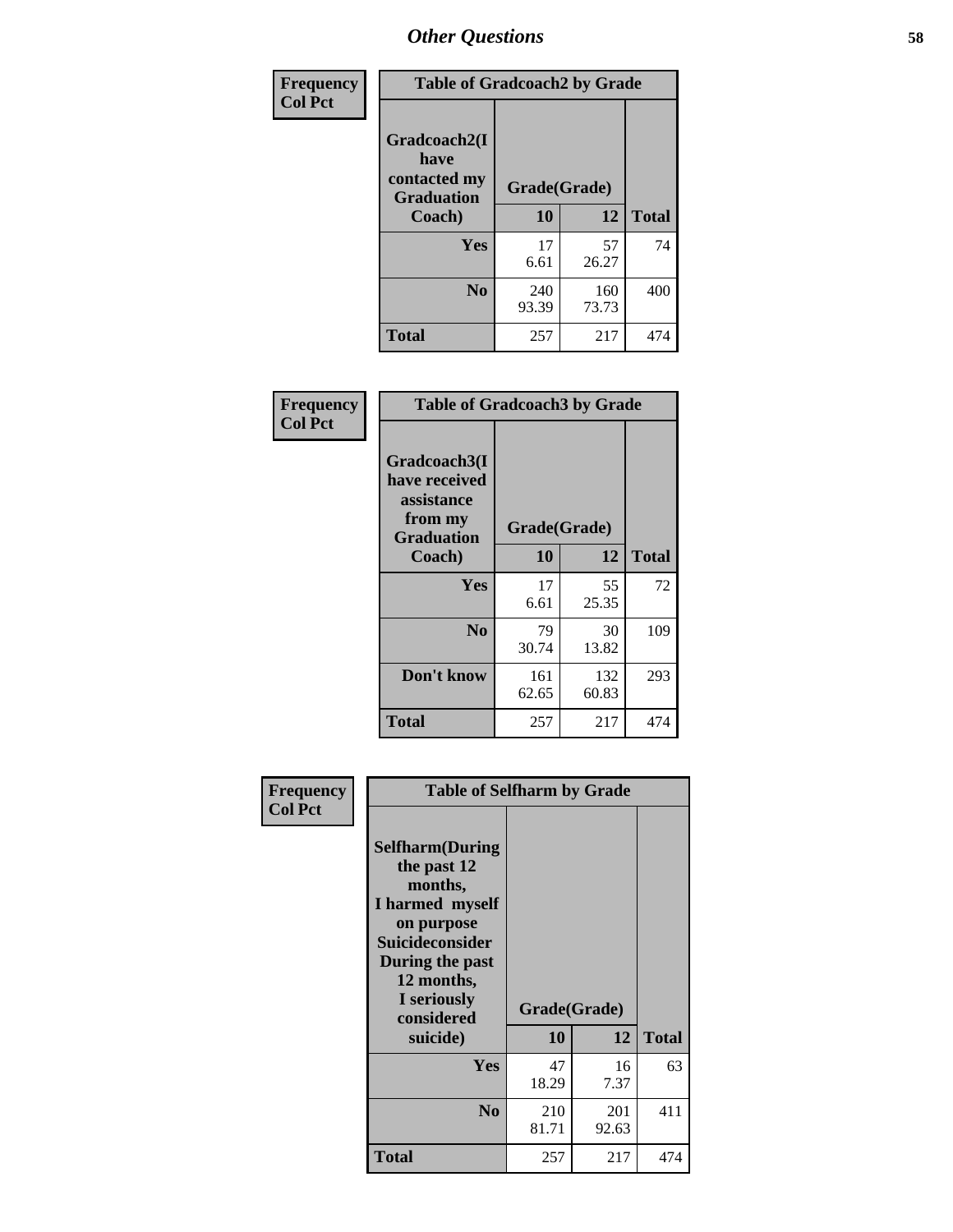## Other Questions

**Frequency / Col Pct**

| Table of Gradcoach2 by Grade | | | |
|---|---|---|---|
| Gradcoach2(I have contacted my Graduation Coach) | Grade(Grade) | | |
| | 10 | 12 | Total |
| **Yes** | 17<br>6.61 | 57<br>26.27 | 74 |
| **No** | 240<br>93.39 | 160<br>73.73 | 400 |
| **Total** | 257 | 217 | 474 |

**Frequency / Col Pct**

| Table of Gradcoach3 by Grade | | | |
|---|---|---|---|
| Gradcoach3(I have received assistance from my Graduation Coach) | Grade(Grade) | | |
| | 10 | 12 | Total |
| **Yes** | 17<br>6.61 | 55<br>25.35 | 72 |
| **No** | 79<br>30.74 | 30<br>13.82 | 109 |
| **Don't know** | 161<br>62.65 | 132<br>60.83 | 293 |
| **Total** | 257 | 217 | 474 |

**Frequency / Col Pct**

| Table of Selfharm by Grade | | | |
|---|---|---|---|
| Selfharm(During the past 12 months, I harmed myself on purpose Suicideconsider During the past 12 months, I seriously considered suicide) | Grade(Grade) | | |
| | 10 | 12 | Total |
| **Yes** | 47<br>18.29 | 16<br>7.37 | 63 |
| **No** | 210<br>81.71 | 201<br>92.63 | 411 |
| **Total** | 257 | 217 | 474 |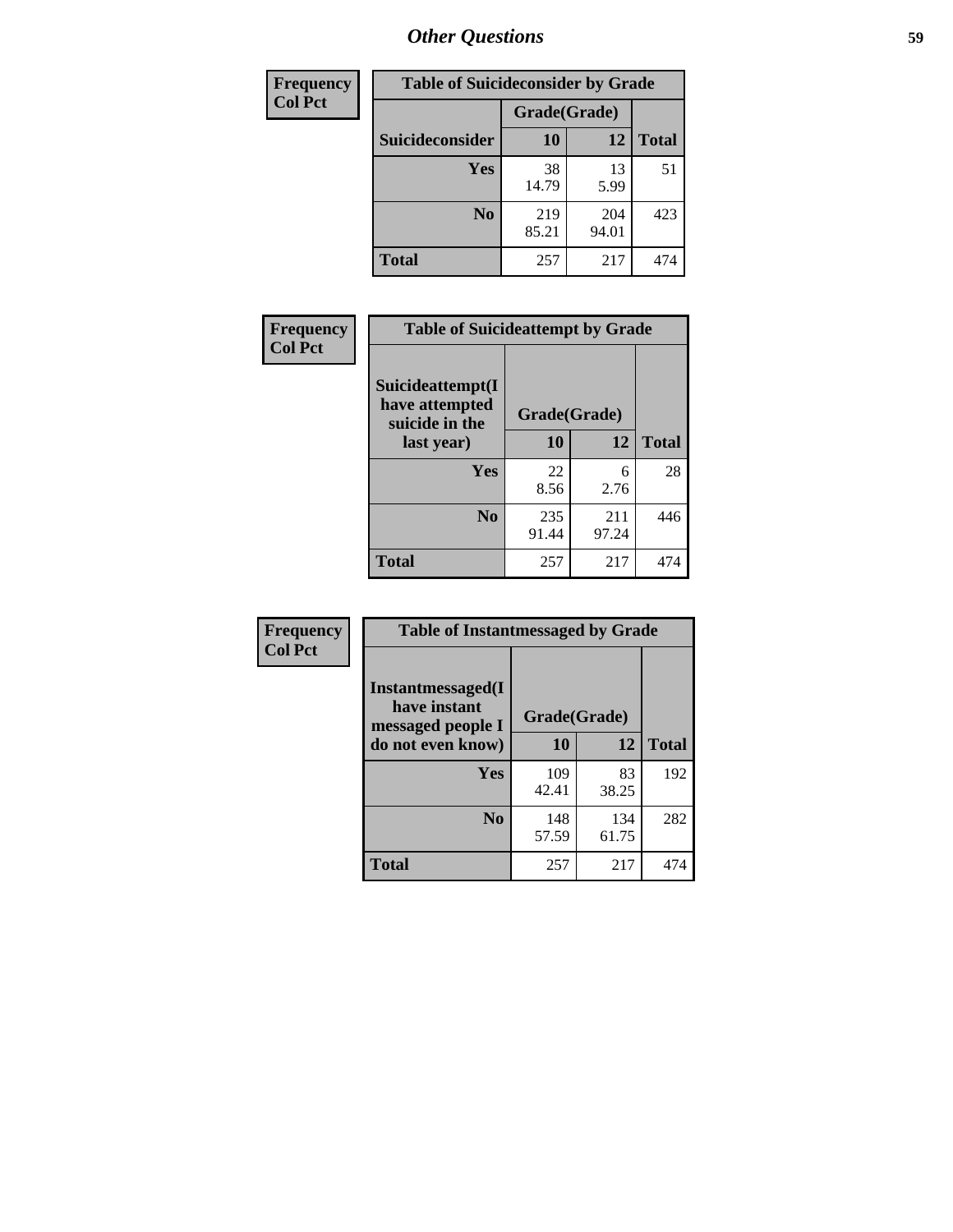# Other Questions

| Frequency<br>Col Pct | | | |
|---|---|---|---|

**Table of Suicideconsider by Grade**

| Suicideconsider | Grade(Grade) 10 | 12 | Total |
|---|---|---|---|
| Yes | 38<br>14.79 | 13<br>5.99 | 51 |
| No | 219<br>85.21 | 204<br>94.01 | 423 |
| Total | 257 | 217 | 474 |

**Table of Suicideattempt by Grade**

| Suicideattempt(I have attempted suicide in the last year) | Grade(Grade) 10 | 12 | Total |
|---|---|---|---|
| Yes | 22<br>8.56 | 6<br>2.76 | 28 |
| No | 235<br>91.44 | 211<br>97.24 | 446 |
| Total | 257 | 217 | 474 |

**Table of Instantmessaged by Grade**

| Instantmessaged(I have instant messaged people I do not even know) | Grade(Grade) 10 | 12 | Total |
|---|---|---|---|
| Yes | 109<br>42.41 | 83<br>38.25 | 192 |
| No | 148<br>57.59 | 134<br>61.75 | 282 |
| Total | 257 | 217 | 474 |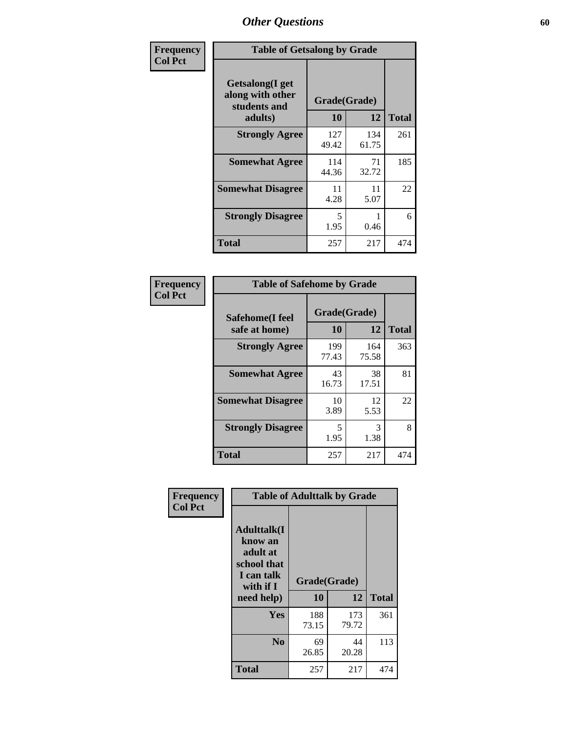# Other Questions

**Frequency Col Pct**

| Table of Getsalong by Grade | | | |
|---|---|---|---|
| Getsalong(I get along with other students and adults) | Grade(Grade) | | |
| | 10 | 12 | Total |
| Strongly Agree | 127<br>49.42 | 134<br>61.75 | 261 |
| Somewhat Agree | 114<br>44.36 | 71<br>32.72 | 185 |
| Somewhat Disagree | 11<br>4.28 | 11<br>5.07 | 22 |
| Strongly Disagree | 5<br>1.95 | 1<br>0.46 | 6 |
| Total | 257 | 217 | 474 |

**Frequency Col Pct**

| Table of Safehome by Grade | | | |
|---|---|---|---|
| Safehome(I feel safe at home) | Grade(Grade) | | |
| | 10 | 12 | Total |
| Strongly Agree | 199<br>77.43 | 164<br>75.58 | 363 |
| Somewhat Agree | 43<br>16.73 | 38<br>17.51 | 81 |
| Somewhat Disagree | 10<br>3.89 | 12<br>5.53 | 22 |
| Strongly Disagree | 5<br>1.95 | 3<br>1.38 | 8 |
| Total | 257 | 217 | 474 |

**Frequency Col Pct**

| Table of Adulttalk by Grade | | | |
|---|---|---|---|
| Adulttalk(I know an adult at school that I can talk with if I need help) | Grade(Grade) | | |
| | 10 | 12 | Total |
| Yes | 188<br>73.15 | 173<br>79.72 | 361 |
| No | 69<br>26.85 | 44<br>20.28 | 113 |
| Total | 257 | 217 | 474 |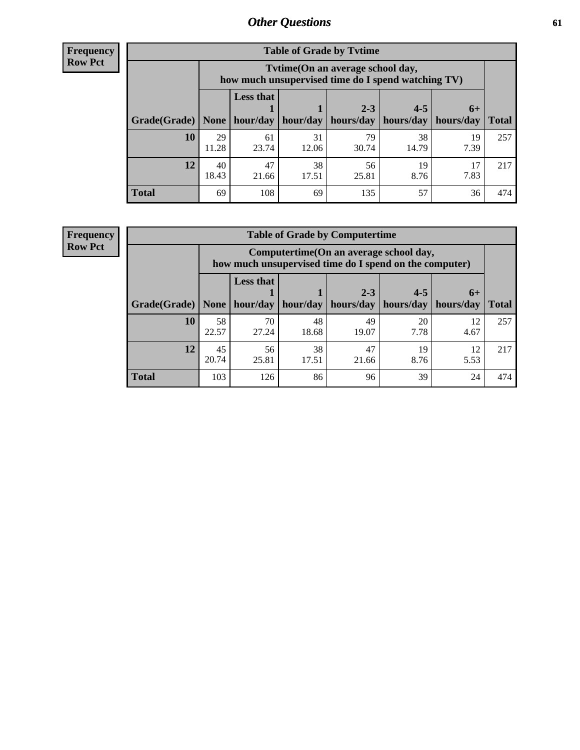## Other Questions

**Frequency**
**Row Pct**

| Table of Grade by Tvtime | | | | | | | |
|---|---|---|---|---|---|---|---|
| | Tvtime(On an average school day, how much unsupervised time do I spend watching TV) | | | | | | |
| Grade(Grade) | None | Less that 1 hour/day | 1 hour/day | 2-3 hours/day | 4-5 hours/day | 6+ hours/day | Total |
| **10** | 29<br>11.28 | 61<br>23.74 | 31<br>12.06 | 79<br>30.74 | 38<br>14.79 | 19<br>7.39 | 257 |
| **12** | 40<br>18.43 | 47<br>21.66 | 38<br>17.51 | 56<br>25.81 | 19<br>8.76 | 17<br>7.83 | 217 |
| **Total** | 69 | 108 | 69 | 135 | 57 | 36 | 474 |

**Frequency**
**Row Pct**

| Table of Grade by Computertime | | | | | | | |
|---|---|---|---|---|---|---|---|
| | Computertime(On an average school day, how much unsupervised time do I spend on the computer) | | | | | | |
| Grade(Grade) | None | Less that 1 hour/day | 1 hour/day | 2-3 hours/day | 4-5 hours/day | 6+ hours/day | Total |
| **10** | 58<br>22.57 | 70<br>27.24 | 48<br>18.68 | 49<br>19.07 | 20<br>7.78 | 12<br>4.67 | 257 |
| **12** | 45<br>20.74 | 56<br>25.81 | 38<br>17.51 | 47<br>21.66 | 19<br>8.76 | 12<br>5.53 | 217 |
| **Total** | 103 | 126 | 86 | 96 | 39 | 24 | 474 |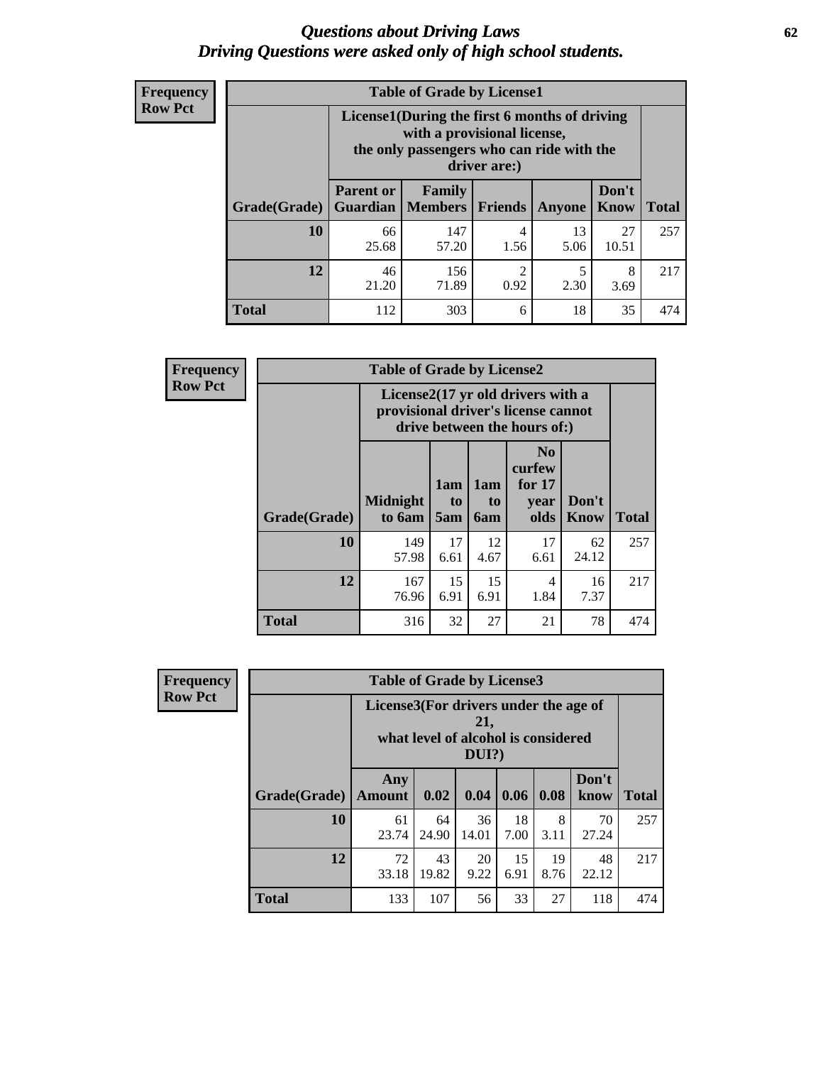# *Questions about Driving Laws*
# *Driving Questions were asked only of high school students.*

**Frequency**
**Row Pct**

**Table of Grade by License1**

| Grade(Grade) | License1(During the first 6 months of driving with a provisional license, the only passengers who can ride with the driver are:) | | | | | Total |
|---|---|---|---|---|---|---|
| | Parent or Guardian | Family Members | Friends | Anyone | Don't Know | |
| 10 | 66<br>25.68 | 147<br>57.20 | 4<br>1.56 | 13<br>5.06 | 27<br>10.51 | 257 |
| 12 | 46<br>21.20 | 156<br>71.89 | 2<br>0.92 | 5<br>2.30 | 8<br>3.69 | 217 |
| Total | 112 | 303 | 6 | 18 | 35 | 474 |

**Frequency**
**Row Pct**

**Table of Grade by License2**

| Grade(Grade) | License2(17 yr old drivers with a provisional driver's license cannot drive between the hours of:) | | | | | Total |
|---|---|---|---|---|---|---|
| | Midnight to 6am | 1am to 5am | 1am to 6am | No curfew for 17 year olds | Don't Know | |
| 10 | 149<br>57.98 | 17<br>6.61 | 12<br>4.67 | 17<br>6.61 | 62<br>24.12 | 257 |
| 12 | 167<br>76.96 | 15<br>6.91 | 15<br>6.91 | 4<br>1.84 | 16<br>7.37 | 217 |
| Total | 316 | 32 | 27 | 21 | 78 | 474 |

**Frequency**
**Row Pct**

**Table of Grade by License3**

| Grade(Grade) | License3(For drivers under the age of 21, what level of alcohol is considered DUI?) | | | | | | Total |
|---|---|---|---|---|---|---|---|
| | Any Amount | 0.02 | 0.04 | 0.06 | 0.08 | Don't know | |
| 10 | 61<br>23.74 | 64<br>24.90 | 36<br>14.01 | 18<br>7.00 | 8<br>3.11 | 70<br>27.24 | 257 |
| 12 | 72<br>33.18 | 43<br>19.82 | 20<br>9.22 | 15<br>6.91 | 19<br>8.76 | 48<br>22.12 | 217 |
| Total | 133 | 107 | 56 | 33 | 27 | 118 | 474 |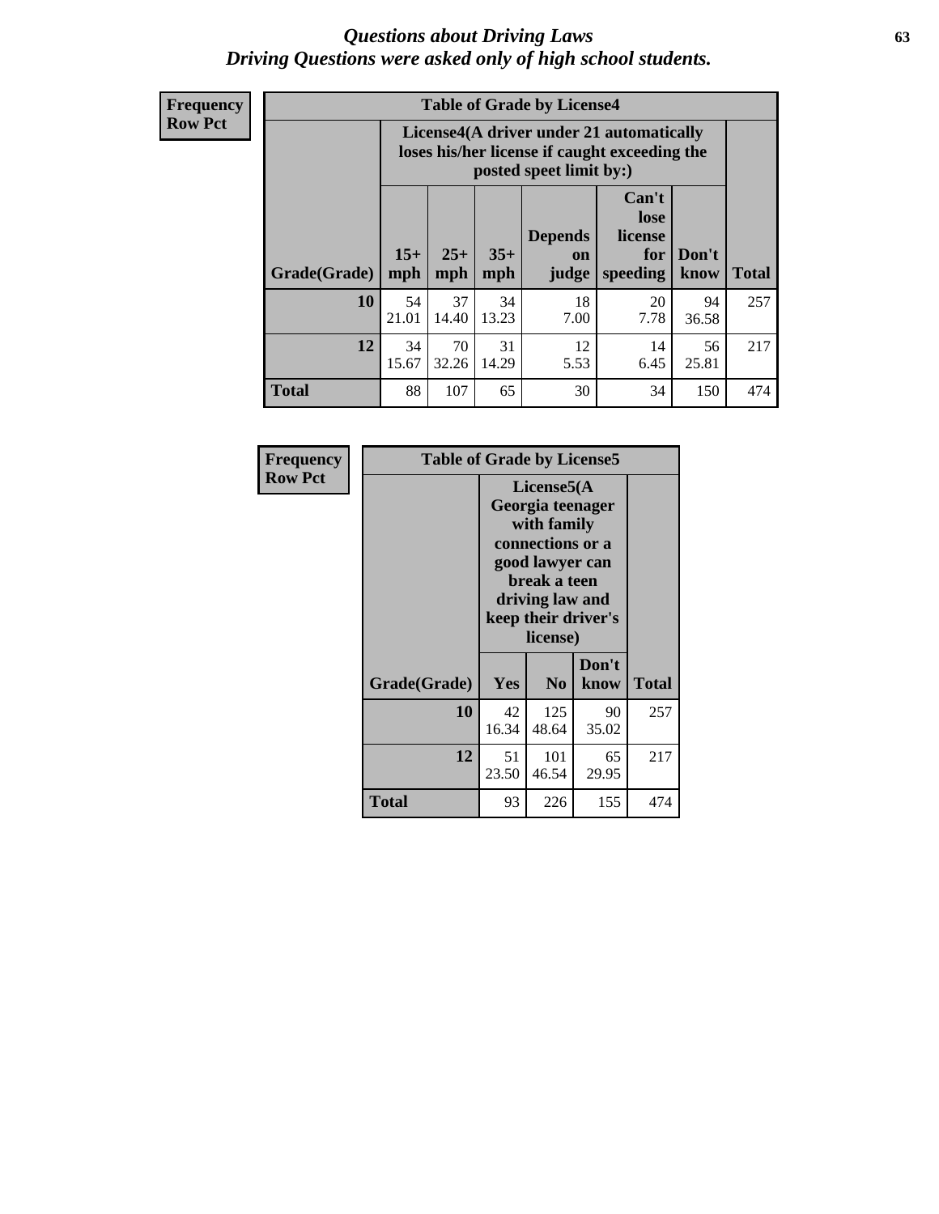# *Questions about Driving Laws*
## *Driving Questions were asked only of high school students.*

**Frequency**
**Row Pct**

**Table of Grade by License4**

| | License4(A driver under 21 automatically loses his/her license if caught exceeding the posted speet limit by:) | | | | | | |
|---|---|---|---|---|---|---|---|
| **Grade(Grade)** | **15+ mph** | **25+ mph** | **35+ mph** | **Depends on judge** | **Can't lose license for speeding** | **Don't know** | **Total** |
| **10** | 54<br>21.01 | 37<br>14.40 | 34<br>13.23 | 18<br>7.00 | 20<br>7.78 | 94<br>36.58 | 257 |
| **12** | 34<br>15.67 | 70<br>32.26 | 31<br>14.29 | 12<br>5.53 | 14<br>6.45 | 56<br>25.81 | 217 |
| **Total** | 88 | 107 | 65 | 30 | 34 | 150 | 474 |

**Frequency**
**Row Pct**

**Table of Grade by License5**

| | License5(A Georgia teenager with family connections or a good lawyer can break a teen driving law and keep their driver's license) | | | |
|---|---|---|---|---|
| **Grade(Grade)** | **Yes** | **No** | **Don't know** | **Total** |
| **10** | 42<br>16.34 | 125<br>48.64 | 90<br>35.02 | 257 |
| **12** | 51<br>23.50 | 101<br>46.54 | 65<br>29.95 | 217 |
| **Total** | 93 | 226 | 155 | 474 |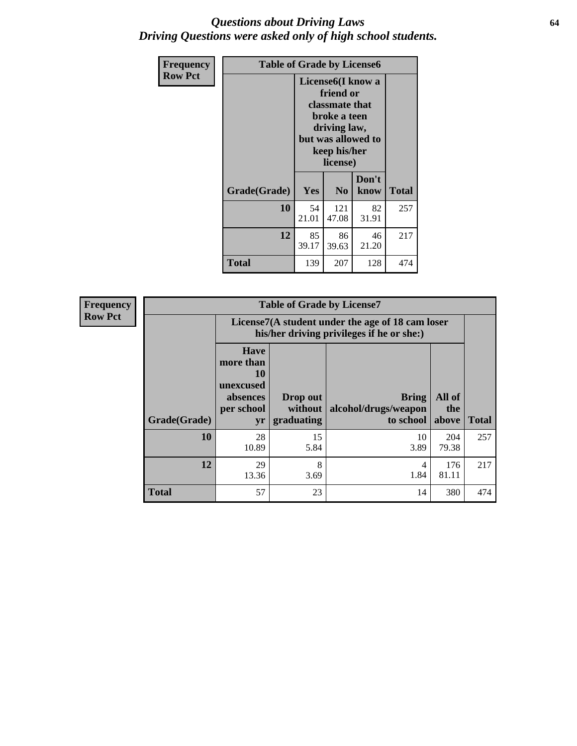## Questions about Driving Laws

*Driving Questions were asked only of high school students.*

**Frequency**
**Row Pct**

**Table of Grade by License6**

| Grade(Grade) | License6(I know a friend or classmate that broke a teen driving law, but was allowed to keep his/her license) | | | Total |
|---|---|---|---|---|
| | Yes | No | Don't know | |
| 10 | 54<br>21.01 | 121<br>47.08 | 82<br>31.91 | 257 |
| 12 | 85<br>39.17 | 86<br>39.63 | 46<br>21.20 | 217 |
| Total | 139 | 207 | 128 | 474 |

**Frequency**
**Row Pct**

**Table of Grade by License7**

| Grade(Grade) | License7(A student under the age of 18 cam loser his/her driving privileges if he or she:) | | | | Total |
|---|---|---|---|---|---|
| | Have more than 10 unexcused absences per school yr | Drop out without graduating | Bring alcohol/drugs/weapon to school | All of the above | |
| 10 | 28<br>10.89 | 15<br>5.84 | 10<br>3.89 | 204<br>79.38 | 257 |
| 12 | 29<br>13.36 | 8<br>3.69 | 4<br>1.84 | 176<br>81.11 | 217 |
| Total | 57 | 23 | 14 | 380 | 474 |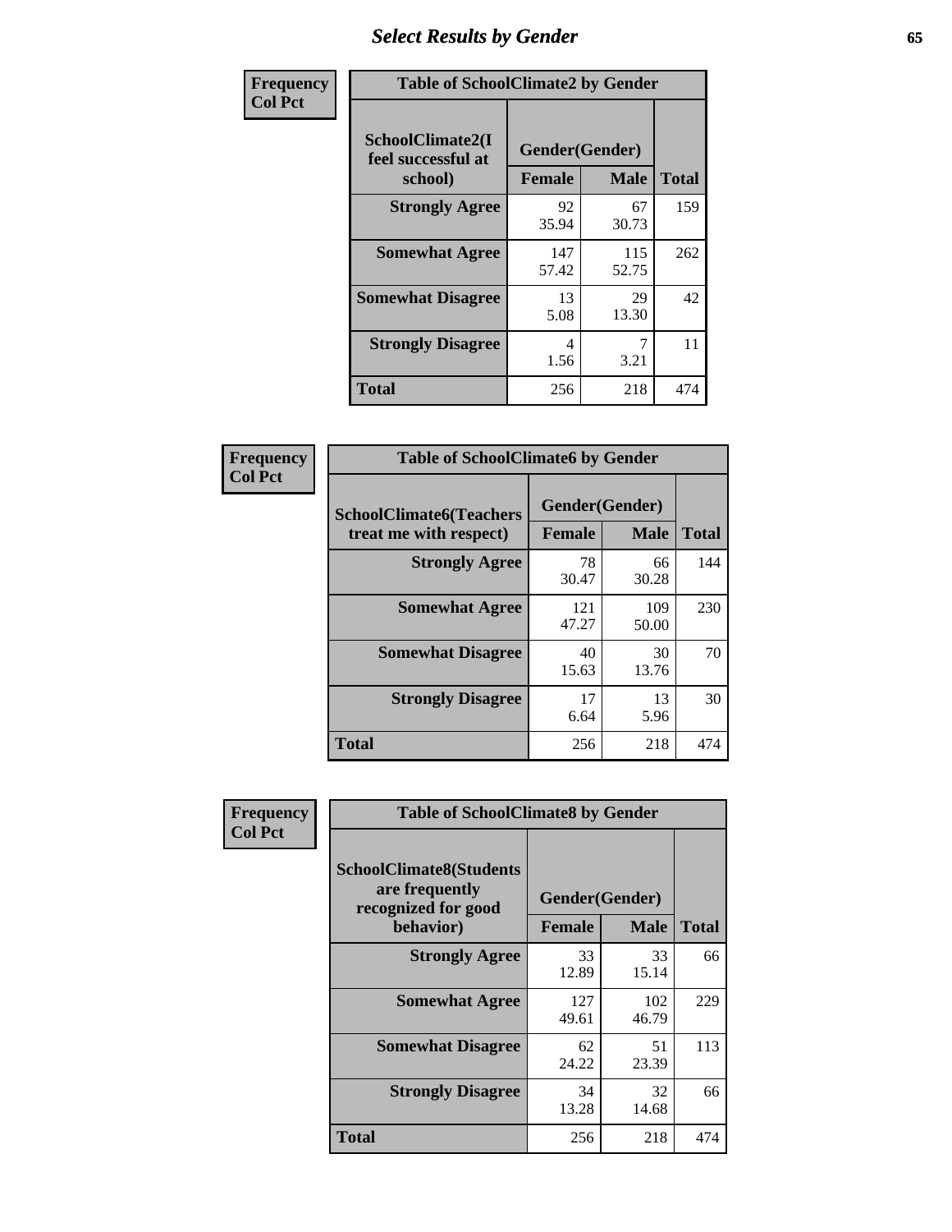# Select Results by Gender

| Frequency<br>Col Pct |
|---|

**Table of SchoolClimate2 by Gender**

| SchoolClimate2(I feel successful at school) | Gender(Gender) | | |
|---|---|---|---|
| | Female | Male | Total |
| Strongly Agree | 92<br>35.94 | 67<br>30.73 | 159 |
| Somewhat Agree | 147<br>57.42 | 115<br>52.75 | 262 |
| Somewhat Disagree | 13<br>5.08 | 29<br>13.30 | 42 |
| Strongly Disagree | 4<br>1.56 | 7<br>3.21 | 11 |
| Total | 256 | 218 | 474 |

| Frequency<br>Col Pct |
|---|

**Table of SchoolClimate6 by Gender**

| SchoolClimate6(Teachers treat me with respect) | Gender(Gender) | | |
|---|---|---|---|
| | Female | Male | Total |
| Strongly Agree | 78<br>30.47 | 66<br>30.28 | 144 |
| Somewhat Agree | 121<br>47.27 | 109<br>50.00 | 230 |
| Somewhat Disagree | 40<br>15.63 | 30<br>13.76 | 70 |
| Strongly Disagree | 17<br>6.64 | 13<br>5.96 | 30 |
| Total | 256 | 218 | 474 |

| Frequency<br>Col Pct |
|---|

**Table of SchoolClimate8 by Gender**

| SchoolClimate8(Students are frequently recognized for good behavior) | Gender(Gender) | | |
|---|---|---|---|
| | Female | Male | Total |
| Strongly Agree | 33<br>12.89 | 33<br>15.14 | 66 |
| Somewhat Agree | 127<br>49.61 | 102<br>46.79 | 229 |
| Somewhat Disagree | 62<br>24.22 | 51<br>23.39 | 113 |
| Strongly Disagree | 34<br>13.28 | 32<br>14.68 | 66 |
| Total | 256 | 218 | 474 |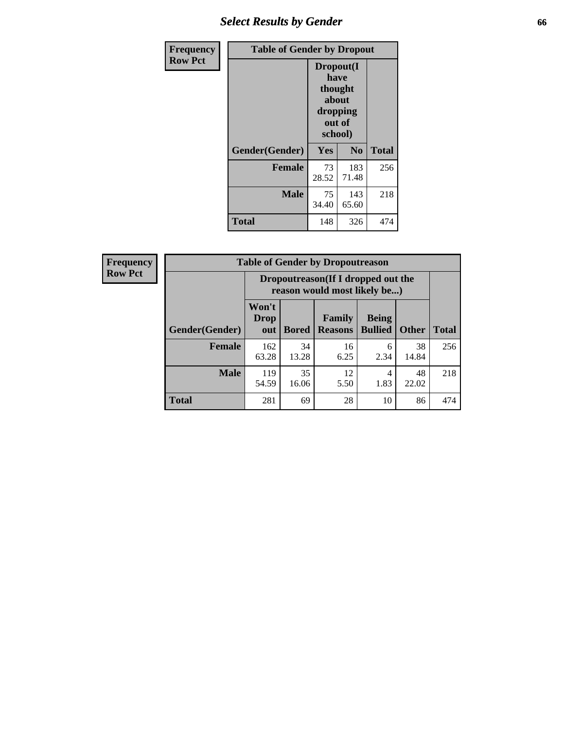**Frequency**
**Row Pct**

| Table of Gender by Dropout | | | |
|---|---|---|---|
| | Dropout(I have thought about dropping out of school) | | |
| Gender(Gender) | Yes | No | Total |
| **Female** | 73<br>28.52 | 183<br>71.48 | 256 |
| **Male** | 75<br>34.40 | 143<br>65.60 | 218 |
| **Total** | 148 | 326 | 474 |

**Frequency**
**Row Pct**

| Table of Gender by Dropoutreason | | | | | | |
|---|---|---|---|---|---|---|
| | Dropoutreason(If I dropped out the reason would most likely be...) | | | | | |
| Gender(Gender) | Won't Drop out | Bored | Family Reasons | Being Bullied | Other | Total |
| **Female** | 162<br>63.28 | 34<br>13.28 | 16<br>6.25 | 6<br>2.34 | 38<br>14.84 | 256 |
| **Male** | 119<br>54.59 | 35<br>16.06 | 12<br>5.50 | 4<br>1.83 | 48<br>22.02 | 218 |
| **Total** | 281 | 69 | 28 | 10 | 86 | 474 |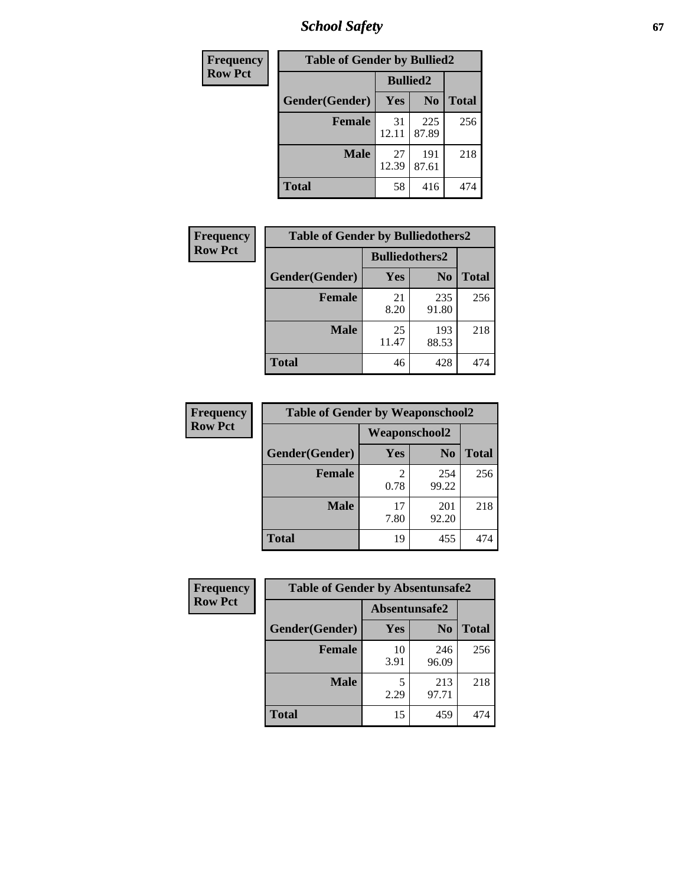# School Safety

| Frequency Row Pct |
|---|

| Table of Gender by Bullied2 | | | |
|---|---|---|---|
| | Bullied2 | | |
| Gender(Gender) | Yes | No | Total |
| Female | 31<br>12.11 | 225<br>87.89 | 256 |
| Male | 27<br>12.39 | 191<br>87.61 | 218 |
| Total | 58 | 416 | 474 |

| Frequency Row Pct |
|---|

| Table of Gender by Bulliedothers2 | | | |
|---|---|---|---|
| | Bulliedothers2 | | |
| Gender(Gender) | Yes | No | Total |
| Female | 21<br>8.20 | 235<br>91.80 | 256 |
| Male | 25<br>11.47 | 193<br>88.53 | 218 |
| Total | 46 | 428 | 474 |

| Frequency Row Pct |
|---|

| Table of Gender by Weaponschool2 | | | |
|---|---|---|---|
| | Weaponschool2 | | |
| Gender(Gender) | Yes | No | Total |
| Female | 2<br>0.78 | 254<br>99.22 | 256 |
| Male | 17<br>7.80 | 201<br>92.20 | 218 |
| Total | 19 | 455 | 474 |

| Frequency Row Pct |
|---|

| Table of Gender by Absentunsafe2 | | | |
|---|---|---|---|
| | Absentunsafe2 | | |
| Gender(Gender) | Yes | No | Total |
| Female | 10<br>3.91 | 246<br>96.09 | 256 |
| Male | 5<br>2.29 | 213<br>97.71 | 218 |
| Total | 15 | 459 | 474 |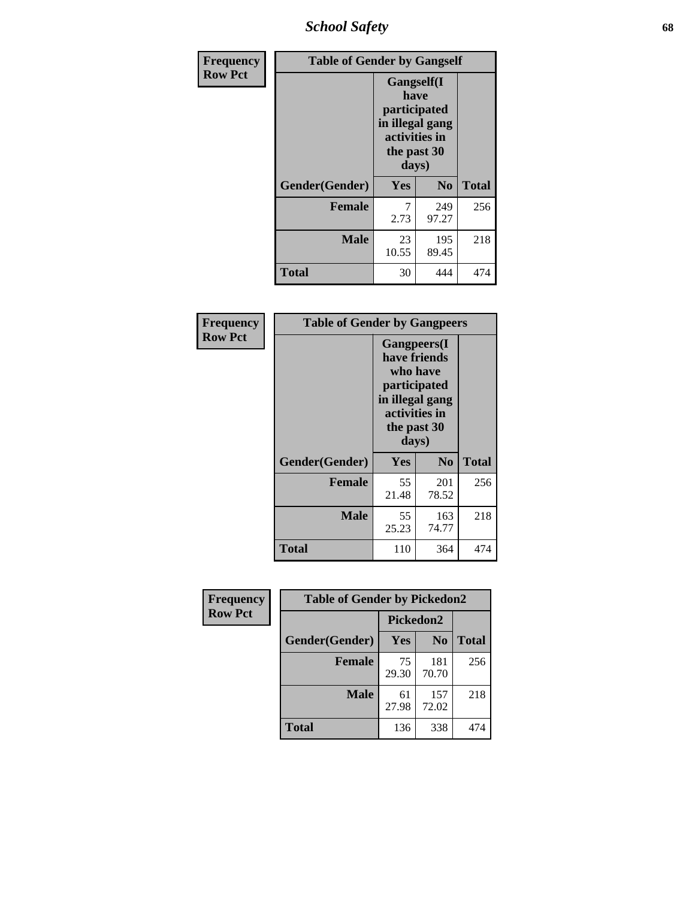| Frequency Row Pct |
|---|

**Table of Gender by Gangself**

| Gender(Gender) | Gangself(I have participated in illegal gang activities in the past 30 days) Yes | No | Total |
|---|---|---|---|
| Female | 7<br>2.73 | 249<br>97.27 | 256 |
| Male | 23<br>10.55 | 195<br>89.45 | 218 |
| Total | 30 | 444 | 474 |

| Frequency Row Pct |
|---|

**Table of Gender by Gangpeers**

| Gender(Gender) | Gangpeers(I have friends who have participated in illegal gang activities in the past 30 days) Yes | No | Total |
|---|---|---|---|
| Female | 55<br>21.48 | 201<br>78.52 | 256 |
| Male | 55<br>25.23 | 163<br>74.77 | 218 |
| Total | 110 | 364 | 474 |

| Frequency Row Pct |
|---|

**Table of Gender by Pickedon2**

| Gender(Gender) | Pickedon2 Yes | No | Total |
|---|---|---|---|
| Female | 75<br>29.30 | 181<br>70.70 | 256 |
| Male | 61<br>27.98 | 157<br>72.02 | 218 |
| Total | 136 | 338 | 474 |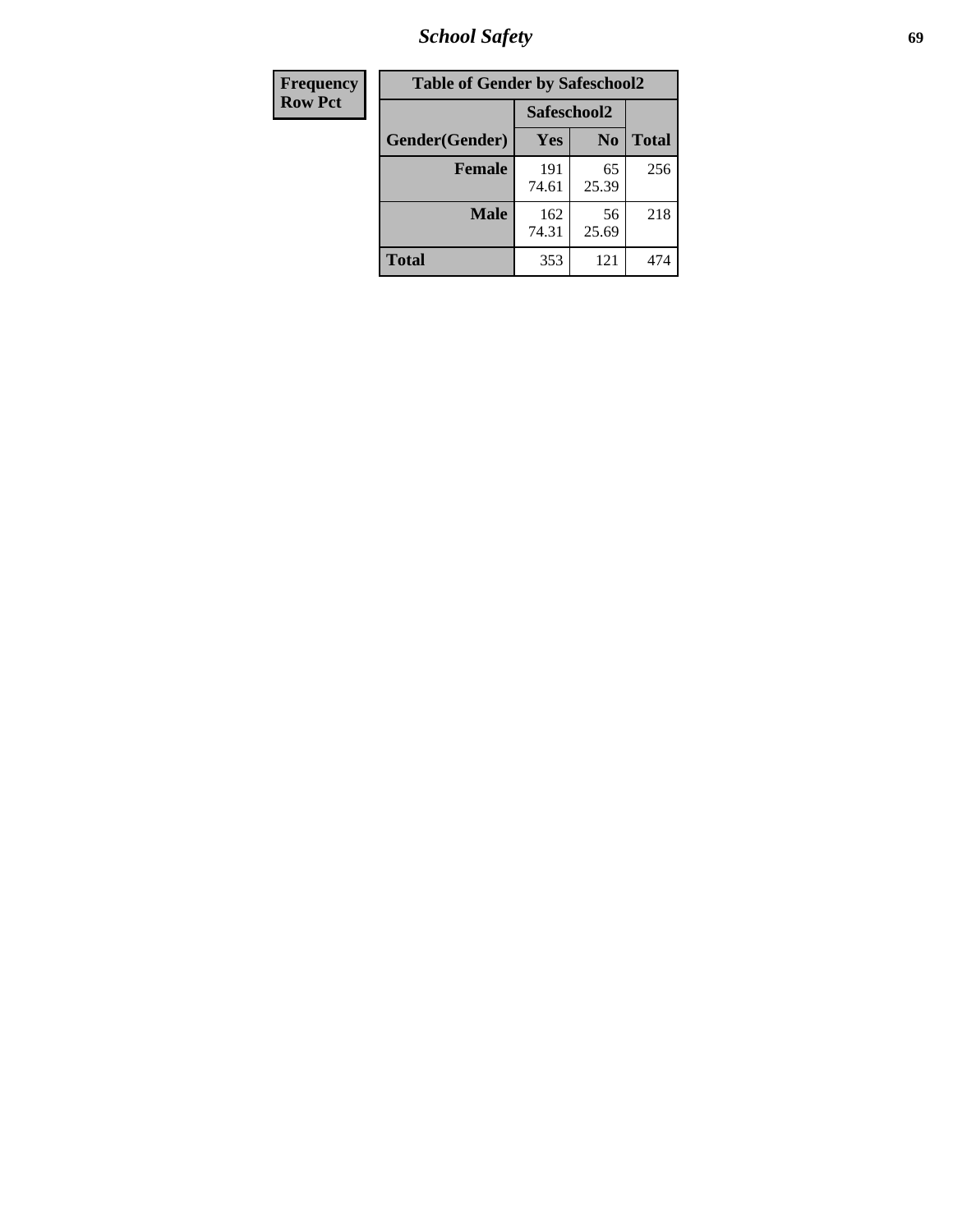| Frequency Row Pct | Table of Gender by Safeschool2 | | |
|---|---|---|---|
| | Safeschool2 | | |
| Gender(Gender) | Yes | No | Total |
| Female | 191 74.61 | 65 25.39 | 256 |
| Male | 162 74.31 | 56 25.69 | 218 |
| Total | 353 | 121 | 474 |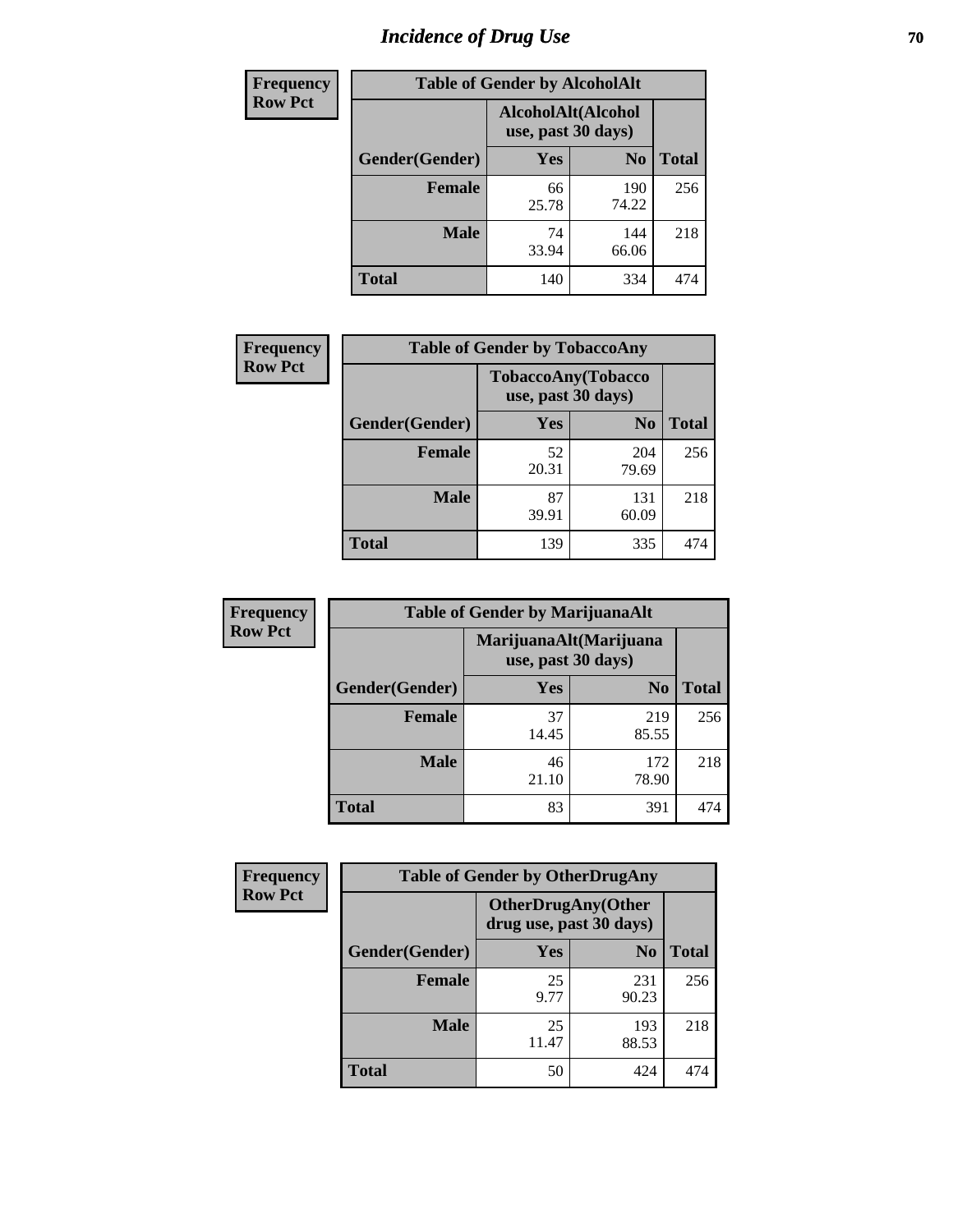# Incidence of Drug Use

**Frequency**
**Row Pct**

| Table of Gender by AlcoholAlt | | | |
|---|---|---|---|
| | AlcoholAlt(Alcohol use, past 30 days) | | |
| Gender(Gender) | Yes | No | Total |
| Female | 66<br>25.78 | 190<br>74.22 | 256 |
| Male | 74<br>33.94 | 144<br>66.06 | 218 |
| Total | 140 | 334 | 474 |

**Frequency**
**Row Pct**

| Table of Gender by TobaccoAny | | | |
|---|---|---|---|
| | TobaccoAny(Tobacco use, past 30 days) | | |
| Gender(Gender) | Yes | No | Total |
| Female | 52<br>20.31 | 204<br>79.69 | 256 |
| Male | 87<br>39.91 | 131<br>60.09 | 218 |
| Total | 139 | 335 | 474 |

**Frequency**
**Row Pct**

| Table of Gender by MarijuanaAlt | | | |
|---|---|---|---|
| | MarijuanaAlt(Marijuana use, past 30 days) | | |
| Gender(Gender) | Yes | No | Total |
| Female | 37<br>14.45 | 219<br>85.55 | 256 |
| Male | 46<br>21.10 | 172<br>78.90 | 218 |
| Total | 83 | 391 | 474 |

**Frequency**
**Row Pct**

| Table of Gender by OtherDrugAny | | | |
|---|---|---|---|
| | OtherDrugAny(Other drug use, past 30 days) | | |
| Gender(Gender) | Yes | No | Total |
| Female | 25<br>9.77 | 231<br>90.23 | 256 |
| Male | 25<br>11.47 | 193<br>88.53 | 218 |
| Total | 50 | 424 | 474 |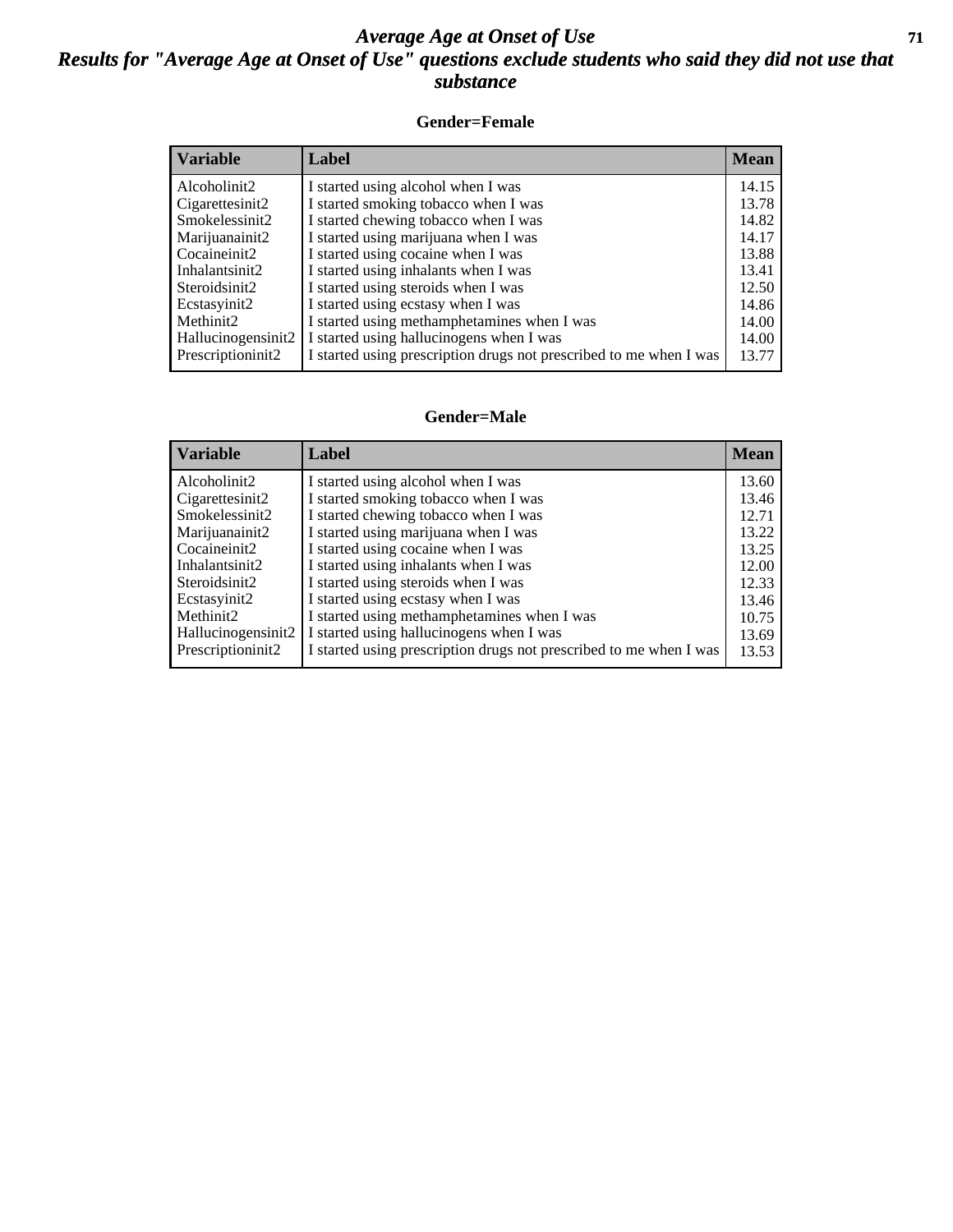# *Average Age at Onset of Use*

## *Results for "Average Age at Onset of Use" questions exclude students who said they did not use that substance*

### Gender=Female

| Variable | Label | Mean |
|---|---|---|
| Alcoholinit2 | I started using alcohol when I was | 14.15 |
| Cigarettesinit2 | I started smoking tobacco when I was | 13.78 |
| Smokelessinit2 | I started chewing tobacco when I was | 14.82 |
| Marijuanainit2 | I started using marijuana when I was | 14.17 |
| Cocaineinit2 | I started using cocaine when I was | 13.88 |
| Inhalantsinit2 | I started using inhalants when I was | 13.41 |
| Steroidsinit2 | I started using steroids when I was | 12.50 |
| Ecstasyinit2 | I started using ecstasy when I was | 14.86 |
| Methinit2 | I started using methamphetamines when I was | 14.00 |
| Hallucinogensinit2 | I started using hallucinogens when I was | 14.00 |
| Prescriptioninit2 | I started using prescription drugs not prescribed to me when I was | 13.77 |

### Gender=Male

| Variable | Label | Mean |
|---|---|---|
| Alcoholinit2 | I started using alcohol when I was | 13.60 |
| Cigarettesinit2 | I started smoking tobacco when I was | 13.46 |
| Smokelessinit2 | I started chewing tobacco when I was | 12.71 |
| Marijuanainit2 | I started using marijuana when I was | 13.22 |
| Cocaineinit2 | I started using cocaine when I was | 13.25 |
| Inhalantsinit2 | I started using inhalants when I was | 12.00 |
| Steroidsinit2 | I started using steroids when I was | 12.33 |
| Ecstasyinit2 | I started using ecstasy when I was | 13.46 |
| Methinit2 | I started using methamphetamines when I was | 10.75 |
| Hallucinogensinit2 | I started using hallucinogens when I was | 13.69 |
| Prescriptioninit2 | I started using prescription drugs not prescribed to me when I was | 13.53 |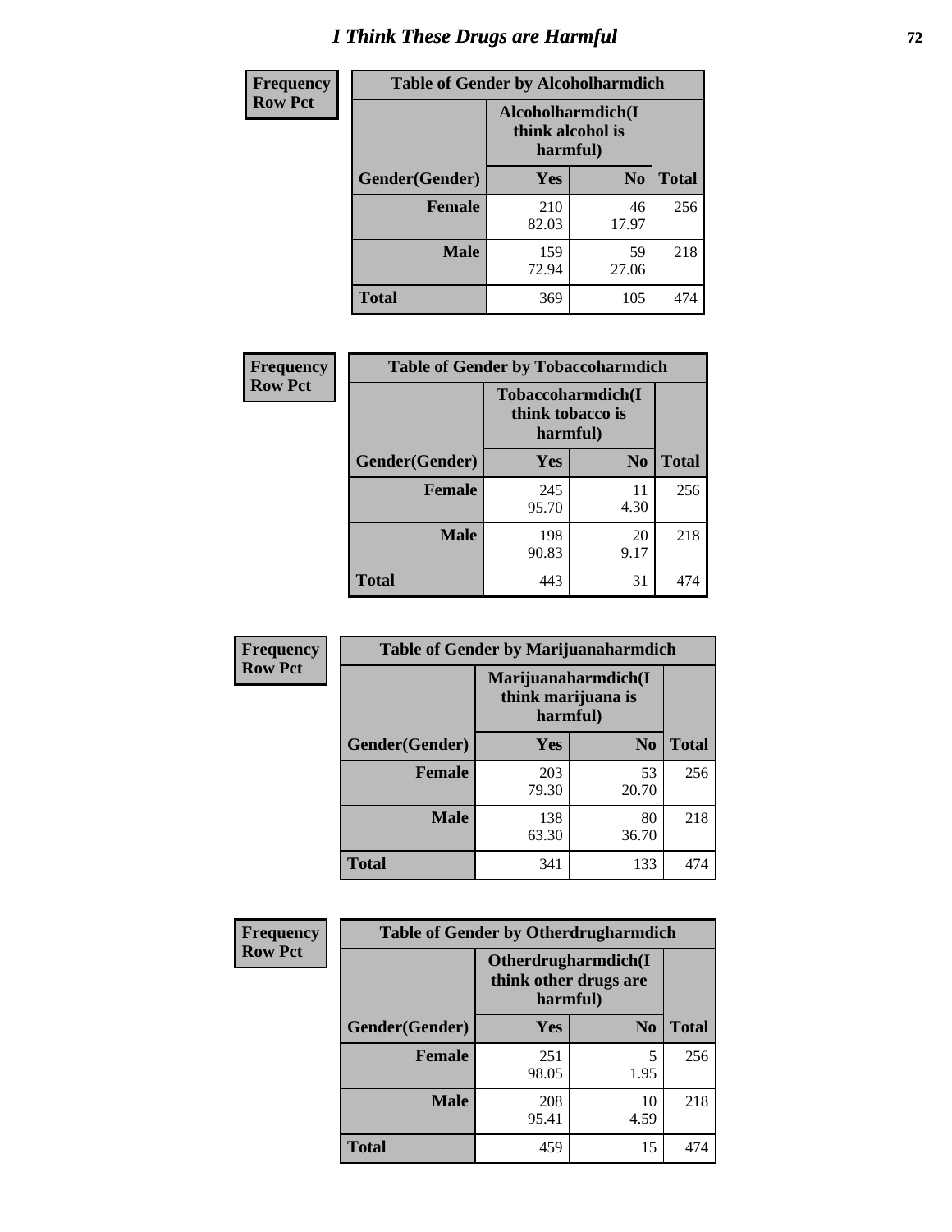# I Think These Drugs are Harmful

| Frequency<br>Row Pct |
|---|

**Table of Gender by Alcoholharmdich**

| | Alcoholharmdich(I think alcohol is harmful) | | |
|---|---|---|---|
| Gender(Gender) | Yes | No | Total |
| Female | 210<br>82.03 | 46<br>17.97 | 256 |
| Male | 159<br>72.94 | 59<br>27.06 | 218 |
| Total | 369 | 105 | 474 |

| Frequency<br>Row Pct |
|---|

**Table of Gender by Tobaccoharmdich**

| | Tobaccoharmdich(I think tobacco is harmful) | | |
|---|---|---|---|
| Gender(Gender) | Yes | No | Total |
| Female | 245<br>95.70 | 11<br>4.30 | 256 |
| Male | 198<br>90.83 | 20<br>9.17 | 218 |
| Total | 443 | 31 | 474 |

| Frequency<br>Row Pct |
|---|

**Table of Gender by Marijuanaharmdich**

| | Marijuanaharmdich(I think marijuana is harmful) | | |
|---|---|---|---|
| Gender(Gender) | Yes | No | Total |
| Female | 203<br>79.30 | 53<br>20.70 | 256 |
| Male | 138<br>63.30 | 80<br>36.70 | 218 |
| Total | 341 | 133 | 474 |

| Frequency<br>Row Pct |
|---|

**Table of Gender by Otherdrugharmdich**

| | Otherdrugharmdich(I think other drugs are harmful) | | |
|---|---|---|---|
| Gender(Gender) | Yes | No | Total |
| Female | 251<br>98.05 | 5<br>1.95 | 256 |
| Male | 208<br>95.41 | 10<br>4.59 | 218 |
| Total | 459 | 15 | 474 |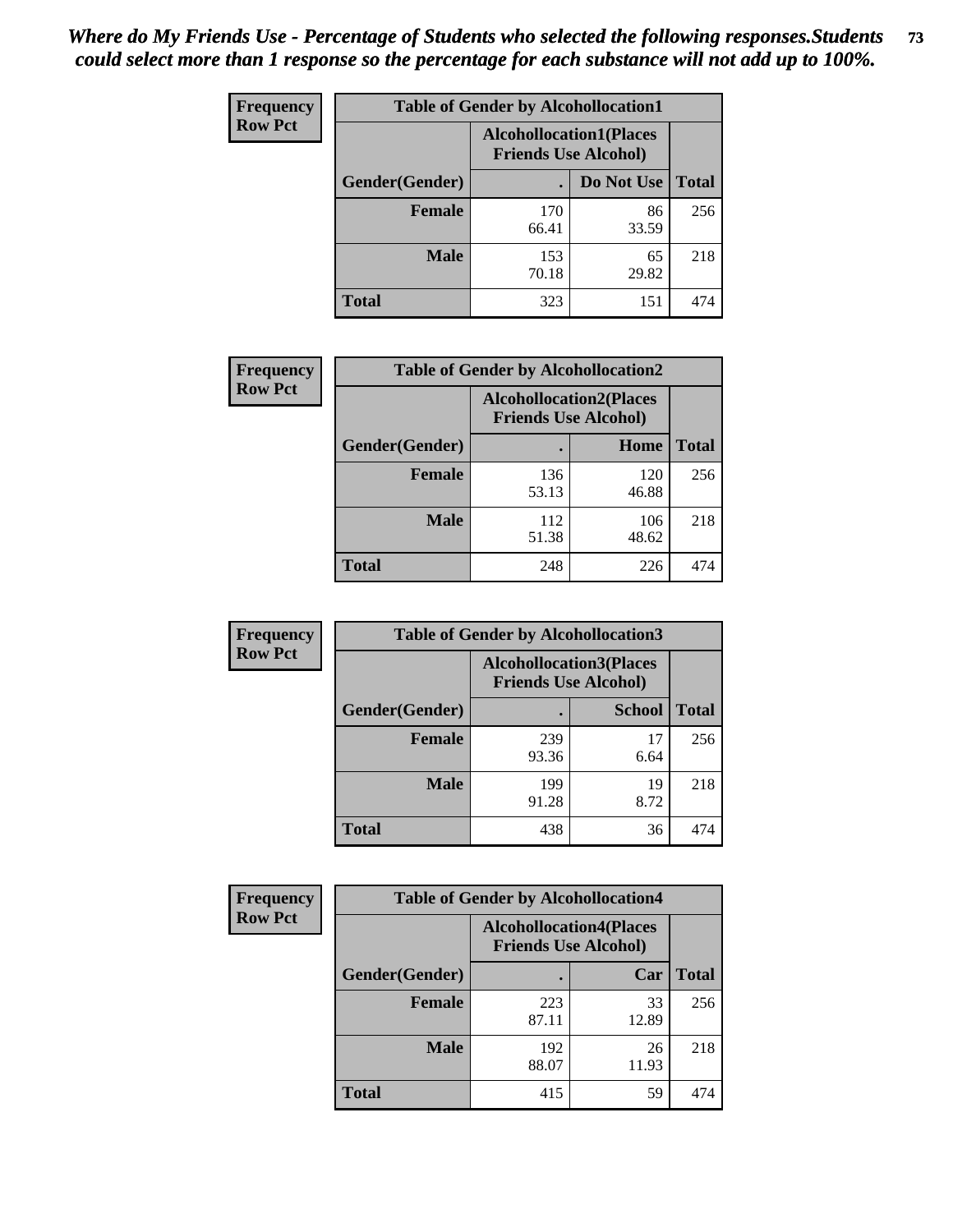*Where do My Friends Use - Percentage of Students who selected the following responses.Students could select more than 1 response so the percentage for each substance will not add up to 100%.*

**Frequency**
**Row Pct**

| Table of Gender by Alcohollocation1 | | | |
|---|---|---|---|
| | Alcohollocation1(Places Friends Use Alcohol) | | |
| Gender(Gender) | . | Do Not Use | Total |
| **Female** | 170<br>66.41 | 86<br>33.59 | 256 |
| **Male** | 153<br>70.18 | 65<br>29.82 | 218 |
| **Total** | 323 | 151 | 474 |

**Frequency**
**Row Pct**

| Table of Gender by Alcohollocation2 | | | |
|---|---|---|---|
| | Alcohollocation2(Places Friends Use Alcohol) | | |
| Gender(Gender) | . | Home | Total |
| **Female** | 136<br>53.13 | 120<br>46.88 | 256 |
| **Male** | 112<br>51.38 | 106<br>48.62 | 218 |
| **Total** | 248 | 226 | 474 |

**Frequency**
**Row Pct**

| Table of Gender by Alcohollocation3 | | | |
|---|---|---|---|
| | Alcohollocation3(Places Friends Use Alcohol) | | |
| Gender(Gender) | . | School | Total |
| **Female** | 239<br>93.36 | 17<br>6.64 | 256 |
| **Male** | 199<br>91.28 | 19<br>8.72 | 218 |
| **Total** | 438 | 36 | 474 |

**Frequency**
**Row Pct**

| Table of Gender by Alcohollocation4 | | | |
|---|---|---|---|
| | Alcohollocation4(Places Friends Use Alcohol) | | |
| Gender(Gender) | . | Car | Total |
| **Female** | 223<br>87.11 | 33<br>12.89 | 256 |
| **Male** | 192<br>88.07 | 26<br>11.93 | 218 |
| **Total** | 415 | 59 | 474 |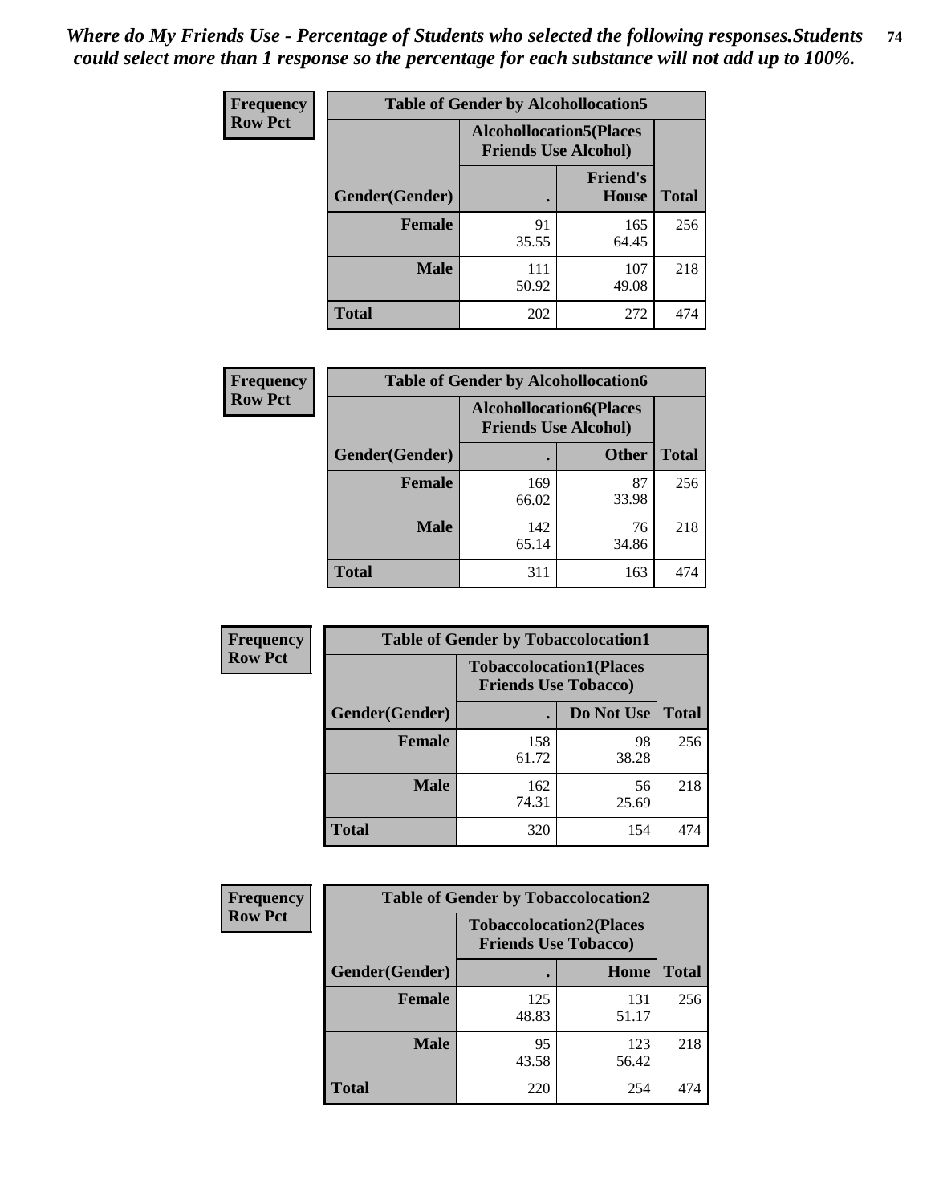*Where do My Friends Use - Percentage of Students who selected the following responses.Students could select more than 1 response so the percentage for each substance will not add up to 100%.*

**Frequency / Row Pct**

**Table of Gender by Alcohollocation5**

| Gender(Gender) | Alcohollocation5(Places Friends Use Alcohol) . | Friend's House | Total |
|---|---|---|---|
| Female | 91<br>35.55 | 165<br>64.45 | 256 |
| Male | 111<br>50.92 | 107<br>49.08 | 218 |
| Total | 202 | 272 | 474 |

**Frequency / Row Pct**

**Table of Gender by Alcohollocation6**

| Gender(Gender) | Alcohollocation6(Places Friends Use Alcohol) . | Other | Total |
|---|---|---|---|
| Female | 169<br>66.02 | 87<br>33.98 | 256 |
| Male | 142<br>65.14 | 76<br>34.86 | 218 |
| Total | 311 | 163 | 474 |

**Frequency / Row Pct**

**Table of Gender by Tobaccolocation1**

| Gender(Gender) | Tobaccolocation1(Places Friends Use Tobacco) . | Do Not Use | Total |
|---|---|---|---|
| Female | 158<br>61.72 | 98<br>38.28 | 256 |
| Male | 162<br>74.31 | 56<br>25.69 | 218 |
| Total | 320 | 154 | 474 |

**Frequency / Row Pct**

**Table of Gender by Tobaccolocation2**

| Gender(Gender) | Tobaccolocation2(Places Friends Use Tobacco) . | Home | Total |
|---|---|---|---|
| Female | 125<br>48.83 | 131<br>51.17 | 256 |
| Male | 95<br>43.58 | 123<br>56.42 | 218 |
| Total | 220 | 254 | 474 |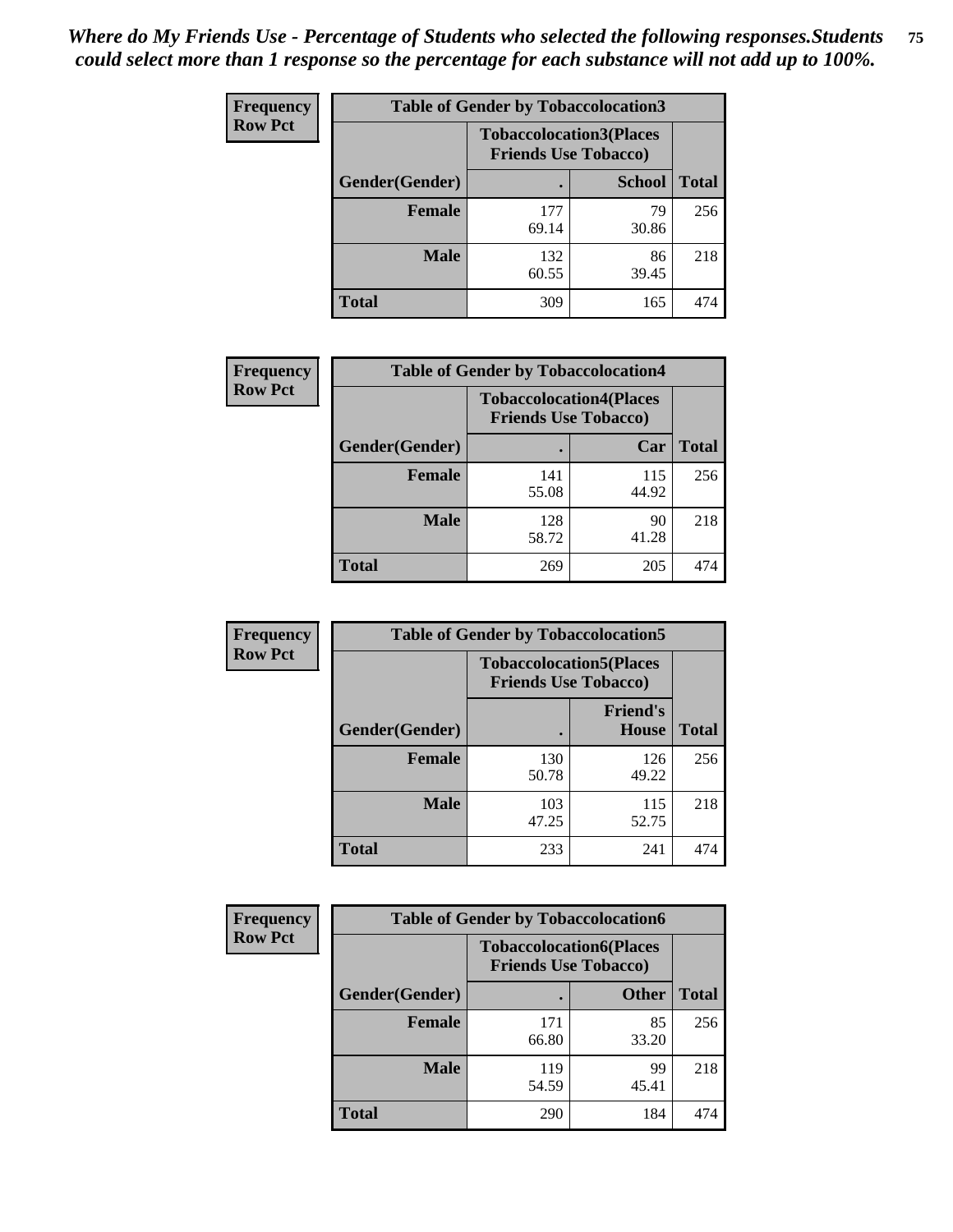*Where do My Friends Use - Percentage of Students who selected the following responses.Students could select more than 1 response so the percentage for each substance will not add up to 100%.*

**Frequency Row Pct**

| Table of Gender by Tobaccolocation3 | | | |
|---|---|---|---|
| | Tobaccolocation3(Places Friends Use Tobacco) | | |
| Gender(Gender) | . | School | Total |
| Female | 177<br>69.14 | 79<br>30.86 | 256 |
| Male | 132<br>60.55 | 86<br>39.45 | 218 |
| Total | 309 | 165 | 474 |

**Frequency Row Pct**

| Table of Gender by Tobaccolocation4 | | | |
|---|---|---|---|
| | Tobaccolocation4(Places Friends Use Tobacco) | | |
| Gender(Gender) | . | Car | Total |
| Female | 141<br>55.08 | 115<br>44.92 | 256 |
| Male | 128<br>58.72 | 90<br>41.28 | 218 |
| Total | 269 | 205 | 474 |

**Frequency Row Pct**

| Table of Gender by Tobaccolocation5 | | | |
|---|---|---|---|
| | Tobaccolocation5(Places Friends Use Tobacco) | | |
| Gender(Gender) | . | Friend's House | Total |
| Female | 130<br>50.78 | 126<br>49.22 | 256 |
| Male | 103<br>47.25 | 115<br>52.75 | 218 |
| Total | 233 | 241 | 474 |

**Frequency Row Pct**

| Table of Gender by Tobaccolocation6 | | | |
|---|---|---|---|
| | Tobaccolocation6(Places Friends Use Tobacco) | | |
| Gender(Gender) | . | Other | Total |
| Female | 171<br>66.80 | 85<br>33.20 | 256 |
| Male | 119<br>54.59 | 99<br>45.41 | 218 |
| Total | 290 | 184 | 474 |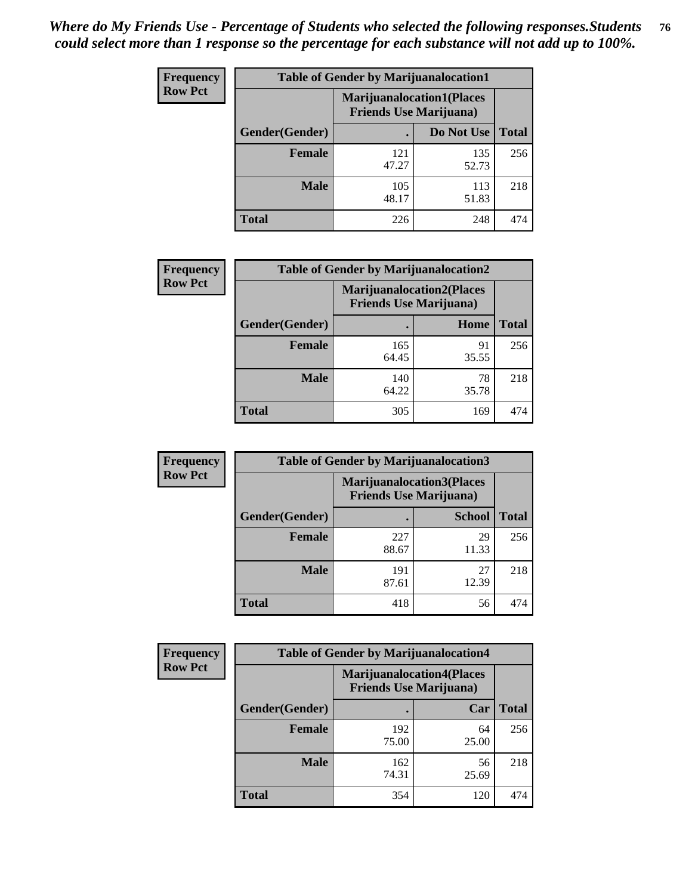*Where do My Friends Use - Percentage of Students who selected the following responses.Students could select more than 1 response so the percentage for each substance will not add up to 100%.*

**Frequency**
**Row Pct**

| Table of Gender by Marijuanalocation1 | | | |
|---|---|---|---|
| | Marijuanalocation1(Places Friends Use Marijuana) | | |
| Gender(Gender) | . | Do Not Use | Total |
| Female | 121<br>47.27 | 135<br>52.73 | 256 |
| Male | 105<br>48.17 | 113<br>51.83 | 218 |
| Total | 226 | 248 | 474 |

**Frequency**
**Row Pct**

| Table of Gender by Marijuanalocation2 | | | |
|---|---|---|---|
| | Marijuanalocation2(Places Friends Use Marijuana) | | |
| Gender(Gender) | . | Home | Total |
| Female | 165<br>64.45 | 91<br>35.55 | 256 |
| Male | 140<br>64.22 | 78<br>35.78 | 218 |
| Total | 305 | 169 | 474 |

**Frequency**
**Row Pct**

| Table of Gender by Marijuanalocation3 | | | |
|---|---|---|---|
| | Marijuanalocation3(Places Friends Use Marijuana) | | |
| Gender(Gender) | . | School | Total |
| Female | 227<br>88.67 | 29<br>11.33 | 256 |
| Male | 191<br>87.61 | 27<br>12.39 | 218 |
| Total | 418 | 56 | 474 |

**Frequency**
**Row Pct**

| Table of Gender by Marijuanalocation4 | | | |
|---|---|---|---|
| | Marijuanalocation4(Places Friends Use Marijuana) | | |
| Gender(Gender) | . | Car | Total |
| Female | 192<br>75.00 | 64<br>25.00 | 256 |
| Male | 162<br>74.31 | 56<br>25.69 | 218 |
| Total | 354 | 120 | 474 |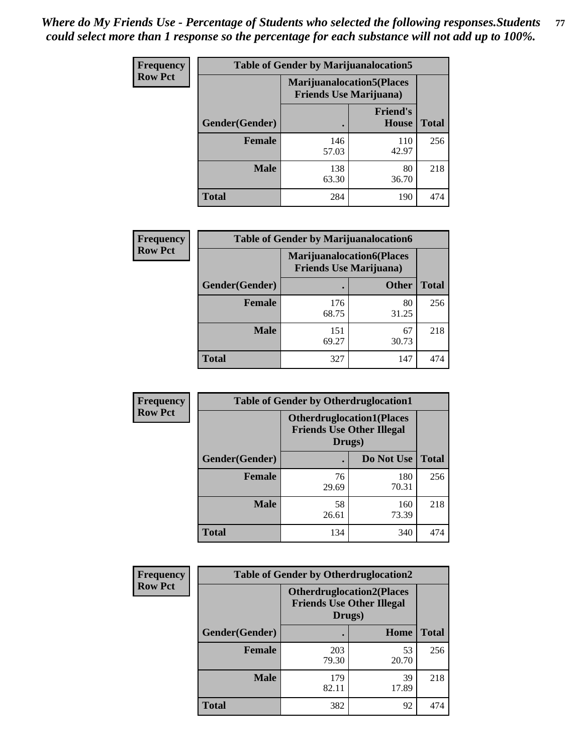*Where do My Friends Use - Percentage of Students who selected the following responses.Students could select more than 1 response so the percentage for each substance will not add up to 100%.*

**Frequency / Row Pct**

| Table of Gender by Marijuanalocation5 | | | |
|---|---|---|---|
| | Marijuanalocation5(Places Friends Use Marijuana) | | |
| Gender(Gender) | . | Friend's House | Total |
| **Female** | 146<br>57.03 | 110<br>42.97 | 256 |
| **Male** | 138<br>63.30 | 80<br>36.70 | 218 |
| **Total** | 284 | 190 | 474 |

**Frequency / Row Pct**

| Table of Gender by Marijuanalocation6 | | | |
|---|---|---|---|
| | Marijuanalocation6(Places Friends Use Marijuana) | | |
| Gender(Gender) | . | Other | Total |
| **Female** | 176<br>68.75 | 80<br>31.25 | 256 |
| **Male** | 151<br>69.27 | 67<br>30.73 | 218 |
| **Total** | 327 | 147 | 474 |

**Frequency / Row Pct**

| Table of Gender by Otherdruglocation1 | | | |
|---|---|---|---|
| | Otherdruglocation1(Places Friends Use Other Illegal Drugs) | | |
| Gender(Gender) | . | Do Not Use | Total |
| **Female** | 76<br>29.69 | 180<br>70.31 | 256 |
| **Male** | 58<br>26.61 | 160<br>73.39 | 218 |
| **Total** | 134 | 340 | 474 |

**Frequency / Row Pct**

| Table of Gender by Otherdruglocation2 | | | |
|---|---|---|---|
| | Otherdruglocation2(Places Friends Use Other Illegal Drugs) | | |
| Gender(Gender) | . | Home | Total |
| **Female** | 203<br>79.30 | 53<br>20.70 | 256 |
| **Male** | 179<br>82.11 | 39<br>17.89 | 218 |
| **Total** | 382 | 92 | 474 |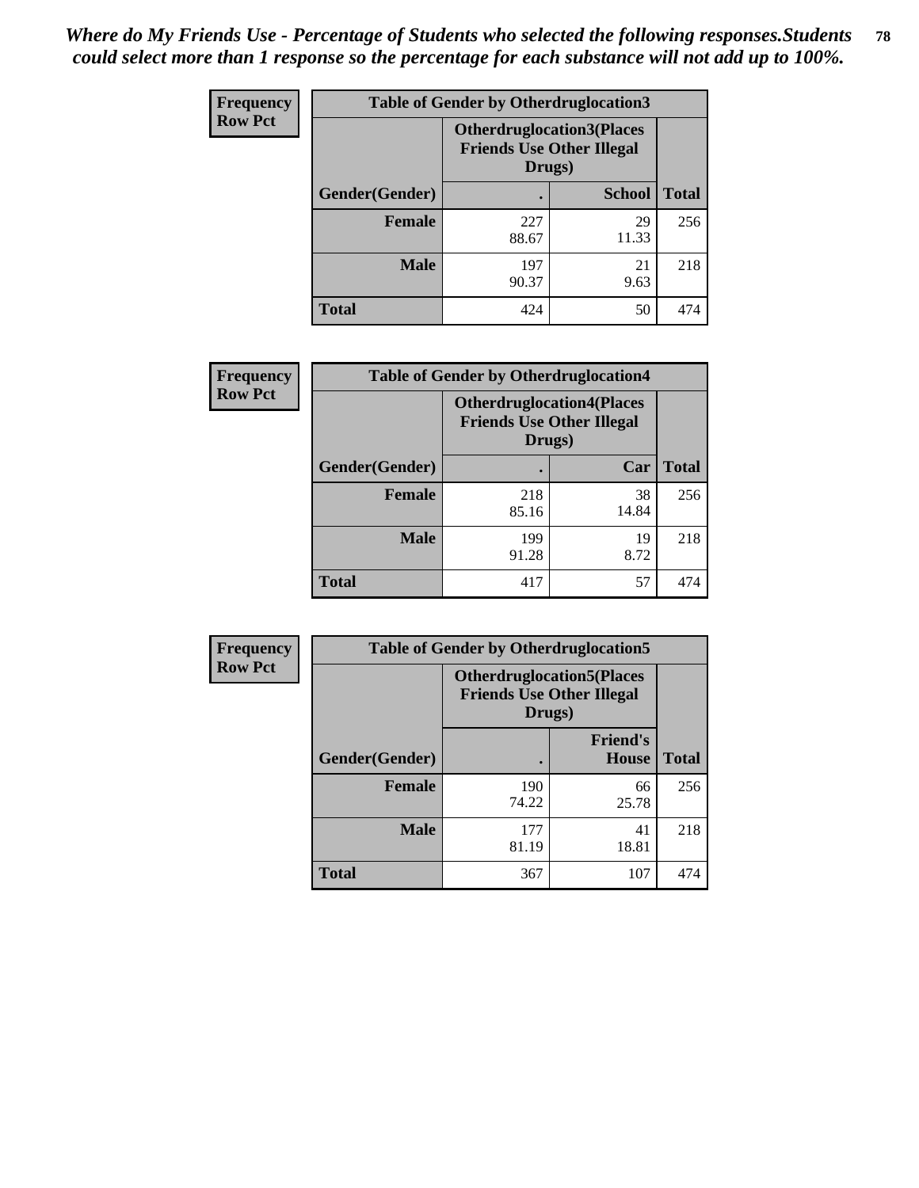*Where do My Friends Use - Percentage of Students who selected the following responses.Students could select more than 1 response so the percentage for each substance will not add up to 100%.*

**Frequency**
**Row Pct**

| Table of Gender by Otherdruglocation3 | | | |
|---|---|---|---|
| | Otherdruglocation3(Places Friends Use Other Illegal Drugs) | | |
| Gender(Gender) | . | School | Total |
| Female | 227<br>88.67 | 29<br>11.33 | 256 |
| Male | 197<br>90.37 | 21<br>9.63 | 218 |
| Total | 424 | 50 | 474 |

**Frequency**
**Row Pct**

| Table of Gender by Otherdruglocation4 | | | |
|---|---|---|---|
| | Otherdruglocation4(Places Friends Use Other Illegal Drugs) | | |
| Gender(Gender) | . | Car | Total |
| Female | 218<br>85.16 | 38<br>14.84 | 256 |
| Male | 199<br>91.28 | 19<br>8.72 | 218 |
| Total | 417 | 57 | 474 |

**Frequency**
**Row Pct**

| Table of Gender by Otherdruglocation5 | | | |
|---|---|---|---|
| | Otherdruglocation5(Places Friends Use Other Illegal Drugs) | | |
| Gender(Gender) | . | Friend's House | Total |
| Female | 190<br>74.22 | 66<br>25.78 | 256 |
| Male | 177<br>81.19 | 41<br>18.81 | 218 |
| Total | 367 | 107 | 474 |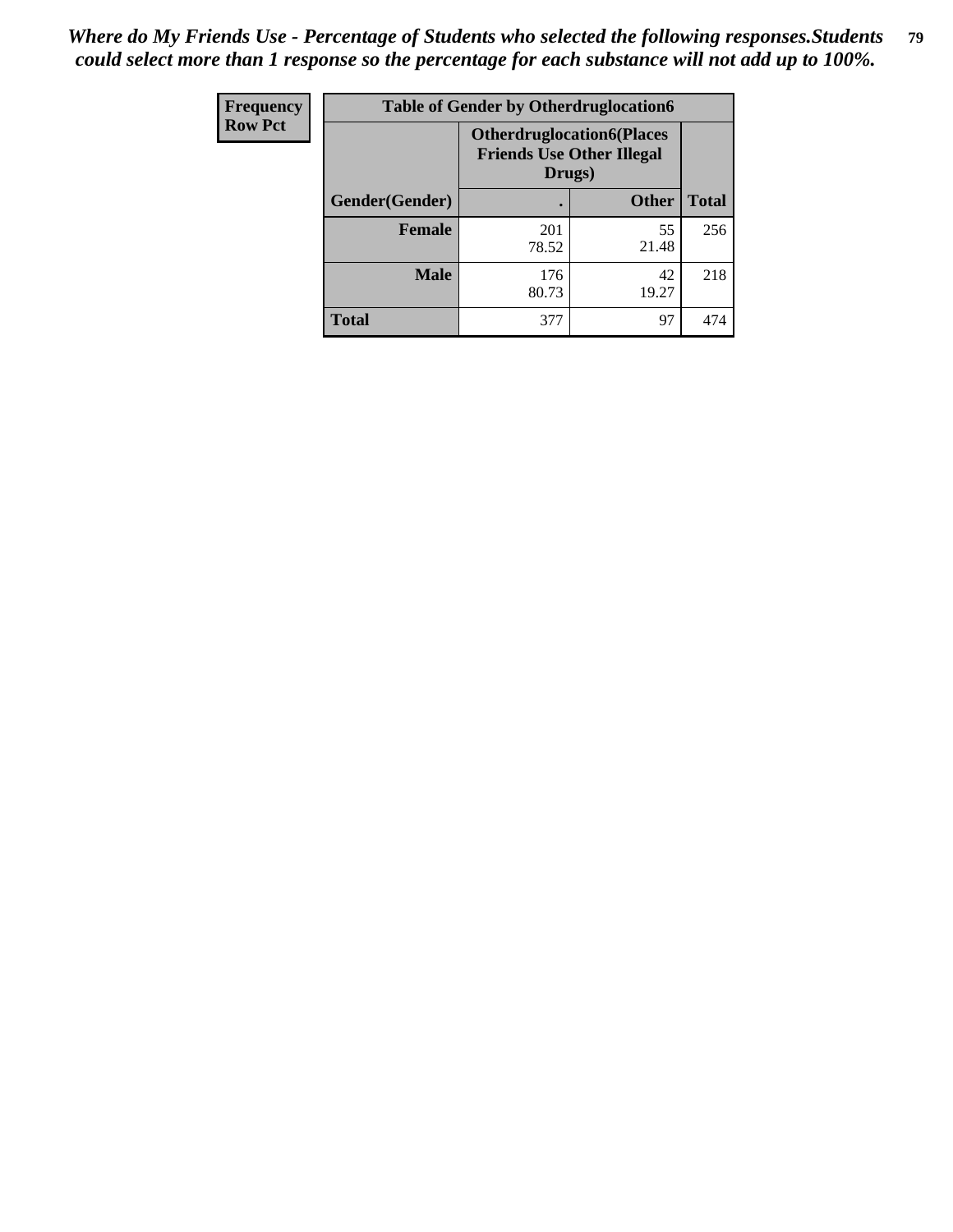*Where do My Friends Use - Percentage of Students who selected the following responses.Students could select more than 1 response so the percentage for each substance will not add up to 100%.*

| Frequency<br>Row Pct | Table of Gender by Otherdruglocation6 | | |
|---|---|---|---|
| | **Otherdruglocation6(Places Friends Use Other Illegal Drugs)** | | |
| **Gender(Gender)** | **.** | **Other** | **Total** |
| **Female** | 201<br>78.52 | 55<br>21.48 | 256 |
| **Male** | 176<br>80.73 | 42<br>19.27 | 218 |
| **Total** | 377 | 97 | 474 |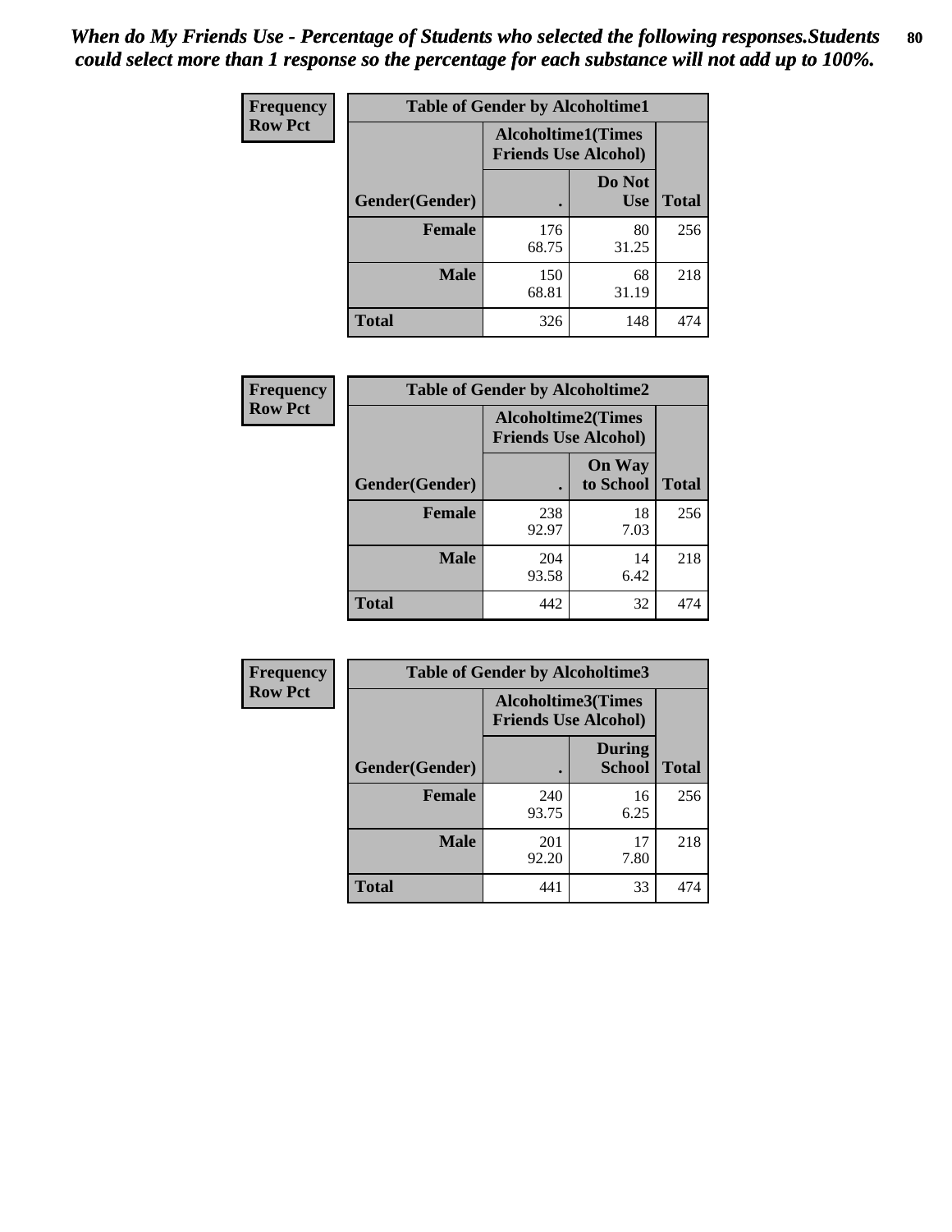*When do My Friends Use - Percentage of Students who selected the following responses.Students could select more than 1 response so the percentage for each substance will not add up to 100%.*

**Frequency**
**Row Pct**

| Table of Gender by Alcoholtime1 | | | |
|---|---|---|---|
| | Alcoholtime1(Times Friends Use Alcohol) | | |
| Gender(Gender) | . | Do Not Use | Total |
| **Female** | 176<br>68.75 | 80<br>31.25 | 256 |
| **Male** | 150<br>68.81 | 68<br>31.19 | 218 |
| **Total** | 326 | 148 | 474 |

**Frequency**
**Row Pct**

| Table of Gender by Alcoholtime2 | | | |
|---|---|---|---|
| | Alcoholtime2(Times Friends Use Alcohol) | | |
| Gender(Gender) | . | On Way to School | Total |
| **Female** | 238<br>92.97 | 18<br>7.03 | 256 |
| **Male** | 204<br>93.58 | 14<br>6.42 | 218 |
| **Total** | 442 | 32 | 474 |

**Frequency**
**Row Pct**

| Table of Gender by Alcoholtime3 | | | |
|---|---|---|---|
| | Alcoholtime3(Times Friends Use Alcohol) | | |
| Gender(Gender) | . | During School | Total |
| **Female** | 240<br>93.75 | 16<br>6.25 | 256 |
| **Male** | 201<br>92.20 | 17<br>7.80 | 218 |
| **Total** | 441 | 33 | 474 |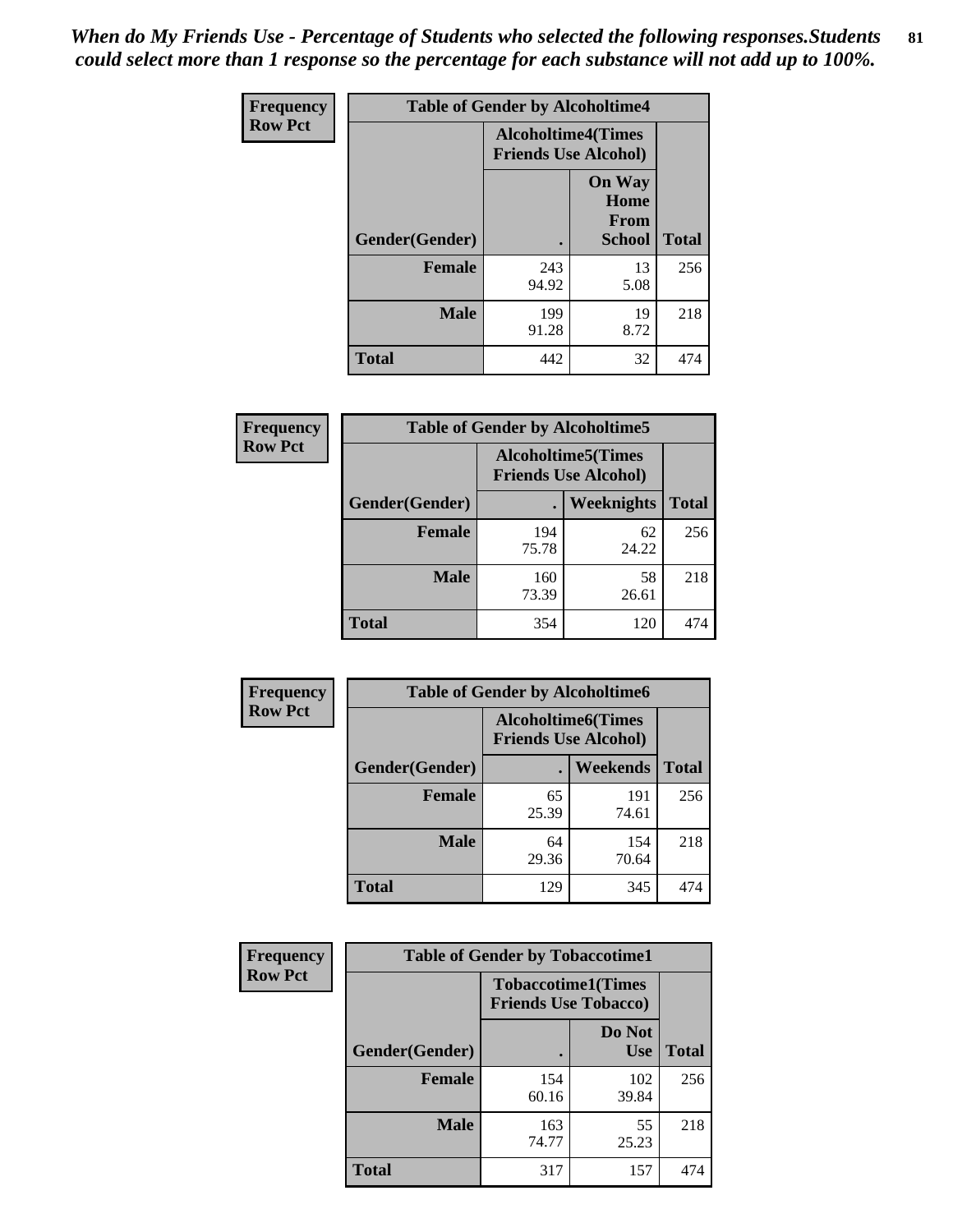*When do My Friends Use - Percentage of Students who selected the following responses.Students could select more than 1 response so the percentage for each substance will not add up to 100%.*

**Frequency Row Pct**

| Table of Gender by Alcoholtime4 | | | |
|---|---|---|---|
| | Alcoholtime4(Times Friends Use Alcohol) | | |
| Gender(Gender) | . | On Way Home From School | Total |
| **Female** | 243<br>94.92 | 13<br>5.08 | 256 |
| **Male** | 199<br>91.28 | 19<br>8.72 | 218 |
| **Total** | 442 | 32 | 474 |

**Frequency Row Pct**

| Table of Gender by Alcoholtime5 | | | |
|---|---|---|---|
| | Alcoholtime5(Times Friends Use Alcohol) | | |
| Gender(Gender) | . | Weeknights | Total |
| **Female** | 194<br>75.78 | 62<br>24.22 | 256 |
| **Male** | 160<br>73.39 | 58<br>26.61 | 218 |
| **Total** | 354 | 120 | 474 |

**Frequency Row Pct**

| Table of Gender by Alcoholtime6 | | | |
|---|---|---|---|
| | Alcoholtime6(Times Friends Use Alcohol) | | |
| Gender(Gender) | . | Weekends | Total |
| **Female** | 65<br>25.39 | 191<br>74.61 | 256 |
| **Male** | 64<br>29.36 | 154<br>70.64 | 218 |
| **Total** | 129 | 345 | 474 |

**Frequency Row Pct**

| Table of Gender by Tobaccotime1 | | | |
|---|---|---|---|
| | Tobaccotime1(Times Friends Use Tobacco) | | |
| Gender(Gender) | . | Do Not Use | Total |
| **Female** | 154<br>60.16 | 102<br>39.84 | 256 |
| **Male** | 163<br>74.77 | 55<br>25.23 | 218 |
| **Total** | 317 | 157 | 474 |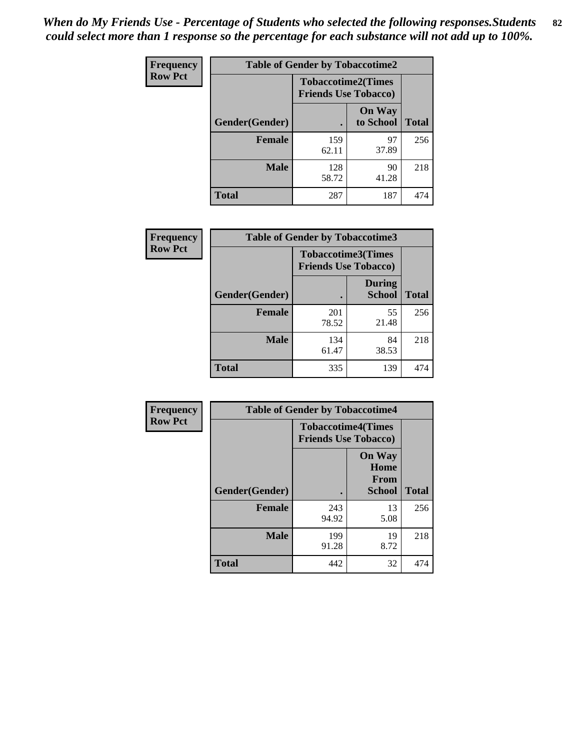*When do My Friends Use - Percentage of Students who selected the following responses.Students could select more than 1 response so the percentage for each substance will not add up to 100%.*

**Frequency**
**Row Pct**

| Table of Gender by Tobaccotime2 | | | |
|---|---|---|---|
| | Tobaccotime2(Times Friends Use Tobacco) | | |
| Gender(Gender) | . | On Way to School | Total |
| **Female** | 159<br>62.11 | 97<br>37.89 | 256 |
| **Male** | 128<br>58.72 | 90<br>41.28 | 218 |
| **Total** | 287 | 187 | 474 |

**Frequency**
**Row Pct**

| Table of Gender by Tobaccotime3 | | | |
|---|---|---|---|
| | Tobaccotime3(Times Friends Use Tobacco) | | |
| Gender(Gender) | . | During School | Total |
| **Female** | 201<br>78.52 | 55<br>21.48 | 256 |
| **Male** | 134<br>61.47 | 84<br>38.53 | 218 |
| **Total** | 335 | 139 | 474 |

**Frequency**
**Row Pct**

| Table of Gender by Tobaccotime4 | | | |
|---|---|---|---|
| | Tobaccotime4(Times Friends Use Tobacco) | | |
| Gender(Gender) | . | On Way Home From School | Total |
| **Female** | 243<br>94.92 | 13<br>5.08 | 256 |
| **Male** | 199<br>91.28 | 19<br>8.72 | 218 |
| **Total** | 442 | 32 | 474 |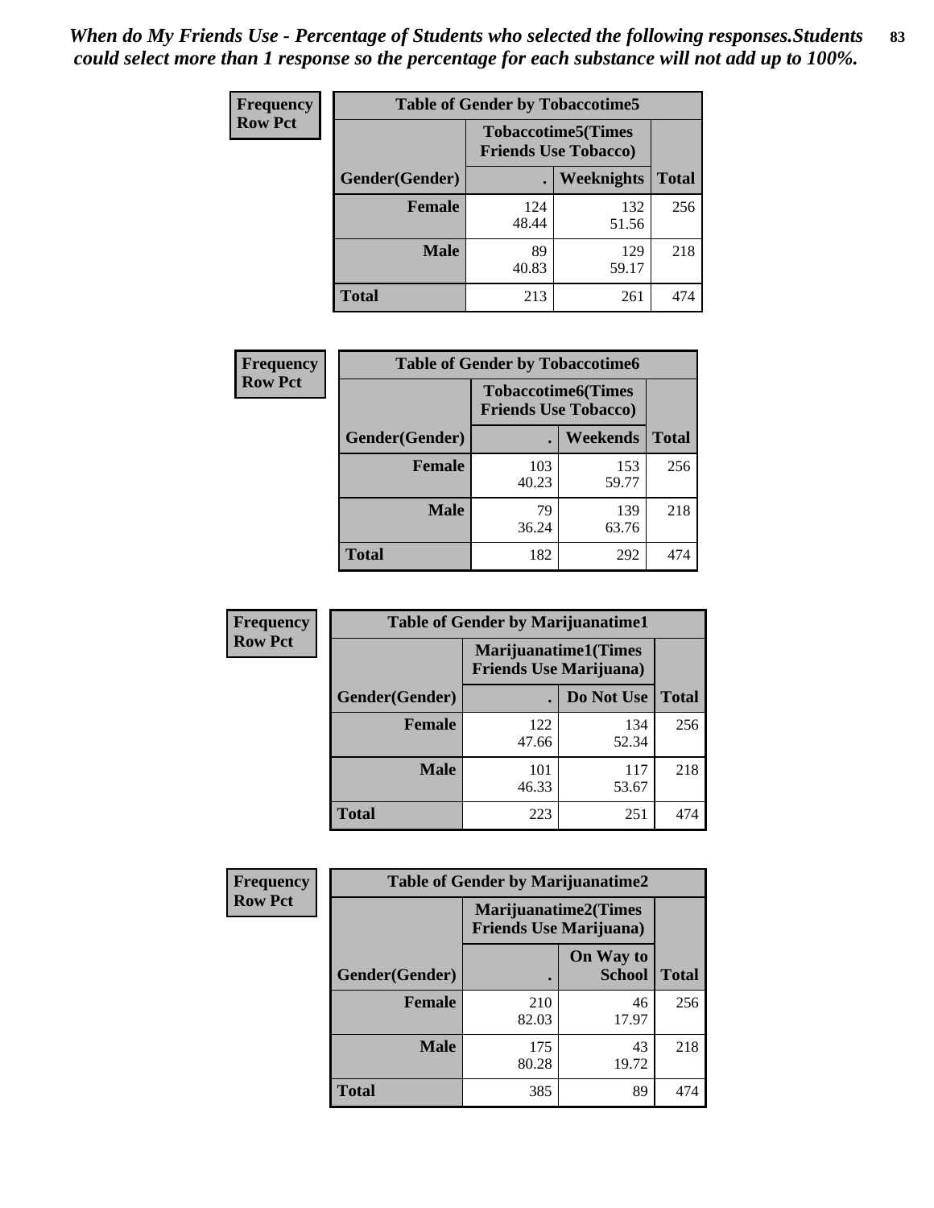*When do My Friends Use - Percentage of Students who selected the following responses.Students could select more than 1 response so the percentage for each substance will not add up to 100%.*

**Frequency**
**Row Pct**

| Table of Gender by Tobaccotime5 | | | |
|---|---|---|---|
| | Tobaccotime5(Times Friends Use Tobacco) | | |
| Gender(Gender) | . | Weeknights | Total |
| **Female** | 124<br>48.44 | 132<br>51.56 | 256 |
| **Male** | 89<br>40.83 | 129<br>59.17 | 218 |
| **Total** | 213 | 261 | 474 |

**Frequency**
**Row Pct**

| Table of Gender by Tobaccotime6 | | | |
|---|---|---|---|
| | Tobaccotime6(Times Friends Use Tobacco) | | |
| Gender(Gender) | . | Weekends | Total |
| **Female** | 103<br>40.23 | 153<br>59.77 | 256 |
| **Male** | 79<br>36.24 | 139<br>63.76 | 218 |
| **Total** | 182 | 292 | 474 |

**Frequency**
**Row Pct**

| Table of Gender by Marijuanatime1 | | | |
|---|---|---|---|
| | Marijuanatime1(Times Friends Use Marijuana) | | |
| Gender(Gender) | . | Do Not Use | Total |
| **Female** | 122<br>47.66 | 134<br>52.34 | 256 |
| **Male** | 101<br>46.33 | 117<br>53.67 | 218 |
| **Total** | 223 | 251 | 474 |

**Frequency**
**Row Pct**

| Table of Gender by Marijuanatime2 | | | |
|---|---|---|---|
| | Marijuanatime2(Times Friends Use Marijuana) | | |
| Gender(Gender) | . | On Way to School | Total |
| **Female** | 210<br>82.03 | 46<br>17.97 | 256 |
| **Male** | 175<br>80.28 | 43<br>19.72 | 218 |
| **Total** | 385 | 89 | 474 |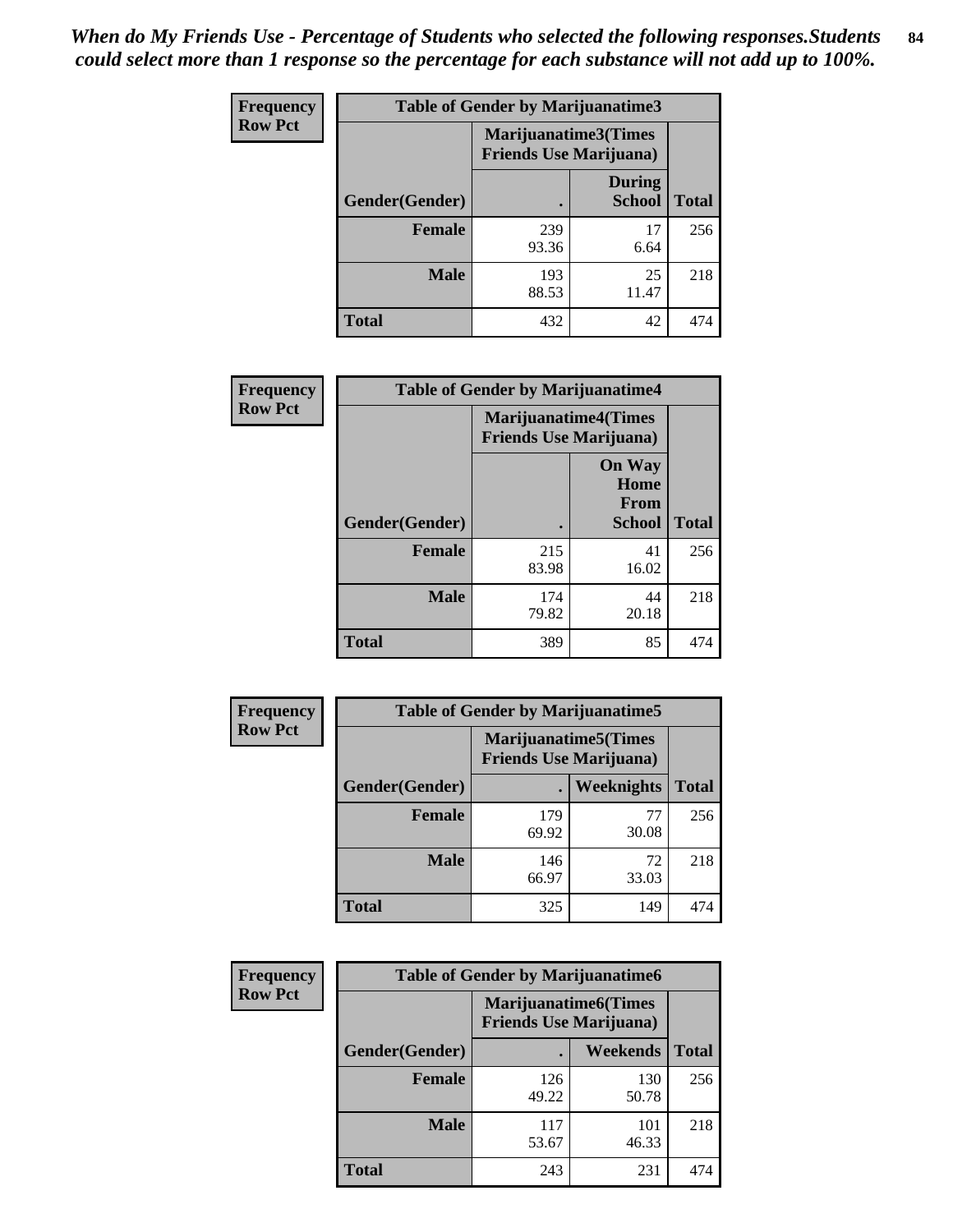*When do My Friends Use - Percentage of Students who selected the following responses.Students could select more than 1 response so the percentage for each substance will not add up to 100%.*

**Frequency**
**Row Pct**

| Table of Gender by Marijuanatime3 | | | |
|---|---|---|---|
| | Marijuanatime3(Times Friends Use Marijuana) | | |
| Gender(Gender) | . | During School | Total |
| Female | 239<br>93.36 | 17<br>6.64 | 256 |
| Male | 193<br>88.53 | 25<br>11.47 | 218 |
| Total | 432 | 42 | 474 |

**Frequency**
**Row Pct**

| Table of Gender by Marijuanatime4 | | | |
|---|---|---|---|
| | Marijuanatime4(Times Friends Use Marijuana) | | |
| Gender(Gender) | . | On Way Home From School | Total |
| Female | 215<br>83.98 | 41<br>16.02 | 256 |
| Male | 174<br>79.82 | 44<br>20.18 | 218 |
| Total | 389 | 85 | 474 |

**Frequency**
**Row Pct**

| Table of Gender by Marijuanatime5 | | | |
|---|---|---|---|
| | Marijuanatime5(Times Friends Use Marijuana) | | |
| Gender(Gender) | . | Weeknights | Total |
| Female | 179<br>69.92 | 77<br>30.08 | 256 |
| Male | 146<br>66.97 | 72<br>33.03 | 218 |
| Total | 325 | 149 | 474 |

**Frequency**
**Row Pct**

| Table of Gender by Marijuanatime6 | | | |
|---|---|---|---|
| | Marijuanatime6(Times Friends Use Marijuana) | | |
| Gender(Gender) | . | Weekends | Total |
| Female | 126<br>49.22 | 130<br>50.78 | 256 |
| Male | 117<br>53.67 | 101<br>46.33 | 218 |
| Total | 243 | 231 | 474 |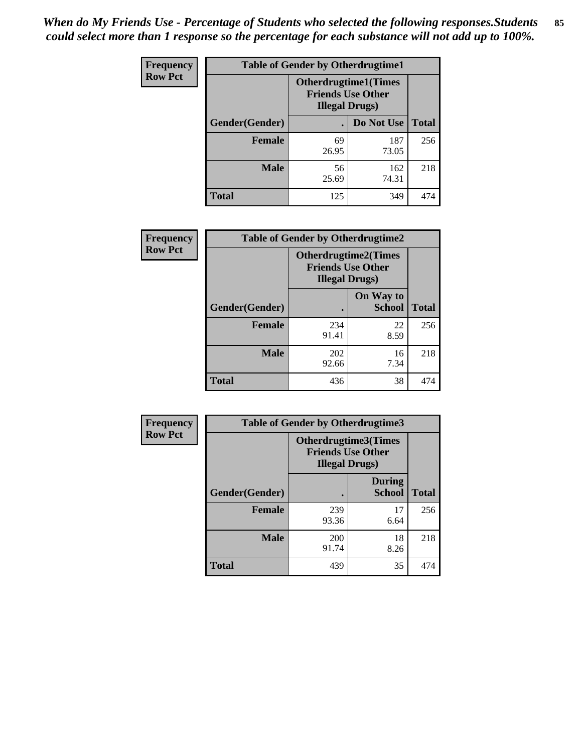*When do My Friends Use - Percentage of Students who selected the following responses.Students could select more than 1 response so the percentage for each substance will not add up to 100%.*

**Frequency**
**Row Pct**

| Table of Gender by Otherdrugtime1 | | | |
|---|---|---|---|
| | Otherdrugtime1(Times Friends Use Other Illegal Drugs) | | |
| Gender(Gender) | . | Do Not Use | Total |
| **Female** | 69<br>26.95 | 187<br>73.05 | 256 |
| **Male** | 56<br>25.69 | 162<br>74.31 | 218 |
| **Total** | 125 | 349 | 474 |

**Frequency**
**Row Pct**

| Table of Gender by Otherdrugtime2 | | | |
|---|---|---|---|
| | Otherdrugtime2(Times Friends Use Other Illegal Drugs) | | |
| Gender(Gender) | . | On Way to School | Total |
| **Female** | 234<br>91.41 | 22<br>8.59 | 256 |
| **Male** | 202<br>92.66 | 16<br>7.34 | 218 |
| **Total** | 436 | 38 | 474 |

**Frequency**
**Row Pct**

| Table of Gender by Otherdrugtime3 | | | |
|---|---|---|---|
| | Otherdrugtime3(Times Friends Use Other Illegal Drugs) | | |
| Gender(Gender) | . | During School | Total |
| **Female** | 239<br>93.36 | 17<br>6.64 | 256 |
| **Male** | 200<br>91.74 | 18<br>8.26 | 218 |
| **Total** | 439 | 35 | 474 |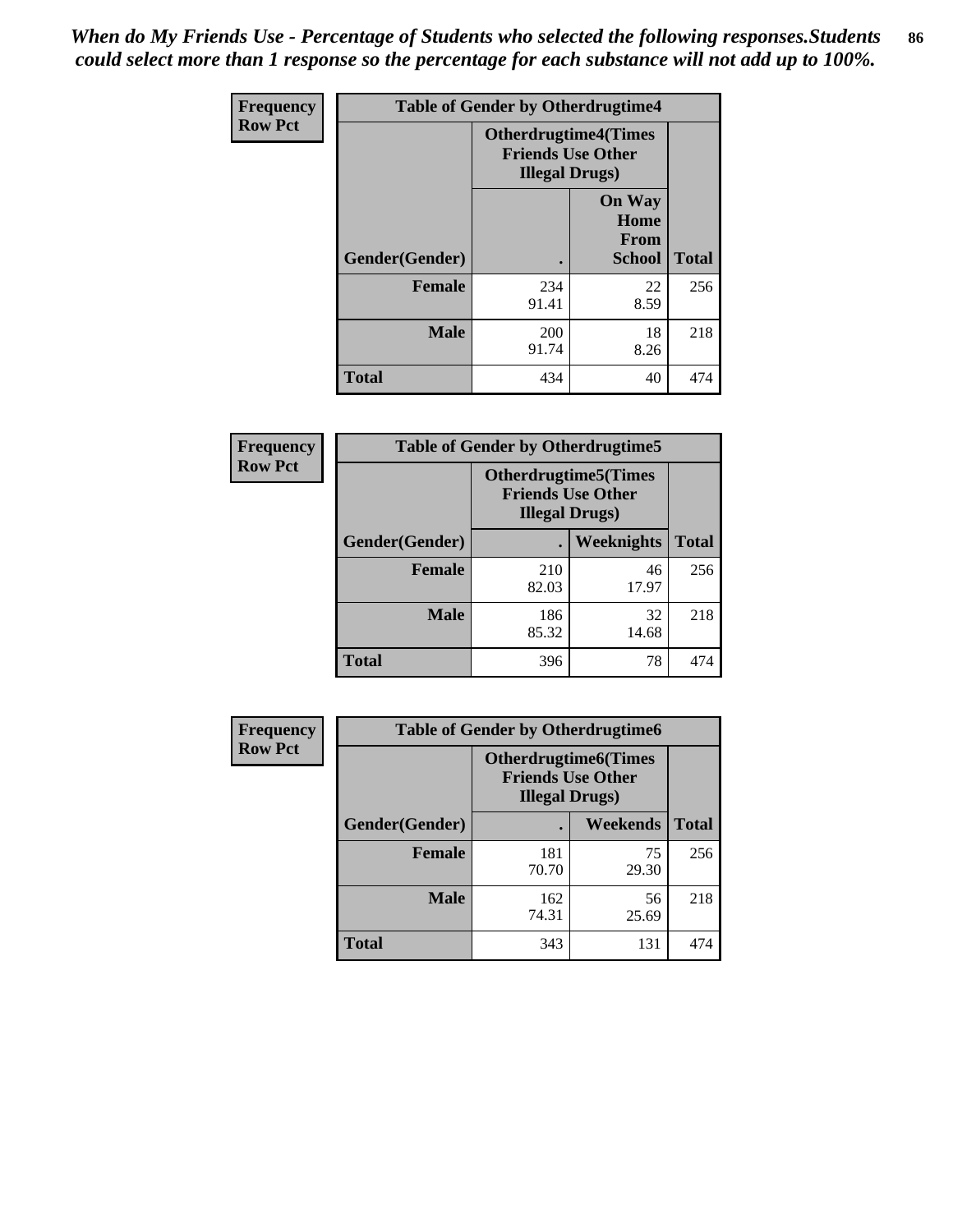*When do My Friends Use - Percentage of Students who selected the following responses.Students could select more than 1 response so the percentage for each substance will not add up to 100%.*

**Frequency**
**Row Pct**

| Table of Gender by Otherdrugtime4 | | | |
|---|---|---|---|
| | Otherdrugtime4(Times Friends Use Other Illegal Drugs) | | |
| Gender(Gender) | . | On Way Home From School | Total |
| Female | 234<br>91.41 | 22<br>8.59 | 256 |
| Male | 200<br>91.74 | 18<br>8.26 | 218 |
| Total | 434 | 40 | 474 |

**Frequency**
**Row Pct**

| Table of Gender by Otherdrugtime5 | | | |
|---|---|---|---|
| | Otherdrugtime5(Times Friends Use Other Illegal Drugs) | | |
| Gender(Gender) | . | Weeknights | Total |
| Female | 210<br>82.03 | 46<br>17.97 | 256 |
| Male | 186<br>85.32 | 32<br>14.68 | 218 |
| Total | 396 | 78 | 474 |

**Frequency**
**Row Pct**

| Table of Gender by Otherdrugtime6 | | | |
|---|---|---|---|
| | Otherdrugtime6(Times Friends Use Other Illegal Drugs) | | |
| Gender(Gender) | . | Weekends | Total |
| Female | 181<br>70.70 | 75<br>29.30 | 256 |
| Male | 162<br>74.31 | 56<br>25.69 | 218 |
| Total | 343 | 131 | 474 |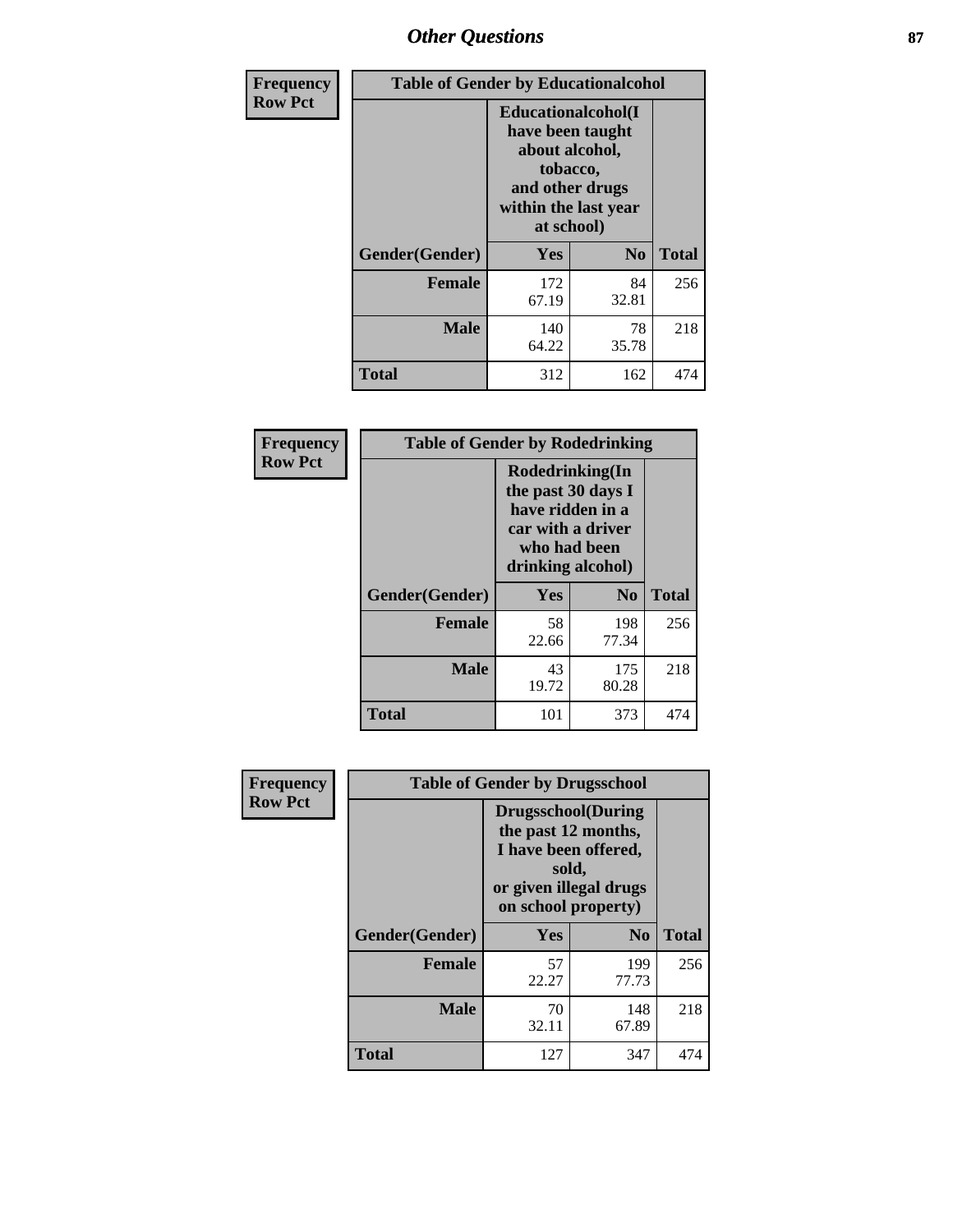**Frequency**
**Row Pct**

| Table of Gender by Educationalcohol | | | |
|---|---|---|---|
| | **Educationalcohol(I have been taught about alcohol, tobacco, and other drugs within the last year at school)** | | |
| **Gender(Gender)** | **Yes** | **No** | **Total** |
| **Female** | 172<br>67.19 | 84<br>32.81 | 256 |
| **Male** | 140<br>64.22 | 78<br>35.78 | 218 |
| **Total** | 312 | 162 | 474 |

**Frequency**
**Row Pct**

| Table of Gender by Rodedrinking | | | |
|---|---|---|---|
| | **Rodedrinking(In the past 30 days I have ridden in a car with a driver who had been drinking alcohol)** | | |
| **Gender(Gender)** | **Yes** | **No** | **Total** |
| **Female** | 58<br>22.66 | 198<br>77.34 | 256 |
| **Male** | 43<br>19.72 | 175<br>80.28 | 218 |
| **Total** | 101 | 373 | 474 |

**Frequency**
**Row Pct**

| Table of Gender by Drugsschool | | | |
|---|---|---|---|
| | **Drugsschool(During the past 12 months, I have been offered, sold, or given illegal drugs on school property)** | | |
| **Gender(Gender)** | **Yes** | **No** | **Total** |
| **Female** | 57<br>22.27 | 199<br>77.73 | 256 |
| **Male** | 70<br>32.11 | 148<br>67.89 | 218 |
| **Total** | 127 | 347 | 474 |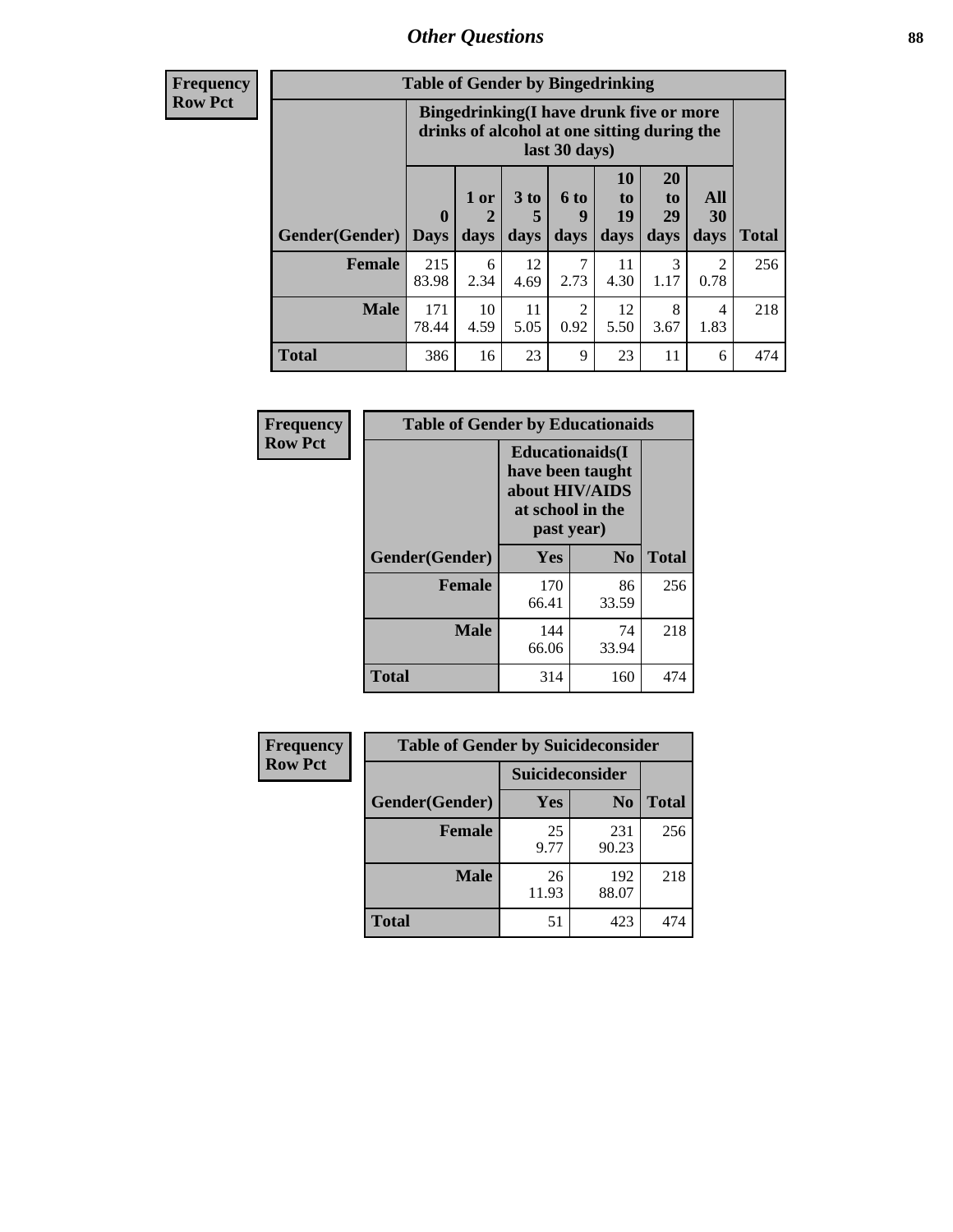## Other Questions

**Frequency**
**Row Pct**

| Table of Gender by Bingedrinking | | | | | | | | |
|---|---|---|---|---|---|---|---|---|
| | Bingedrinking(I have drunk five or more drinks of alcohol at one sitting during the last 30 days) | | | | | | | |
| Gender(Gender) | 0 Days | 1 or 2 days | 3 to 5 days | 6 to 9 days | 10 to 19 days | 20 to 29 days | All 30 days | Total |
| **Female** | 215<br>83.98 | 6<br>2.34 | 12<br>4.69 | 7<br>2.73 | 11<br>4.30 | 3<br>1.17 | 2<br>0.78 | 256 |
| **Male** | 171<br>78.44 | 10<br>4.59 | 11<br>5.05 | 2<br>0.92 | 12<br>5.50 | 8<br>3.67 | 4<br>1.83 | 218 |
| **Total** | 386 | 16 | 23 | 9 | 23 | 11 | 6 | 474 |

**Frequency**
**Row Pct**

| Table of Gender by Educationaids | | | |
|---|---|---|---|
| | Educationaids(I have been taught about HIV/AIDS at school in the past year) | | |
| Gender(Gender) | Yes | No | Total |
| **Female** | 170<br>66.41 | 86<br>33.59 | 256 |
| **Male** | 144<br>66.06 | 74<br>33.94 | 218 |
| **Total** | 314 | 160 | 474 |

**Frequency**
**Row Pct**

| Table of Gender by Suicideconsider | | | |
|---|---|---|---|
| | Suicideconsider | | |
| Gender(Gender) | Yes | No | Total |
| **Female** | 25<br>9.77 | 231<br>90.23 | 256 |
| **Male** | 26<br>11.93 | 192<br>88.07 | 218 |
| **Total** | 51 | 423 | 474 |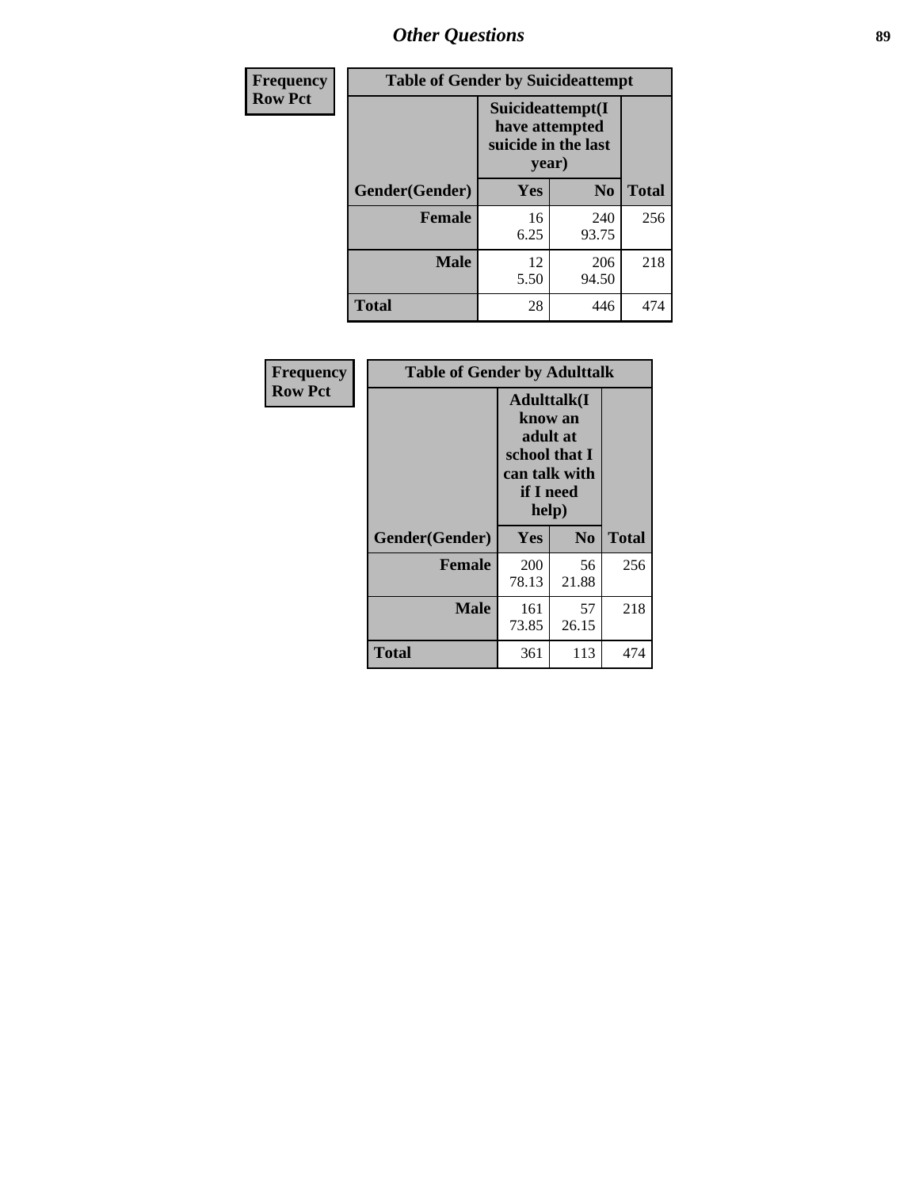| Frequency Row Pct | Table of Gender by Suicideattempt | | |
|---|---|---|---|
| | Suicideattempt(I have attempted suicide in the last year) | | |
| Gender(Gender) | Yes | No | Total |
| Female | 16<br>6.25 | 240<br>93.75 | 256 |
| Male | 12<br>5.50 | 206<br>94.50 | 218 |
| Total | 28 | 446 | 474 |

| Frequency Row Pct | Table of Gender by Adulttalk | | |
|---|---|---|---|
| | Adulttalk(I know an adult at school that I can talk with if I need help) | | |
| Gender(Gender) | Yes | No | Total |
| Female | 200<br>78.13 | 56<br>21.88 | 256 |
| Male | 161<br>73.85 | 57<br>26.15 | 218 |
| Total | 361 | 113 | 474 |